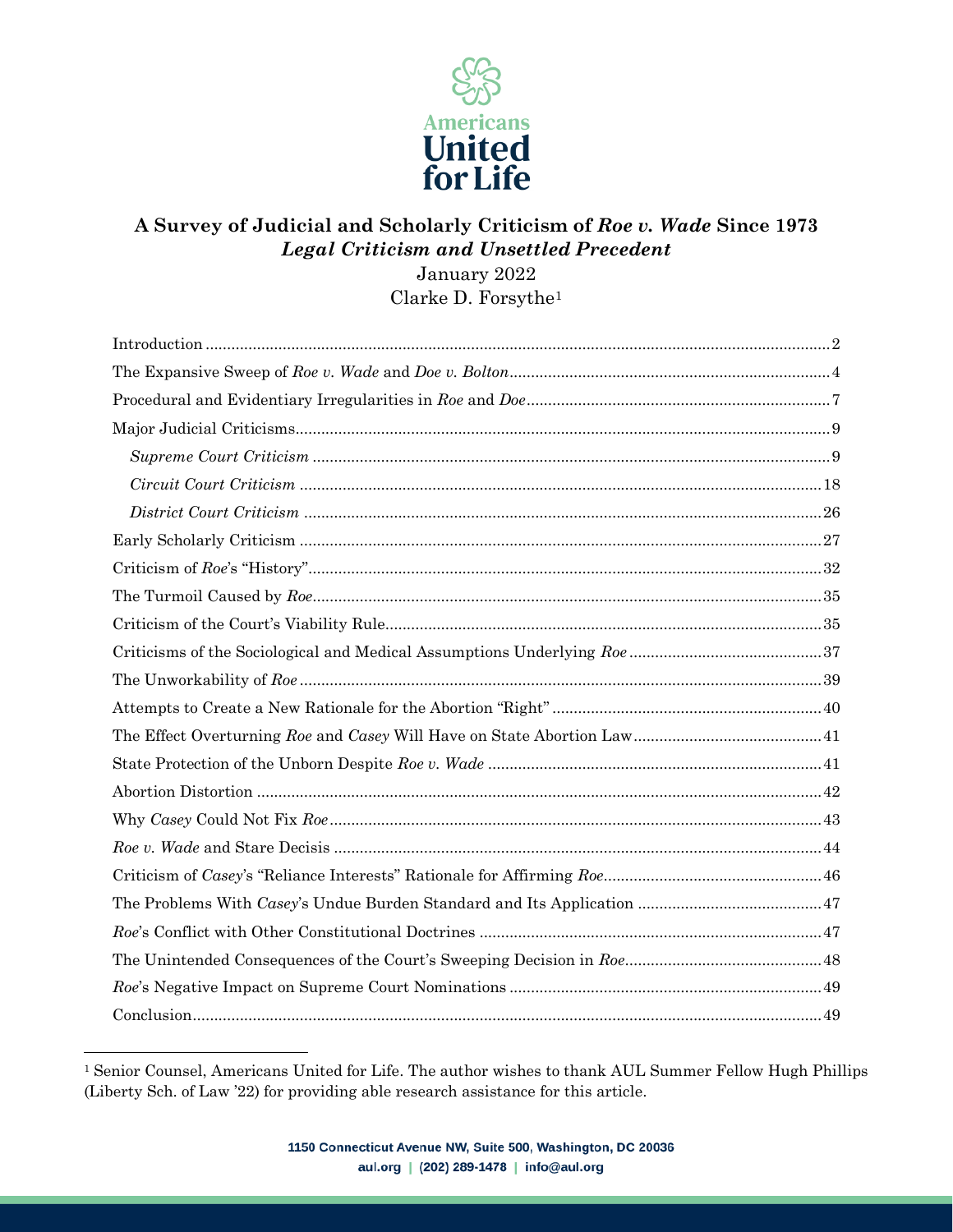# A Survey of Judicial and Scholarly Criticism of *Roe v. Wade* Since 1973

## *Legal Criticism and Unsettled Precedent*

January 2022

Clarke D. Forsythe[1]

- Introduction ... 2
- The Expansive Sweep of *Roe v. Wade* and *Doe v. Bolton* ... 4
- Procedural and Evidentiary Irregularities in *Roe* and *Doe* ... 7
- Major Judicial Criticisms ... 9
  - *Supreme Court Criticism* ... 9
  - *Circuit Court Criticism* ... 18
  - *District Court Criticism* ... 26
- Early Scholarly Criticism ... 27
- Criticism of *Roe*'s "History" ... 32
- The Turmoil Caused by *Roe* ... 35
- Criticism of the Court's Viability Rule ... 35
- Criticisms of the Sociological and Medical Assumptions Underlying *Roe* ... 37
- The Unworkability of *Roe* ... 39
- Attempts to Create a New Rationale for the Abortion "Right" ... 40
- The Effect Overturning *Roe* and *Casey* Will Have on State Abortion Law ... 41
- State Protection of the Unborn Despite *Roe v. Wade* ... 41
- Abortion Distortion ... 42
- Why *Casey* Could Not Fix *Roe* ... 43
- *Roe v. Wade* and Stare Decisis ... 44
- Criticism of *Casey*'s "Reliance Interests" Rationale for Affirming *Roe* ... 46
- The Problems With *Casey*'s Undue Burden Standard and Its Application ... 47
- *Roe*'s Conflict with Other Constitutional Doctrines ... 47
- The Unintended Consequences of the Court's Sweeping Decision in *Roe* ... 48
- *Roe*'s Negative Impact on Supreme Court Nominations ... 49
- Conclusion ... 49

---

[1] Senior Counsel, Americans United for Life. The author wishes to thank AUL Summer Fellow Hugh Phillips (Liberty Sch. of Law '22) for providing able research assistance for this article.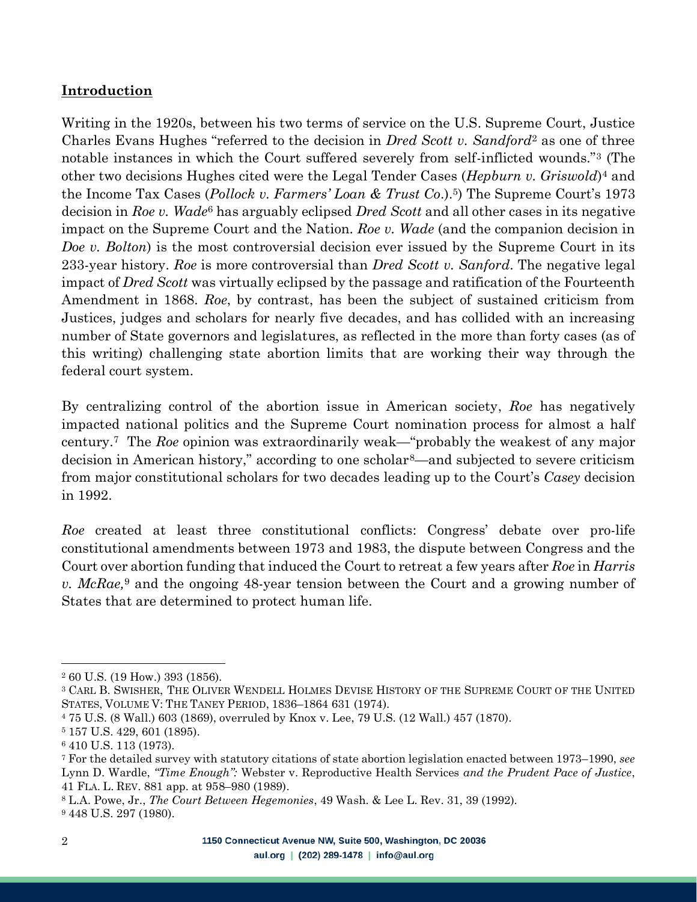## **Introduction**

Writing in the 1920s, between his two terms of service on the U.S. Supreme Court, Justice Charles Evans Hughes "referred to the decision in *Dred Scott v. Sandford*[2] as one of three notable instances in which the Court suffered severely from self-inflicted wounds."[3] (The other two decisions Hughes cited were the Legal Tender Cases (*Hepburn v. Griswold*)[4] and the Income Tax Cases (*Pollock v. Farmers' Loan & Trust Co*.).[5]) The Supreme Court's 1973 decision in *Roe v. Wade*[6] has arguably eclipsed *Dred Scott* and all other cases in its negative impact on the Supreme Court and the Nation. *Roe v. Wade* (and the companion decision in *Doe v. Bolton*) is the most controversial decision ever issued by the Supreme Court in its 233-year history. *Roe* is more controversial than *Dred Scott v. Sanford*. The negative legal impact of *Dred Scott* was virtually eclipsed by the passage and ratification of the Fourteenth Amendment in 1868. *Roe*, by contrast, has been the subject of sustained criticism from Justices, judges and scholars for nearly five decades, and has collided with an increasing number of State governors and legislatures, as reflected in the more than forty cases (as of this writing) challenging state abortion limits that are working their way through the federal court system.

By centralizing control of the abortion issue in American society, *Roe* has negatively impacted national politics and the Supreme Court nomination process for almost a half century.[7] The *Roe* opinion was extraordinarily weak—"probably the weakest of any major decision in American history," according to one scholar[8]—and subjected to severe criticism from major constitutional scholars for two decades leading up to the Court's *Casey* decision in 1992.

*Roe* created at least three constitutional conflicts: Congress' debate over pro-life constitutional amendments between 1973 and 1983, the dispute between Congress and the Court over abortion funding that induced the Court to retreat a few years after *Roe* in *Harris v. McRae,*[9] and the ongoing 48-year tension between the Court and a growing number of States that are determined to protect human life.

---

[2] 60 U.S. (19 How.) 393 (1856).

[3] CARL B. SWISHER, THE OLIVER WENDELL HOLMES DEVISE HISTORY OF THE SUPREME COURT OF THE UNITED STATES, VOLUME V: THE TANEY PERIOD, 1836–1864 631 (1974).

[4] 75 U.S. (8 Wall.) 603 (1869), overruled by Knox v. Lee, 79 U.S. (12 Wall.) 457 (1870).

[5] 157 U.S. 429, 601 (1895).

[6] 410 U.S. 113 (1973).

[7] For the detailed survey with statutory citations of state abortion legislation enacted between 1973–1990, *see* Lynn D. Wardle, *"Time Enough":* Webster v. Reproductive Health Services *and the Prudent Pace of Justice*, 41 FLA. L. REV. 881 app. at 958–980 (1989).

[8] L.A. Powe, Jr., *The Court Between Hegemonies*, 49 Wash. & Lee L. Rev. 31, 39 (1992).

[9] 448 U.S. 297 (1980).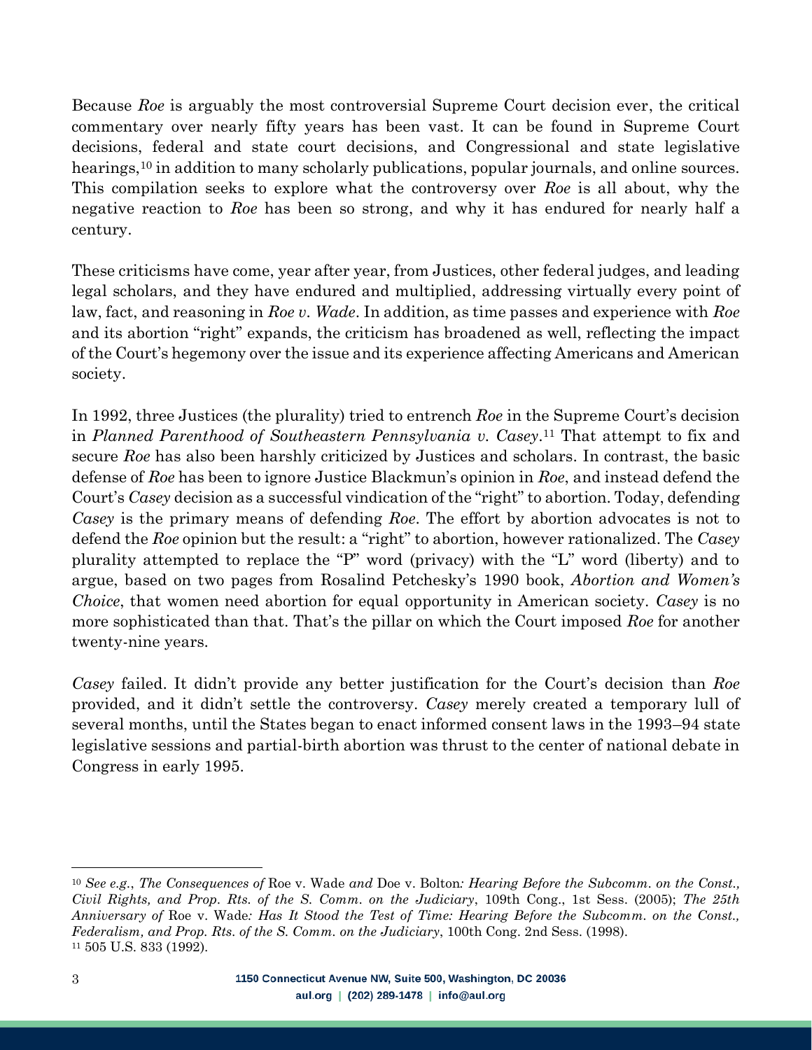Because *Roe* is arguably the most controversial Supreme Court decision ever, the critical commentary over nearly fifty years has been vast. It can be found in Supreme Court decisions, federal and state court decisions, and Congressional and state legislative hearings,[10] in addition to many scholarly publications, popular journals, and online sources. This compilation seeks to explore what the controversy over *Roe* is all about, why the negative reaction to *Roe* has been so strong, and why it has endured for nearly half a century.

These criticisms have come, year after year, from Justices, other federal judges, and leading legal scholars, and they have endured and multiplied, addressing virtually every point of law, fact, and reasoning in *Roe v. Wade*. In addition, as time passes and experience with *Roe* and its abortion "right" expands, the criticism has broadened as well, reflecting the impact of the Court's hegemony over the issue and its experience affecting Americans and American society.

In 1992, three Justices (the plurality) tried to entrench *Roe* in the Supreme Court's decision in *Planned Parenthood of Southeastern Pennsylvania v. Casey*.[11] That attempt to fix and secure *Roe* has also been harshly criticized by Justices and scholars. In contrast, the basic defense of *Roe* has been to ignore Justice Blackmun's opinion in *Roe*, and instead defend the Court's *Casey* decision as a successful vindication of the "right" to abortion. Today, defending *Casey* is the primary means of defending *Roe*. The effort by abortion advocates is not to defend the *Roe* opinion but the result: a "right" to abortion, however rationalized. The *Casey* plurality attempted to replace the "P" word (privacy) with the "L" word (liberty) and to argue, based on two pages from Rosalind Petchesky's 1990 book, *Abortion and Women's Choice*, that women need abortion for equal opportunity in American society. *Casey* is no more sophisticated than that. That's the pillar on which the Court imposed *Roe* for another twenty-nine years.

*Casey* failed. It didn't provide any better justification for the Court's decision than *Roe* provided, and it didn't settle the controversy. *Casey* merely created a temporary lull of several months, until the States began to enact informed consent laws in the 1993–94 state legislative sessions and partial-birth abortion was thrust to the center of national debate in Congress in early 1995.

---

[10] *See e.g.*, *The Consequences of* Roe v. Wade *and* Doe v. Bolton*: Hearing Before the Subcomm. on the Const., Civil Rights, and Prop. Rts. of the S. Comm. on the Judiciary*, 109th Cong., 1st Sess. (2005); *The 25th Anniversary of* Roe v. Wade*: Has It Stood the Test of Time: Hearing Before the Subcomm. on the Const., Federalism, and Prop. Rts. of the S. Comm. on the Judiciary*, 100th Cong. 2nd Sess. (1998).

[11] 505 U.S. 833 (1992).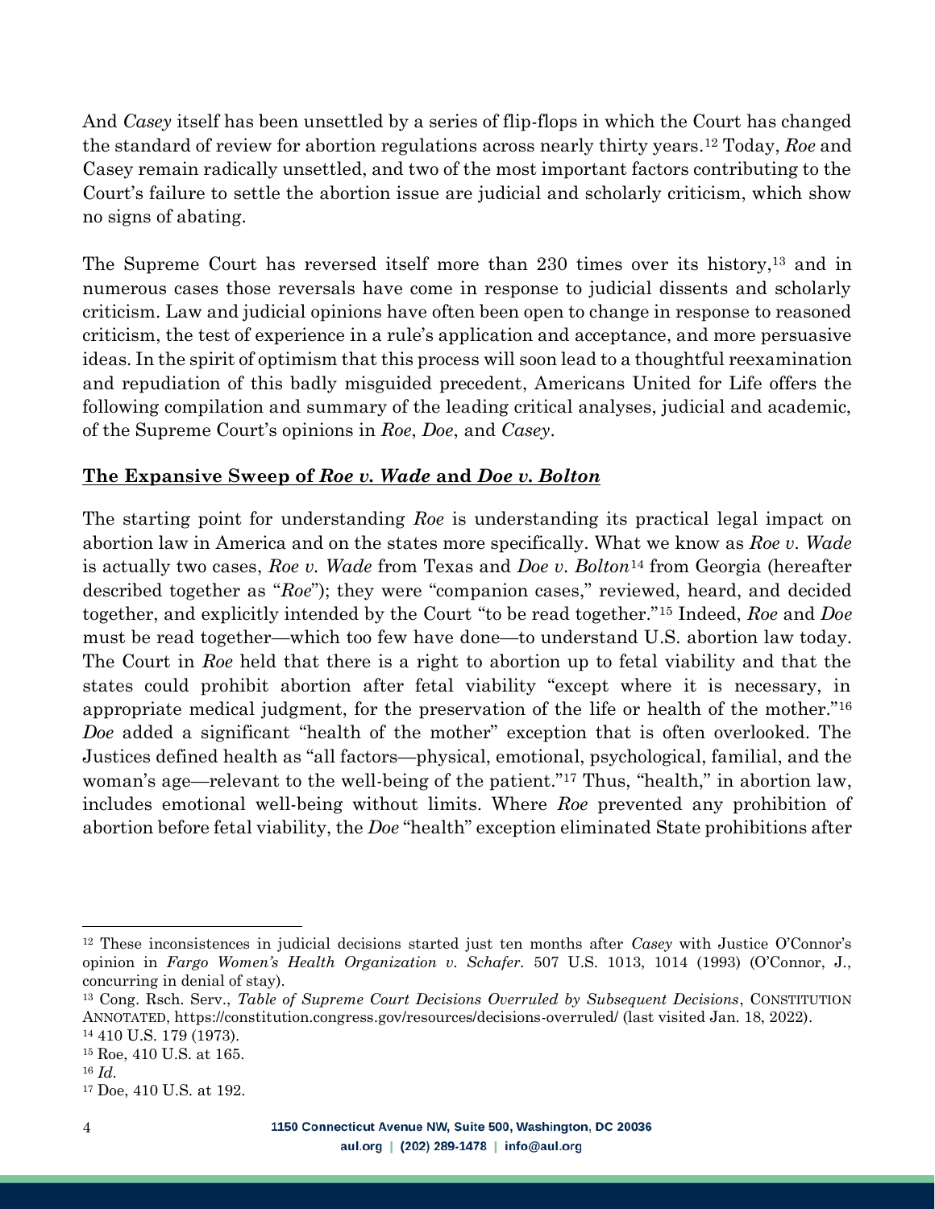And *Casey* itself has been unsettled by a series of flip-flops in which the Court has changed the standard of review for abortion regulations across nearly thirty years.[12] Today, *Roe* and Casey remain radically unsettled, and two of the most important factors contributing to the Court's failure to settle the abortion issue are judicial and scholarly criticism, which show no signs of abating.

The Supreme Court has reversed itself more than 230 times over its history,[13] and in numerous cases those reversals have come in response to judicial dissents and scholarly criticism. Law and judicial opinions have often been open to change in response to reasoned criticism, the test of experience in a rule's application and acceptance, and more persuasive ideas. In the spirit of optimism that this process will soon lead to a thoughtful reexamination and repudiation of this badly misguided precedent, Americans United for Life offers the following compilation and summary of the leading critical analyses, judicial and academic, of the Supreme Court's opinions in *Roe*, *Doe*, and *Casey*.

## **The Expansive Sweep of *Roe v. Wade* and *Doe v. Bolton***

The starting point for understanding *Roe* is understanding its practical legal impact on abortion law in America and on the states more specifically. What we know as *Roe v. Wade* is actually two cases, *Roe v. Wade* from Texas and *Doe v. Bolton*[14] from Georgia (hereafter described together as "*Roe*"); they were "companion cases," reviewed, heard, and decided together, and explicitly intended by the Court "to be read together."[15] Indeed, *Roe* and *Doe* must be read together—which too few have done—to understand U.S. abortion law today. The Court in *Roe* held that there is a right to abortion up to fetal viability and that the states could prohibit abortion after fetal viability "except where it is necessary, in appropriate medical judgment, for the preservation of the life or health of the mother."[16] *Doe* added a significant "health of the mother" exception that is often overlooked. The Justices defined health as "all factors—physical, emotional, psychological, familial, and the woman's age—relevant to the well-being of the patient."[17] Thus, "health," in abortion law, includes emotional well-being without limits. Where *Roe* prevented any prohibition of abortion before fetal viability, the *Doe* "health" exception eliminated State prohibitions after

---

[12] These inconsistences in judicial decisions started just ten months after *Casey* with Justice O'Connor's opinion in *Fargo Women's Health Organization v. Schafer*. 507 U.S. 1013, 1014 (1993) (O'Connor, J., concurring in denial of stay).

[13] Cong. Rsch. Serv., *Table of Supreme Court Decisions Overruled by Subsequent Decisions*, CONSTITUTION ANNOTATED, https://constitution.congress.gov/resources/decisions-overruled/ (last visited Jan. 18, 2022).

[14] 410 U.S. 179 (1973).

[15] Roe, 410 U.S. at 165.

[16] *Id.*

[17] Doe, 410 U.S. at 192.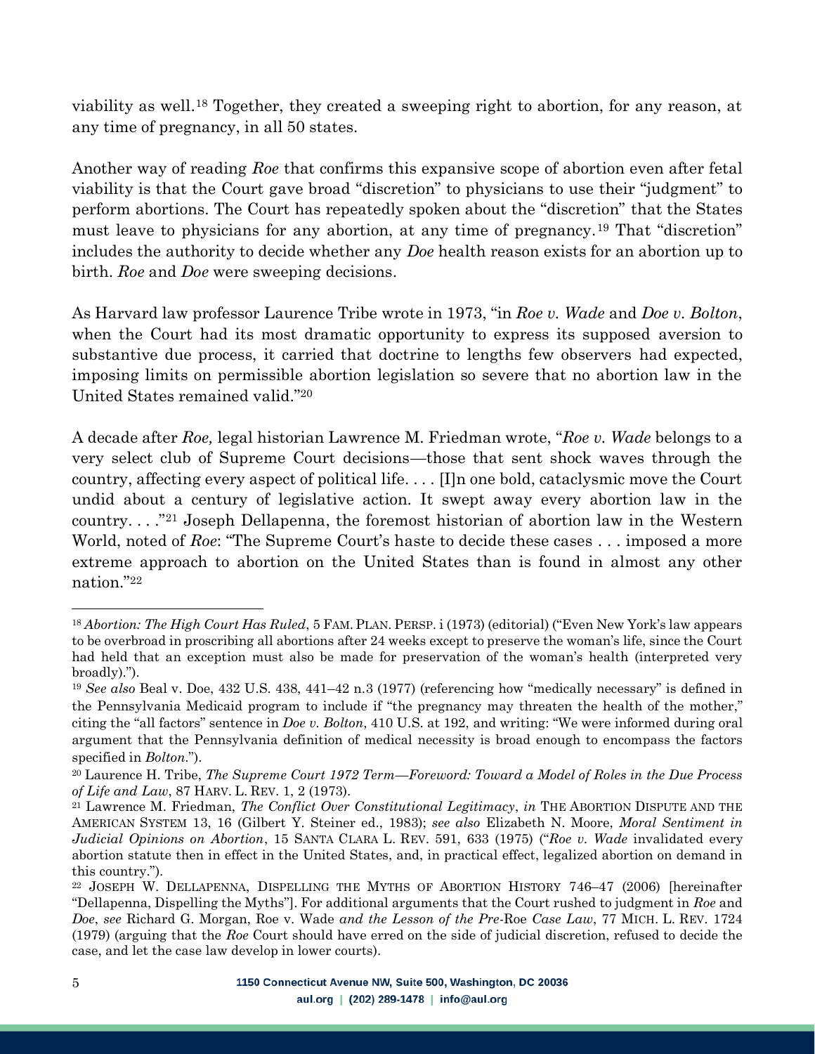viability as well.[18] Together, they created a sweeping right to abortion, for any reason, at any time of pregnancy, in all 50 states.

Another way of reading *Roe* that confirms this expansive scope of abortion even after fetal viability is that the Court gave broad "discretion" to physicians to use their "judgment" to perform abortions. The Court has repeatedly spoken about the "discretion" that the States must leave to physicians for any abortion, at any time of pregnancy.[19] That "discretion" includes the authority to decide whether any *Doe* health reason exists for an abortion up to birth. *Roe* and *Doe* were sweeping decisions.

As Harvard law professor Laurence Tribe wrote in 1973, "in *Roe v. Wade* and *Doe v. Bolton*, when the Court had its most dramatic opportunity to express its supposed aversion to substantive due process, it carried that doctrine to lengths few observers had expected, imposing limits on permissible abortion legislation so severe that no abortion law in the United States remained valid."[20]

A decade after *Roe,* legal historian Lawrence M. Friedman wrote, "*Roe v. Wade* belongs to a very select club of Supreme Court decisions—those that sent shock waves through the country, affecting every aspect of political life. . . . [I]n one bold, cataclysmic move the Court undid about a century of legislative action. It swept away every abortion law in the country. . . ."[21] Joseph Dellapenna, the foremost historian of abortion law in the Western World, noted of *Roe*: "The Supreme Court's haste to decide these cases . . . imposed a more extreme approach to abortion on the United States than is found in almost any other nation."[22]

---

[18] *Abortion: The High Court Has Ruled*, 5 FAM. PLAN. PERSP. i (1973) (editorial) ("Even New York's law appears to be overbroad in proscribing all abortions after 24 weeks except to preserve the woman's life, since the Court had held that an exception must also be made for preservation of the woman's health (interpreted very broadly).").

[19] *See also* Beal v. Doe, 432 U.S. 438, 441–42 n.3 (1977) (referencing how "medically necessary" is defined in the Pennsylvania Medicaid program to include if "the pregnancy may threaten the health of the mother," citing the "all factors" sentence in *Doe v. Bolton*, 410 U.S. at 192, and writing: "We were informed during oral argument that the Pennsylvania definition of medical necessity is broad enough to encompass the factors specified in *Bolton*.").

[20] Laurence H. Tribe, *The Supreme Court 1972 Term—Foreword: Toward a Model of Roles in the Due Process of Life and Law*, 87 HARV. L. REV. 1, 2 (1973).

[21] Lawrence M. Friedman, *The Conflict Over Constitutional Legitimacy*, *in* THE ABORTION DISPUTE AND THE AMERICAN SYSTEM 13, 16 (Gilbert Y. Steiner ed., 1983); *see also* Elizabeth N. Moore, *Moral Sentiment in Judicial Opinions on Abortion*, 15 SANTA CLARA L. REV. 591, 633 (1975) ("*Roe v. Wade* invalidated every abortion statute then in effect in the United States, and, in practical effect, legalized abortion on demand in this country.").

[22] JOSEPH W. DELLAPENNA, DISPELLING THE MYTHS OF ABORTION HISTORY 746–47 (2006) [hereinafter "Dellapenna, Dispelling the Myths"]. For additional arguments that the Court rushed to judgment in *Roe* and *Doe*, *see* Richard G. Morgan, Roe v. Wade *and the Lesson of the Pre-*Roe *Case Law*, 77 MICH. L. REV. 1724 (1979) (arguing that the *Roe* Court should have erred on the side of judicial discretion, refused to decide the case, and let the case law develop in lower courts).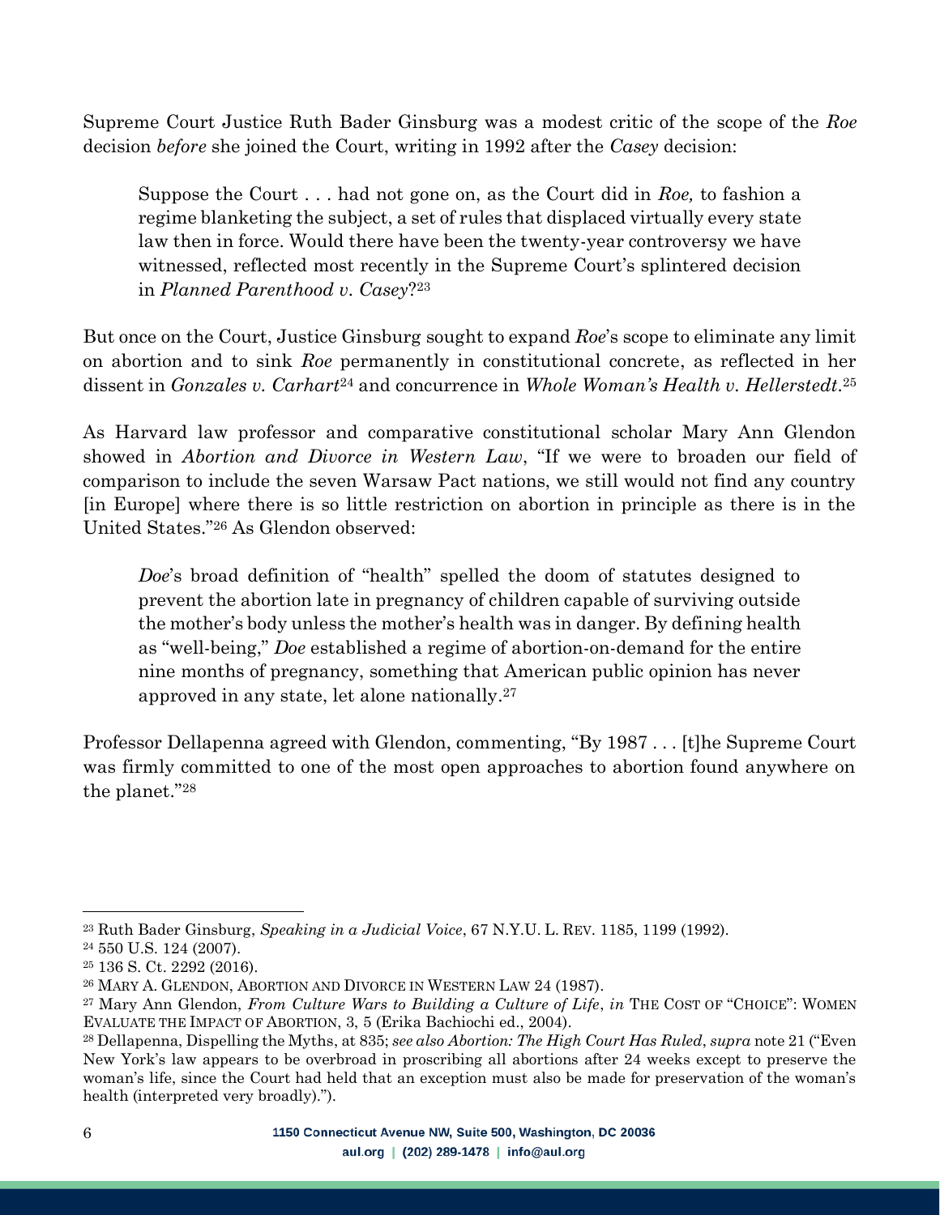Supreme Court Justice Ruth Bader Ginsburg was a modest critic of the scope of the *Roe* decision *before* she joined the Court, writing in 1992 after the *Casey* decision:

> Suppose the Court . . . had not gone on, as the Court did in *Roe,* to fashion a regime blanketing the subject, a set of rules that displaced virtually every state law then in force. Would there have been the twenty-year controversy we have witnessed, reflected most recently in the Supreme Court's splintered decision in *Planned Parenthood v. Casey*?[23]

But once on the Court, Justice Ginsburg sought to expand *Roe*'s scope to eliminate any limit on abortion and to sink *Roe* permanently in constitutional concrete, as reflected in her dissent in *Gonzales v. Carhart*[24] and concurrence in *Whole Woman's Health v. Hellerstedt*.[25]

As Harvard law professor and comparative constitutional scholar Mary Ann Glendon showed in *Abortion and Divorce in Western Law*, "If we were to broaden our field of comparison to include the seven Warsaw Pact nations, we still would not find any country [in Europe] where there is so little restriction on abortion in principle as there is in the United States."[26] As Glendon observed:

> *Doe*'s broad definition of "health" spelled the doom of statutes designed to prevent the abortion late in pregnancy of children capable of surviving outside the mother's body unless the mother's health was in danger. By defining health as "well-being," *Doe* established a regime of abortion-on-demand for the entire nine months of pregnancy, something that American public opinion has never approved in any state, let alone nationally.[27]

Professor Dellapenna agreed with Glendon, commenting, "By 1987 . . . [t]he Supreme Court was firmly committed to one of the most open approaches to abortion found anywhere on the planet."[28]

---

[23] Ruth Bader Ginsburg, *Speaking in a Judicial Voice*, 67 N.Y.U. L. REV. 1185, 1199 (1992).

[24] 550 U.S. 124 (2007).

[25] 136 S. Ct. 2292 (2016).

[26] MARY A. GLENDON, ABORTION AND DIVORCE IN WESTERN LAW 24 (1987).

[27] Mary Ann Glendon, *From Culture Wars to Building a Culture of Life*, *in* THE COST OF "CHOICE": WOMEN EVALUATE THE IMPACT OF ABORTION, 3, 5 (Erika Bachiochi ed., 2004).

[28] Dellapenna, Dispelling the Myths, at 835; *see also Abortion: The High Court Has Ruled*, *supra* note 21 ("Even New York's law appears to be overbroad in proscribing all abortions after 24 weeks except to preserve the woman's life, since the Court had held that an exception must also be made for preservation of the woman's health (interpreted very broadly).").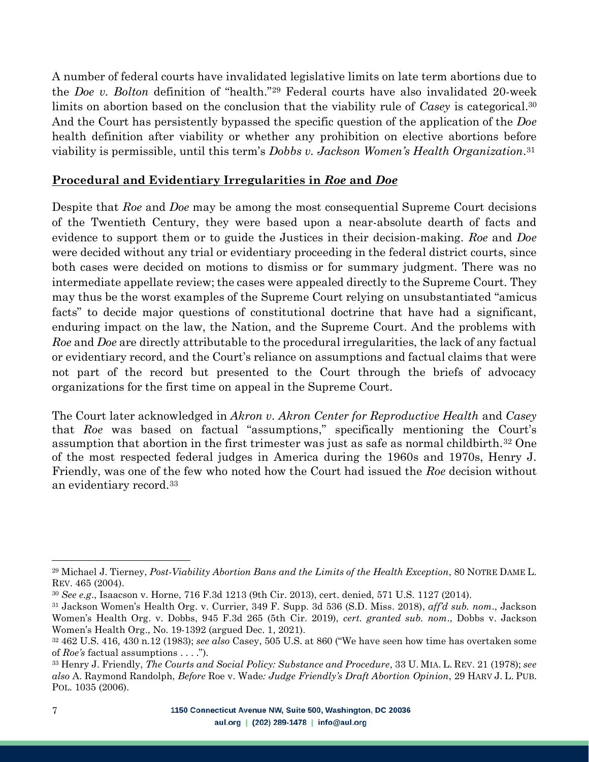A number of federal courts have invalidated legislative limits on late term abortions due to the *Doe v. Bolton* definition of "health."[29] Federal courts have also invalidated 20-week limits on abortion based on the conclusion that the viability rule of *Casey* is categorical.[30] And the Court has persistently bypassed the specific question of the application of the *Doe* health definition after viability or whether any prohibition on elective abortions before viability is permissible, until this term's *Dobbs v. Jackson Women's Health Organization*.[31]

## **Procedural and Evidentiary Irregularities in *Roe* and *Doe***

Despite that *Roe* and *Doe* may be among the most consequential Supreme Court decisions of the Twentieth Century, they were based upon a near-absolute dearth of facts and evidence to support them or to guide the Justices in their decision-making. *Roe* and *Doe* were decided without any trial or evidentiary proceeding in the federal district courts, since both cases were decided on motions to dismiss or for summary judgment. There was no intermediate appellate review; the cases were appealed directly to the Supreme Court. They may thus be the worst examples of the Supreme Court relying on unsubstantiated "amicus facts" to decide major questions of constitutional doctrine that have had a significant, enduring impact on the law, the Nation, and the Supreme Court. And the problems with *Roe* and *Doe* are directly attributable to the procedural irregularities, the lack of any factual or evidentiary record, and the Court's reliance on assumptions and factual claims that were not part of the record but presented to the Court through the briefs of advocacy organizations for the first time on appeal in the Supreme Court.

The Court later acknowledged in *Akron v. Akron Center for Reproductive Health* and *Casey* that *Roe* was based on factual "assumptions," specifically mentioning the Court's assumption that abortion in the first trimester was just as safe as normal childbirth.[32] One of the most respected federal judges in America during the 1960s and 1970s, Henry J. Friendly, was one of the few who noted how the Court had issued the *Roe* decision without an evidentiary record.[33]

---

[29] Michael J. Tierney, *Post-Viability Abortion Bans and the Limits of the Health Exception*, 80 NOTRE DAME L. REV. 465 (2004).

[30] *See e.g*., Isaacson v. Horne, 716 F.3d 1213 (9th Cir. 2013), cert. denied, 571 U.S. 1127 (2014).

[31] Jackson Women's Health Org. v. Currier, 349 F. Supp. 3d 536 (S.D. Miss. 2018), *aff'd sub. nom*., Jackson Women's Health Org. v. Dobbs, 945 F.3d 265 (5th Cir. 2019), *cert. granted sub. nom*., Dobbs v. Jackson Women's Health Org., No. 19-1392 (argued Dec. 1, 2021).

[32] 462 U.S. 416, 430 n.12 (1983); *see also* Casey, 505 U.S. at 860 ("We have seen how time has overtaken some of *Roe's* factual assumptions . . . .").

[33] Henry J. Friendly, *The Courts and Social Policy: Substance and Procedure*, 33 U. MIA. L. REV. 21 (1978); *see also* A. Raymond Randolph, *Before* Roe v. Wade*: Judge Friendly's Draft Abortion Opinion*, 29 HARV J. L. PUB. POL. 1035 (2006).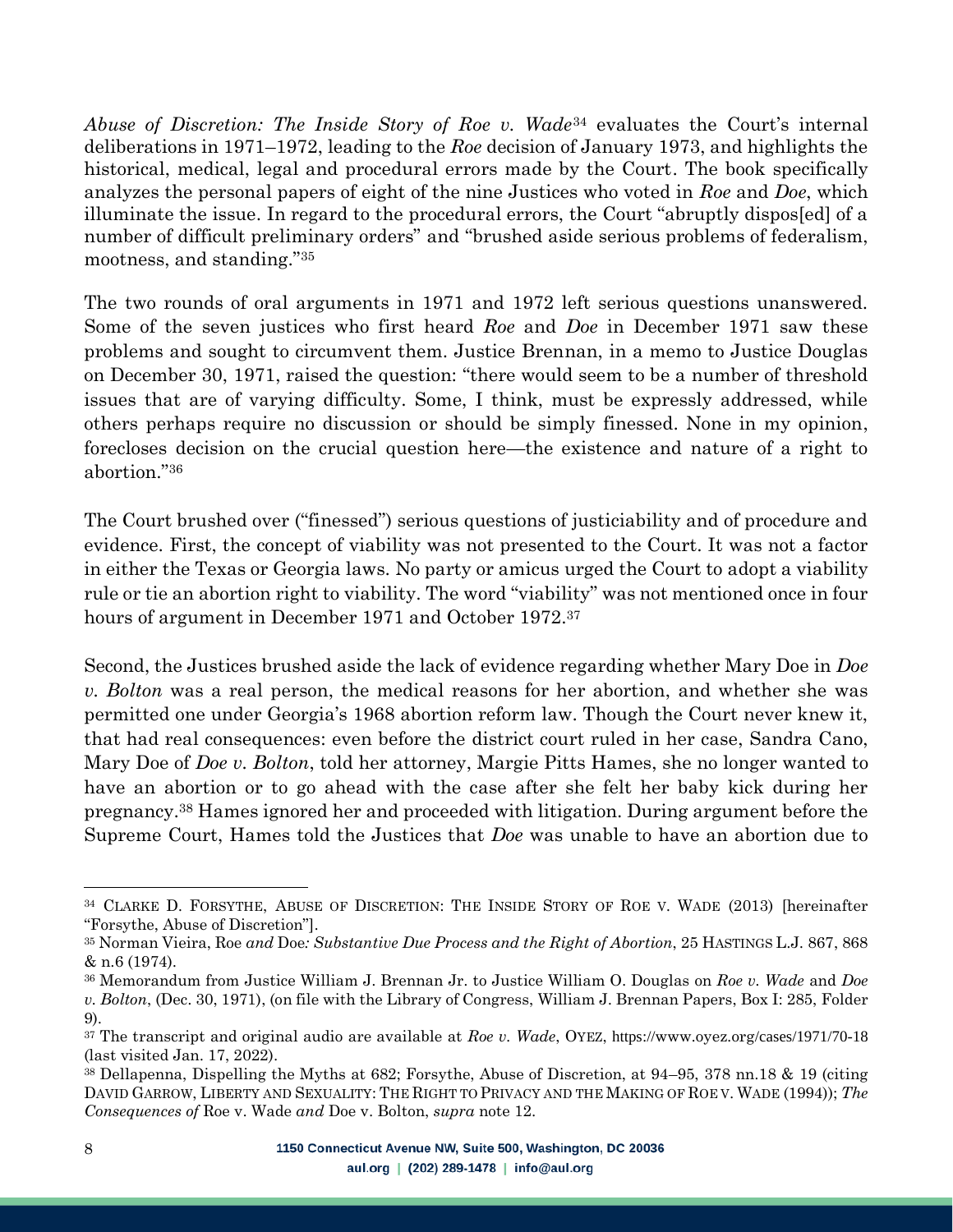*Abuse of Discretion: The Inside Story of Roe v. Wade*[34] evaluates the Court's internal deliberations in 1971–1972, leading to the *Roe* decision of January 1973, and highlights the historical, medical, legal and procedural errors made by the Court. The book specifically analyzes the personal papers of eight of the nine Justices who voted in *Roe* and *Doe*, which illuminate the issue. In regard to the procedural errors, the Court "abruptly dispos[ed] of a number of difficult preliminary orders" and "brushed aside serious problems of federalism, mootness, and standing."[35]

The two rounds of oral arguments in 1971 and 1972 left serious questions unanswered. Some of the seven justices who first heard *Roe* and *Doe* in December 1971 saw these problems and sought to circumvent them. Justice Brennan, in a memo to Justice Douglas on December 30, 1971, raised the question: "there would seem to be a number of threshold issues that are of varying difficulty. Some, I think, must be expressly addressed, while others perhaps require no discussion or should be simply finessed. None in my opinion, forecloses decision on the crucial question here—the existence and nature of a right to abortion."[36]

The Court brushed over ("finessed") serious questions of justiciability and of procedure and evidence. First, the concept of viability was not presented to the Court. It was not a factor in either the Texas or Georgia laws. No party or amicus urged the Court to adopt a viability rule or tie an abortion right to viability. The word "viability" was not mentioned once in four hours of argument in December 1971 and October 1972.[37]

Second, the Justices brushed aside the lack of evidence regarding whether Mary Doe in *Doe v. Bolton* was a real person, the medical reasons for her abortion, and whether she was permitted one under Georgia's 1968 abortion reform law. Though the Court never knew it, that had real consequences: even before the district court ruled in her case, Sandra Cano, Mary Doe of *Doe v. Bolton*, told her attorney, Margie Pitts Hames, she no longer wanted to have an abortion or to go ahead with the case after she felt her baby kick during her pregnancy.[38] Hames ignored her and proceeded with litigation. During argument before the Supreme Court, Hames told the Justices that *Doe* was unable to have an abortion due to

---

[34] CLARKE D. FORSYTHE, ABUSE OF DISCRETION: THE INSIDE STORY OF ROE V. WADE (2013) [hereinafter "Forsythe, Abuse of Discretion"].

[35] Norman Vieira, Roe *and* Doe*: Substantive Due Process and the Right of Abortion*, 25 HASTINGS L.J. 867, 868 & n.6 (1974).

[36] Memorandum from Justice William J. Brennan Jr. to Justice William O. Douglas on *Roe v. Wade* and *Doe v. Bolton*, (Dec. 30, 1971), (on file with the Library of Congress, William J. Brennan Papers, Box I: 285, Folder 9).

[37] The transcript and original audio are available at *Roe v. Wade*, OYEZ, https://www.oyez.org/cases/1971/70-18 (last visited Jan. 17, 2022).

[38] Dellapenna, Dispelling the Myths at 682; Forsythe, Abuse of Discretion, at 94–95, 378 nn.18 & 19 (citing DAVID GARROW, LIBERTY AND SEXUALITY: THE RIGHT TO PRIVACY AND THE MAKING OF ROE V. WADE (1994)); *The Consequences of* Roe v. Wade *and* Doe v. Bolton, *supra* note 12.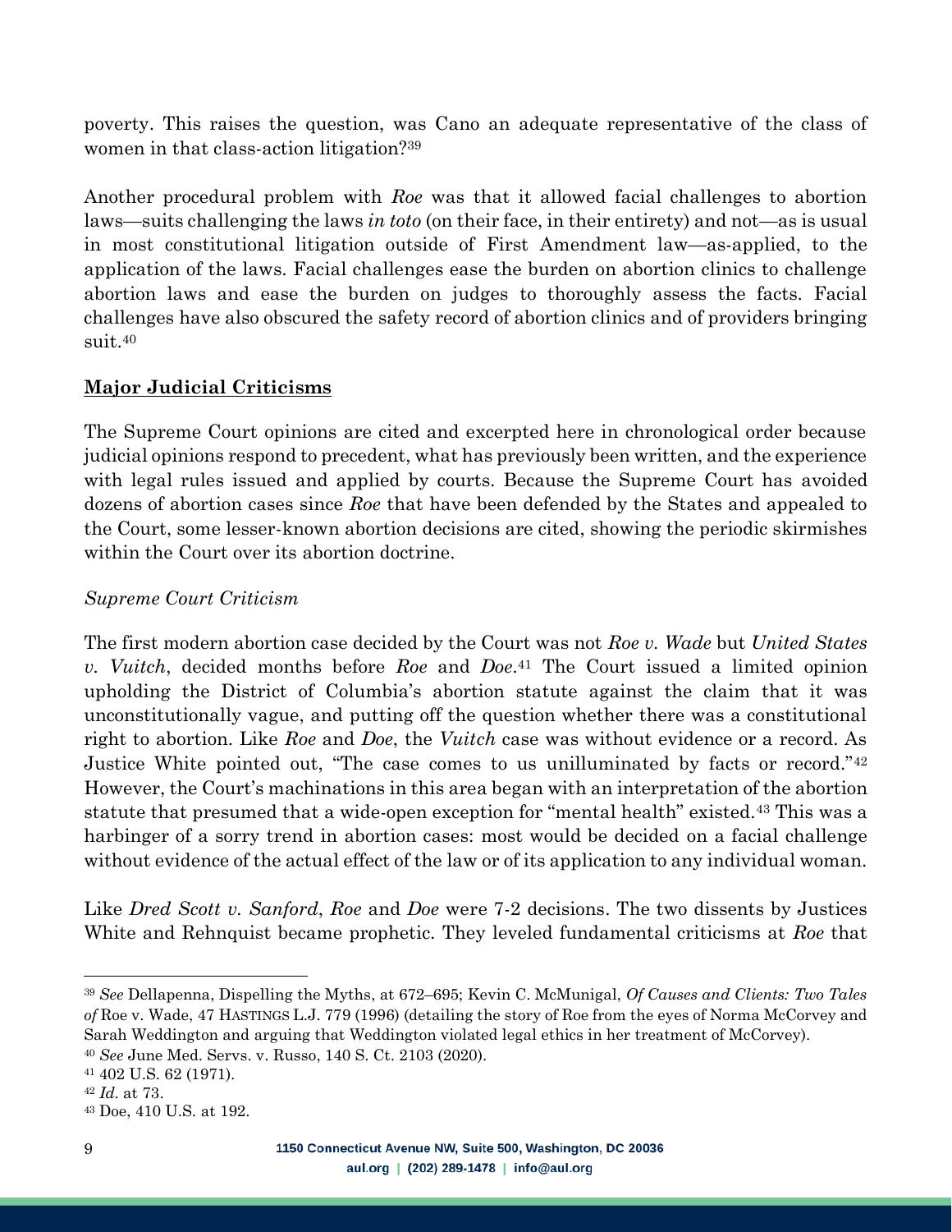poverty. This raises the question, was Cano an adequate representative of the class of women in that class-action litigation?[39]

Another procedural problem with *Roe* was that it allowed facial challenges to abortion laws—suits challenging the laws *in toto* (on their face, in their entirety) and not—as is usual in most constitutional litigation outside of First Amendment law—as-applied, to the application of the laws. Facial challenges ease the burden on abortion clinics to challenge abortion laws and ease the burden on judges to thoroughly assess the facts. Facial challenges have also obscured the safety record of abortion clinics and of providers bringing suit.[40]

**Major Judicial Criticisms**

The Supreme Court opinions are cited and excerpted here in chronological order because judicial opinions respond to precedent, what has previously been written, and the experience with legal rules issued and applied by courts. Because the Supreme Court has avoided dozens of abortion cases since *Roe* that have been defended by the States and appealed to the Court, some lesser-known abortion decisions are cited, showing the periodic skirmishes within the Court over its abortion doctrine.

*Supreme Court Criticism*

The first modern abortion case decided by the Court was not *Roe v. Wade* but *United States v. Vuitch*, decided months before *Roe* and *Doe*.[41] The Court issued a limited opinion upholding the District of Columbia's abortion statute against the claim that it was unconstitutionally vague, and putting off the question whether there was a constitutional right to abortion. Like *Roe* and *Doe*, the *Vuitch* case was without evidence or a record. As Justice White pointed out, "The case comes to us unilluminated by facts or record."[42] However, the Court's machinations in this area began with an interpretation of the abortion statute that presumed that a wide-open exception for "mental health" existed.[43] This was a harbinger of a sorry trend in abortion cases: most would be decided on a facial challenge without evidence of the actual effect of the law or of its application to any individual woman.

Like *Dred Scott v. Sanford*, *Roe* and *Doe* were 7-2 decisions. The two dissents by Justices White and Rehnquist became prophetic. They leveled fundamental criticisms at *Roe* that

---

[39] *See* Dellapenna, Dispelling the Myths, at 672–695; Kevin C. McMunigal, *Of Causes and Clients: Two Tales of* Roe v. Wade, 47 HASTINGS L.J. 779 (1996) (detailing the story of Roe from the eyes of Norma McCorvey and Sarah Weddington and arguing that Weddington violated legal ethics in her treatment of McCorvey).

[40] *See* June Med. Servs. v. Russo, 140 S. Ct. 2103 (2020).

[41] 402 U.S. 62 (1971).

[42] *Id.* at 73.

[43] Doe, 410 U.S. at 192.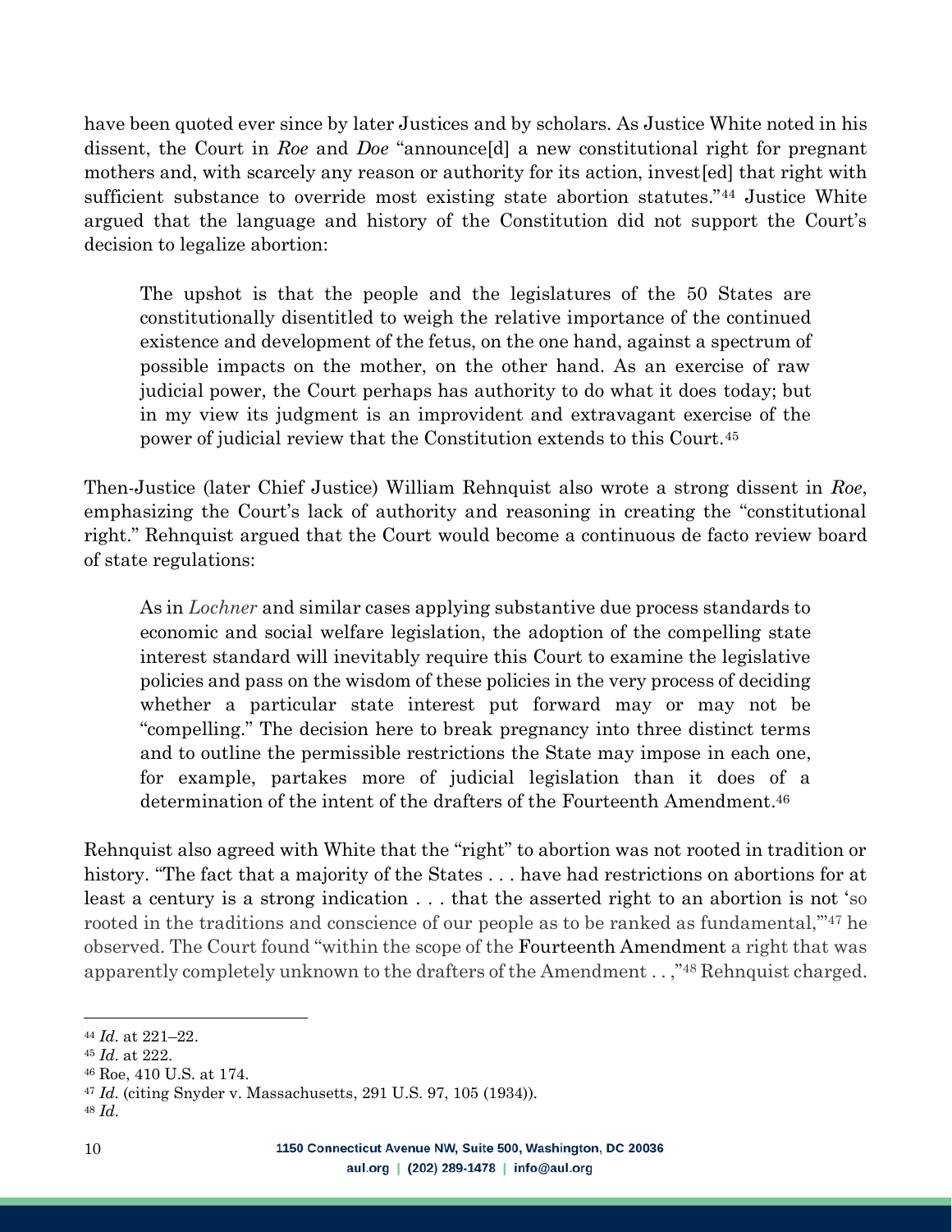have been quoted ever since by later Justices and by scholars. As Justice White noted in his dissent, the Court in *Roe* and *Doe* "announce[d] a new constitutional right for pregnant mothers and, with scarcely any reason or authority for its action, invest[ed] that right with sufficient substance to override most existing state abortion statutes."[44] Justice White argued that the language and history of the Constitution did not support the Court's decision to legalize abortion:

> The upshot is that the people and the legislatures of the 50 States are constitutionally disentitled to weigh the relative importance of the continued existence and development of the fetus, on the one hand, against a spectrum of possible impacts on the mother, on the other hand. As an exercise of raw judicial power, the Court perhaps has authority to do what it does today; but in my view its judgment is an improvident and extravagant exercise of the power of judicial review that the Constitution extends to this Court.[45]

Then-Justice (later Chief Justice) William Rehnquist also wrote a strong dissent in *Roe*, emphasizing the Court's lack of authority and reasoning in creating the "constitutional right." Rehnquist argued that the Court would become a continuous de facto review board of state regulations:

> As in *Lochner* and similar cases applying substantive due process standards to economic and social welfare legislation, the adoption of the compelling state interest standard will inevitably require this Court to examine the legislative policies and pass on the wisdom of these policies in the very process of deciding whether a particular state interest put forward may or may not be "compelling." The decision here to break pregnancy into three distinct terms and to outline the permissible restrictions the State may impose in each one, for example, partakes more of judicial legislation than it does of a determination of the intent of the drafters of the Fourteenth Amendment.[46]

Rehnquist also agreed with White that the "right" to abortion was not rooted in tradition or history. "The fact that a majority of the States . . . have had restrictions on abortions for at least a century is a strong indication . . . that the asserted right to an abortion is not 'so rooted in the traditions and conscience of our people as to be ranked as fundamental,'"[47] he observed. The Court found "within the scope of the Fourteenth Amendment a right that was apparently completely unknown to the drafters of the Amendment . . ,"[48] Rehnquist charged.

---

[44] *Id.* at 221–22.

[45] *Id.* at 222.

[46] Roe, 410 U.S. at 174.

[47] *Id.* (citing Snyder v. Massachusetts, 291 U.S. 97, 105 (1934)).

[48] *Id.*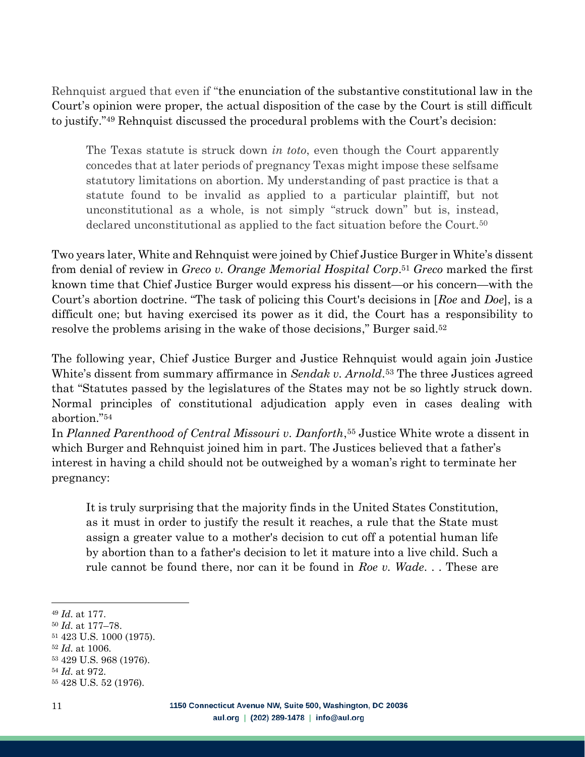Rehnquist argued that even if "the enunciation of the substantive constitutional law in the Court's opinion were proper, the actual disposition of the case by the Court is still difficult to justify."[49] Rehnquist discussed the procedural problems with the Court's decision:

> The Texas statute is struck down *in toto*, even though the Court apparently concedes that at later periods of pregnancy Texas might impose these selfsame statutory limitations on abortion. My understanding of past practice is that a statute found to be invalid as applied to a particular plaintiff, but not unconstitutional as a whole, is not simply "struck down" but is, instead, declared unconstitutional as applied to the fact situation before the Court.[50]

Two years later, White and Rehnquist were joined by Chief Justice Burger in White's dissent from denial of review in *Greco v. Orange Memorial Hospital Corp*.[51] *Greco* marked the first known time that Chief Justice Burger would express his dissent—or his concern—with the Court's abortion doctrine. "The task of policing this Court's decisions in [*Roe* and *Doe*], is a difficult one; but having exercised its power as it did, the Court has a responsibility to resolve the problems arising in the wake of those decisions," Burger said.[52]

The following year, Chief Justice Burger and Justice Rehnquist would again join Justice White's dissent from summary affirmance in *Sendak v. Arnold*.[53] The three Justices agreed that "Statutes passed by the legislatures of the States may not be so lightly struck down. Normal principles of constitutional adjudication apply even in cases dealing with abortion."[54]

In *Planned Parenthood of Central Missouri v. Danforth*,[55] Justice White wrote a dissent in which Burger and Rehnquist joined him in part. The Justices believed that a father's interest in having a child should not be outweighed by a woman's right to terminate her pregnancy:

> It is truly surprising that the majority finds in the United States Constitution, as it must in order to justify the result it reaches, a rule that the State must assign a greater value to a mother's decision to cut off a potential human life by abortion than to a father's decision to let it mature into a live child. Such a rule cannot be found there, nor can it be found in *Roe v. Wade*. . . These are

---

[49] *Id.* at 177.
[50] *Id.* at 177–78.
[51] 423 U.S. 1000 (1975).
[52] *Id.* at 1006.
[53] 429 U.S. 968 (1976).
[54] *Id.* at 972.
[55] 428 U.S. 52 (1976).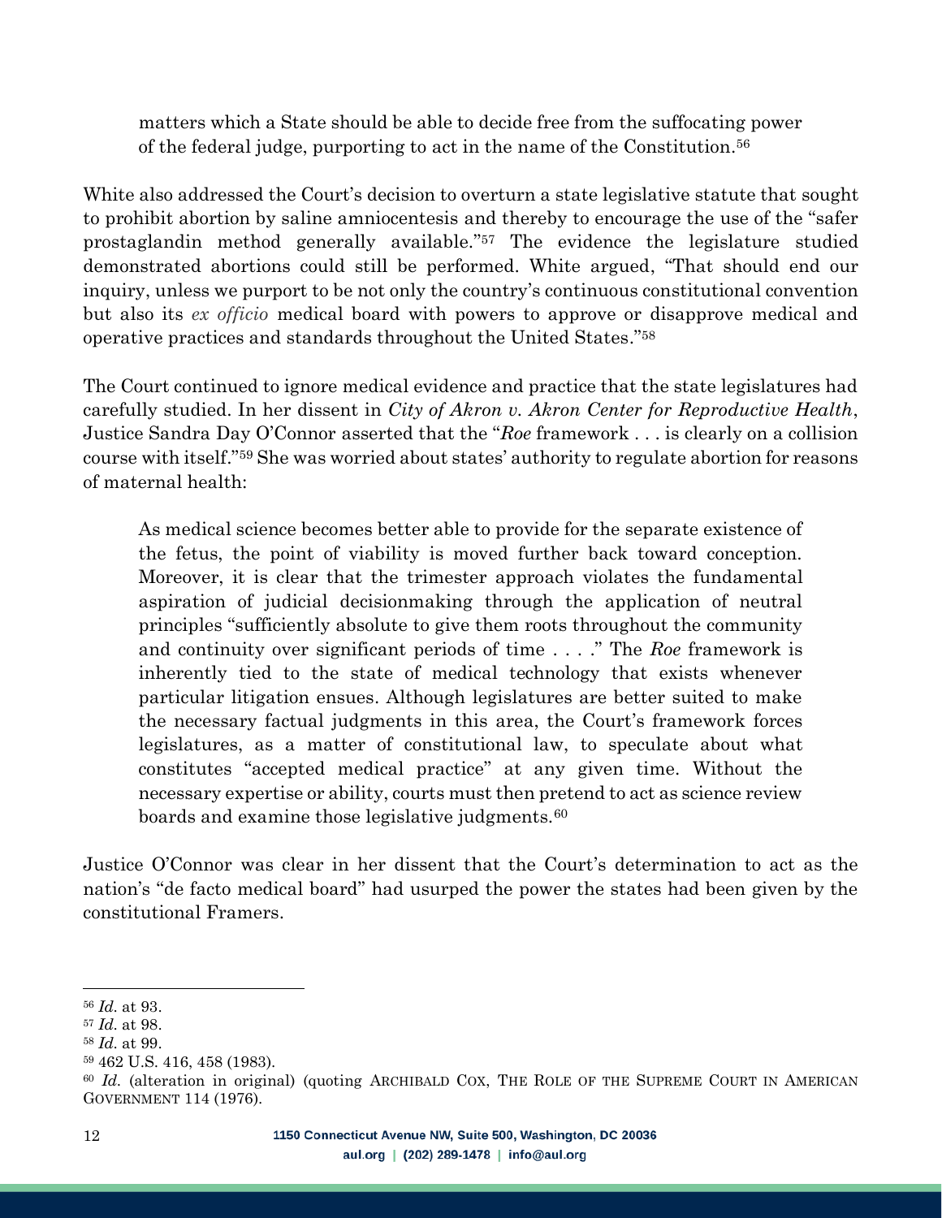> matters which a State should be able to decide free from the suffocating power of the federal judge, purporting to act in the name of the Constitution.[56]

White also addressed the Court's decision to overturn a state legislative statute that sought to prohibit abortion by saline amniocentesis and thereby to encourage the use of the "safer prostaglandin method generally available."[57] The evidence the legislature studied demonstrated abortions could still be performed. White argued, "That should end our inquiry, unless we purport to be not only the country's continuous constitutional convention but also its *ex officio* medical board with powers to approve or disapprove medical and operative practices and standards throughout the United States."[58]

The Court continued to ignore medical evidence and practice that the state legislatures had carefully studied. In her dissent in *City of Akron v. Akron Center for Reproductive Health*, Justice Sandra Day O'Connor asserted that the "*Roe* framework . . . is clearly on a collision course with itself."[59] She was worried about states' authority to regulate abortion for reasons of maternal health:

> As medical science becomes better able to provide for the separate existence of the fetus, the point of viability is moved further back toward conception. Moreover, it is clear that the trimester approach violates the fundamental aspiration of judicial decisionmaking through the application of neutral principles "sufficiently absolute to give them roots throughout the community and continuity over significant periods of time . . . ." The *Roe* framework is inherently tied to the state of medical technology that exists whenever particular litigation ensues. Although legislatures are better suited to make the necessary factual judgments in this area, the Court's framework forces legislatures, as a matter of constitutional law, to speculate about what constitutes "accepted medical practice" at any given time. Without the necessary expertise or ability, courts must then pretend to act as science review boards and examine those legislative judgments.[60]

Justice O'Connor was clear in her dissent that the Court's determination to act as the nation's "de facto medical board" had usurped the power the states had been given by the constitutional Framers.

---

[56] *Id.* at 93.

[57] *Id.* at 98.

[58] *Id.* at 99.

[59] 462 U.S. 416, 458 (1983).

[60] *Id.* (alteration in original) (quoting ARCHIBALD COX, THE ROLE OF THE SUPREME COURT IN AMERICAN GOVERNMENT 114 (1976).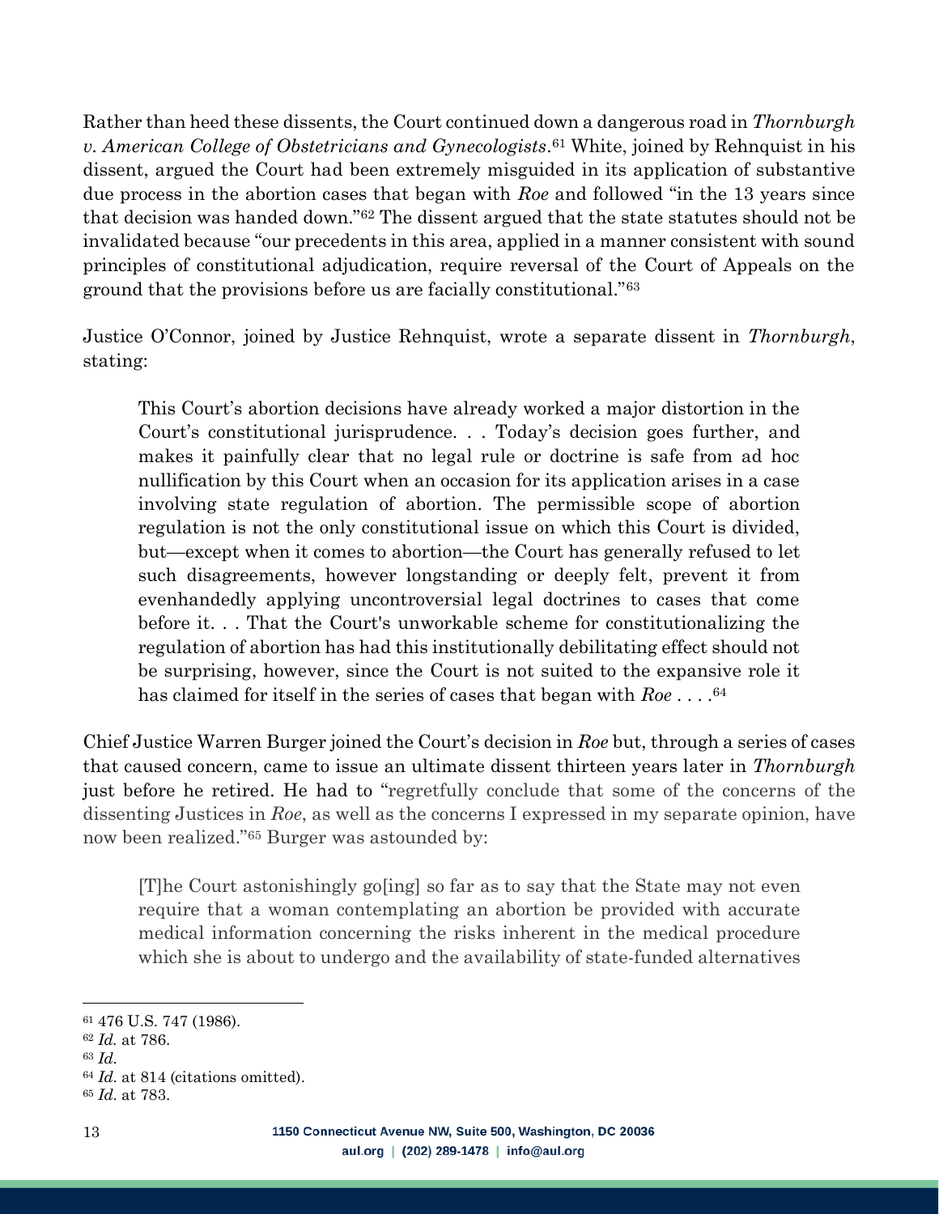Rather than heed these dissents, the Court continued down a dangerous road in *Thornburgh v. American College of Obstetricians and Gynecologists*.[61] White, joined by Rehnquist in his dissent, argued the Court had been extremely misguided in its application of substantive due process in the abortion cases that began with *Roe* and followed "in the 13 years since that decision was handed down."[62] The dissent argued that the state statutes should not be invalidated because "our precedents in this area, applied in a manner consistent with sound principles of constitutional adjudication, require reversal of the Court of Appeals on the ground that the provisions before us are facially constitutional."[63]

Justice O'Connor, joined by Justice Rehnquist, wrote a separate dissent in *Thornburgh*, stating:

> This Court's abortion decisions have already worked a major distortion in the Court's constitutional jurisprudence. . . Today's decision goes further, and makes it painfully clear that no legal rule or doctrine is safe from ad hoc nullification by this Court when an occasion for its application arises in a case involving state regulation of abortion. The permissible scope of abortion regulation is not the only constitutional issue on which this Court is divided, but—except when it comes to abortion—the Court has generally refused to let such disagreements, however longstanding or deeply felt, prevent it from evenhandedly applying uncontroversial legal doctrines to cases that come before it. . . That the Court's unworkable scheme for constitutionalizing the regulation of abortion has had this institutionally debilitating effect should not be surprising, however, since the Court is not suited to the expansive role it has claimed for itself in the series of cases that began with *Roe* . . . .[64]

Chief Justice Warren Burger joined the Court's decision in *Roe* but, through a series of cases that caused concern, came to issue an ultimate dissent thirteen years later in *Thornburgh* just before he retired. He had to "regretfully conclude that some of the concerns of the dissenting Justices in *Roe*, as well as the concerns I expressed in my separate opinion, have now been realized."[65] Burger was astounded by:

> [T]he Court astonishingly go[ing] so far as to say that the State may not even require that a woman contemplating an abortion be provided with accurate medical information concerning the risks inherent in the medical procedure which she is about to undergo and the availability of state-funded alternatives

---

[61] 476 U.S. 747 (1986).

[62] *Id.* at 786.

[63] *Id.*

[64] *Id.* at 814 (citations omitted).

[65] *Id.* at 783.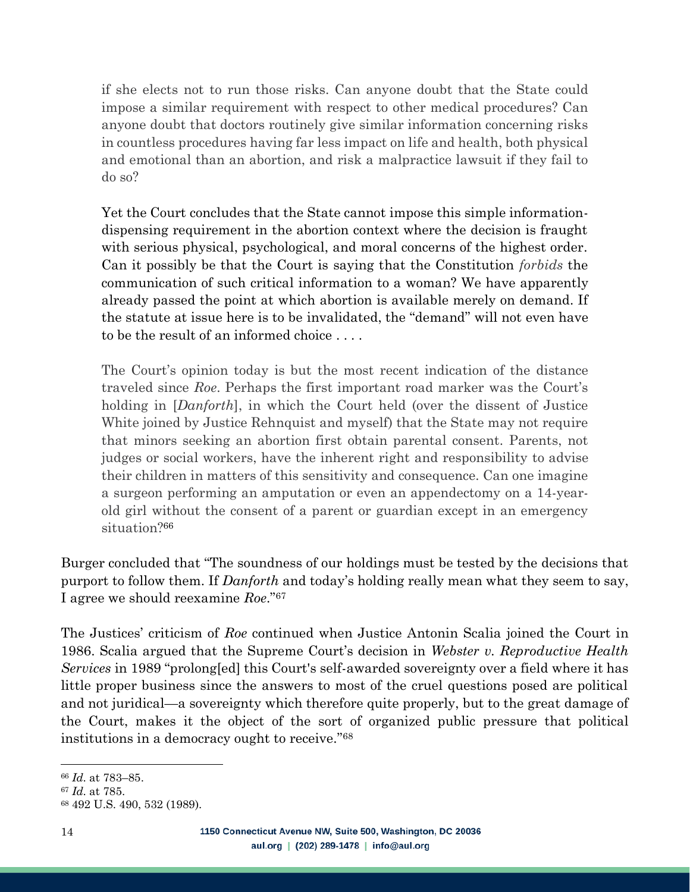> if she elects not to run those risks. Can anyone doubt that the State could impose a similar requirement with respect to other medical procedures? Can anyone doubt that doctors routinely give similar information concerning risks in countless procedures having far less impact on life and health, both physical and emotional than an abortion, and risk a malpractice lawsuit if they fail to do so?
>
> Yet the Court concludes that the State cannot impose this simple information-dispensing requirement in the abortion context where the decision is fraught with serious physical, psychological, and moral concerns of the highest order. Can it possibly be that the Court is saying that the Constitution *forbids* the communication of such critical information to a woman? We have apparently already passed the point at which abortion is available merely on demand. If the statute at issue here is to be invalidated, the "demand" will not even have to be the result of an informed choice . . . .
>
> The Court's opinion today is but the most recent indication of the distance traveled since *Roe*. Perhaps the first important road marker was the Court's holding in [*Danforth*], in which the Court held (over the dissent of Justice White joined by Justice Rehnquist and myself) that the State may not require that minors seeking an abortion first obtain parental consent. Parents, not judges or social workers, have the inherent right and responsibility to advise their children in matters of this sensitivity and consequence. Can one imagine a surgeon performing an amputation or even an appendectomy on a 14-year-old girl without the consent of a parent or guardian except in an emergency situation?[66]

Burger concluded that "The soundness of our holdings must be tested by the decisions that purport to follow them. If *Danforth* and today's holding really mean what they seem to say, I agree we should reexamine *Roe*."[67]

The Justices' criticism of *Roe* continued when Justice Antonin Scalia joined the Court in 1986. Scalia argued that the Supreme Court's decision in *Webster v. Reproductive Health Services* in 1989 "prolong[ed] this Court's self-awarded sovereignty over a field where it has little proper business since the answers to most of the cruel questions posed are political and not juridical—a sovereignty which therefore quite properly, but to the great damage of the Court, makes it the object of the sort of organized public pressure that political institutions in a democracy ought to receive."[68]

---

[66] *Id*. at 783–85.

[67] *Id*. at 785.

[68] 492 U.S. 490, 532 (1989).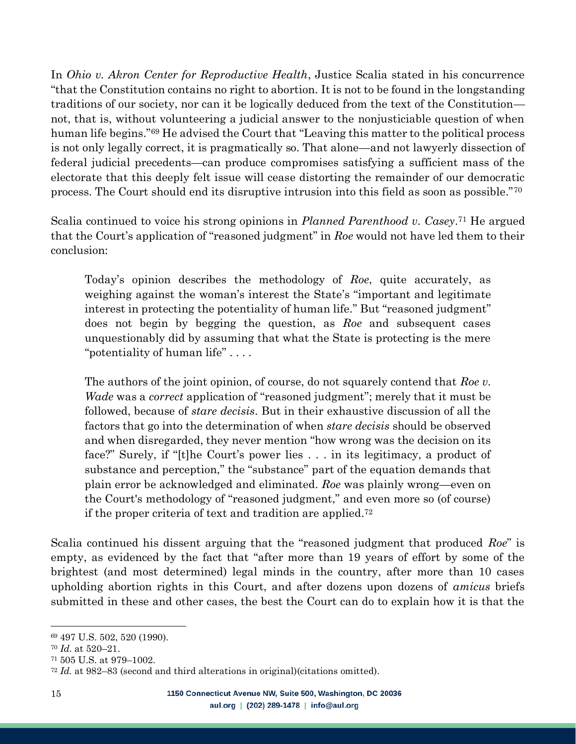In *Ohio v. Akron Center for Reproductive Health*, Justice Scalia stated in his concurrence "that the Constitution contains no right to abortion. It is not to be found in the longstanding traditions of our society, nor can it be logically deduced from the text of the Constitution—not, that is, without volunteering a judicial answer to the nonjusticiable question of when human life begins."[69] He advised the Court that "Leaving this matter to the political process is not only legally correct, it is pragmatically so. That alone—and not lawyerly dissection of federal judicial precedents—can produce compromises satisfying a sufficient mass of the electorate that this deeply felt issue will cease distorting the remainder of our democratic process. The Court should end its disruptive intrusion into this field as soon as possible."[70]

Scalia continued to voice his strong opinions in *Planned Parenthood v. Casey*.[71] He argued that the Court's application of "reasoned judgment" in *Roe* would not have led them to their conclusion:

> Today's opinion describes the methodology of *Roe*, quite accurately, as weighing against the woman's interest the State's "important and legitimate interest in protecting the potentiality of human life." But "reasoned judgment" does not begin by begging the question, as *Roe* and subsequent cases unquestionably did by assuming that what the State is protecting is the mere "potentiality of human life" . . . .
>
> The authors of the joint opinion, of course, do not squarely contend that *Roe v. Wade* was a *correct* application of "reasoned judgment"; merely that it must be followed, because of *stare decisis*. But in their exhaustive discussion of all the factors that go into the determination of when *stare decisis* should be observed and when disregarded, they never mention "how wrong was the decision on its face?" Surely, if "[t]he Court's power lies . . . in its legitimacy, a product of substance and perception," the "substance" part of the equation demands that plain error be acknowledged and eliminated. *Roe* was plainly wrong—even on the Court's methodology of "reasoned judgment," and even more so (of course) if the proper criteria of text and tradition are applied.[72]

Scalia continued his dissent arguing that the "reasoned judgment that produced *Roe*" is empty, as evidenced by the fact that "after more than 19 years of effort by some of the brightest (and most determined) legal minds in the country, after more than 10 cases upholding abortion rights in this Court, and after dozens upon dozens of *amicus* briefs submitted in these and other cases, the best the Court can do to explain how it is that the

---

[69] 497 U.S. 502, 520 (1990).

[70] *Id.* at 520–21.

[71] 505 U.S. at 979–1002.

[72] *Id.* at 982–83 (second and third alterations in original)(citations omitted).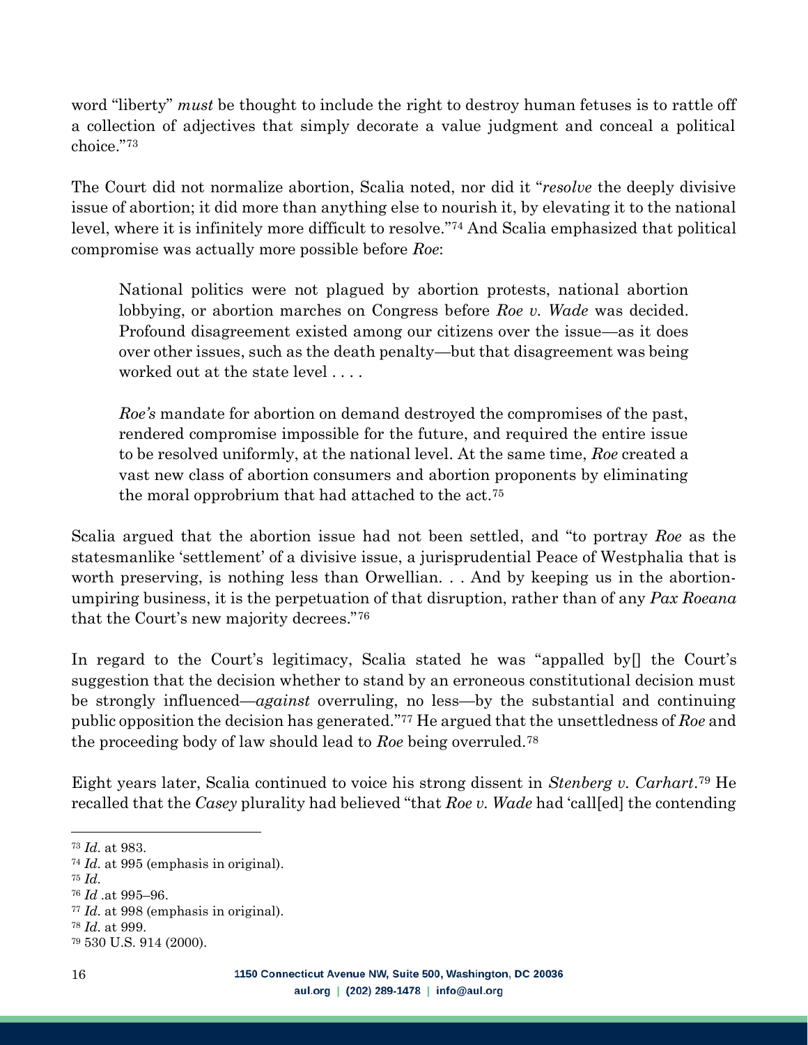word "liberty" *must* be thought to include the right to destroy human fetuses is to rattle off a collection of adjectives that simply decorate a value judgment and conceal a political choice."[73]

The Court did not normalize abortion, Scalia noted, nor did it "*resolve* the deeply divisive issue of abortion; it did more than anything else to nourish it, by elevating it to the national level, where it is infinitely more difficult to resolve."[74] And Scalia emphasized that political compromise was actually more possible before *Roe*:

> National politics were not plagued by abortion protests, national abortion lobbying, or abortion marches on Congress before *Roe v. Wade* was decided. Profound disagreement existed among our citizens over the issue—as it does over other issues, such as the death penalty—but that disagreement was being worked out at the state level . . . .
>
> *Roe's* mandate for abortion on demand destroyed the compromises of the past, rendered compromise impossible for the future, and required the entire issue to be resolved uniformly, at the national level. At the same time, *Roe* created a vast new class of abortion consumers and abortion proponents by eliminating the moral opprobrium that had attached to the act.[75]

Scalia argued that the abortion issue had not been settled, and "to portray *Roe* as the statesmanlike 'settlement' of a divisive issue, a jurisprudential Peace of Westphalia that is worth preserving, is nothing less than Orwellian. . . And by keeping us in the abortion-umpiring business, it is the perpetuation of that disruption, rather than of any *Pax Roeana* that the Court's new majority decrees."[76]

In regard to the Court's legitimacy, Scalia stated he was "appalled by[] the Court's suggestion that the decision whether to stand by an erroneous constitutional decision must be strongly influenced—*against* overruling, no less—by the substantial and continuing public opposition the decision has generated."[77] He argued that the unsettledness of *Roe* and the proceeding body of law should lead to *Roe* being overruled.[78]

Eight years later, Scalia continued to voice his strong dissent in *Stenberg v. Carhart*.[79] He recalled that the *Casey* plurality had believed "that *Roe v. Wade* had 'call[ed] the contending

---

[73] *Id.* at 983.
[74] *Id.* at 995 (emphasis in original).
[75] *Id.*
[76] *Id* .at 995–96.
[77] *Id.* at 998 (emphasis in original).
[78] *Id.* at 999.
[79] 530 U.S. 914 (2000).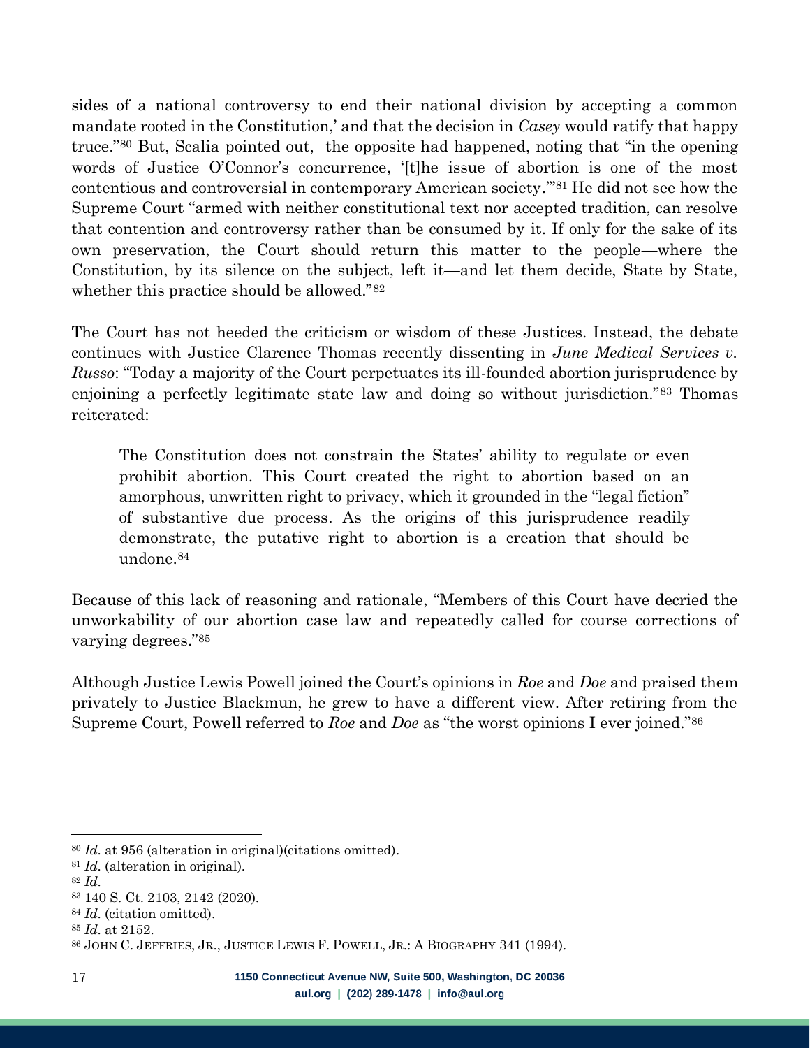sides of a national controversy to end their national division by accepting a common mandate rooted in the Constitution,' and that the decision in *Casey* would ratify that happy truce."[80] But, Scalia pointed out, the opposite had happened, noting that "in the opening words of Justice O'Connor's concurrence, '[t]he issue of abortion is one of the most contentious and controversial in contemporary American society.'"[81] He did not see how the Supreme Court "armed with neither constitutional text nor accepted tradition, can resolve that contention and controversy rather than be consumed by it. If only for the sake of its own preservation, the Court should return this matter to the people—where the Constitution, by its silence on the subject, left it—and let them decide, State by State, whether this practice should be allowed."[82]

The Court has not heeded the criticism or wisdom of these Justices. Instead, the debate continues with Justice Clarence Thomas recently dissenting in *June Medical Services v. Russo*: "Today a majority of the Court perpetuates its ill-founded abortion jurisprudence by enjoining a perfectly legitimate state law and doing so without jurisdiction."[83] Thomas reiterated:

> The Constitution does not constrain the States' ability to regulate or even prohibit abortion. This Court created the right to abortion based on an amorphous, unwritten right to privacy, which it grounded in the "legal fiction" of substantive due process. As the origins of this jurisprudence readily demonstrate, the putative right to abortion is a creation that should be undone.[84]

Because of this lack of reasoning and rationale, "Members of this Court have decried the unworkability of our abortion case law and repeatedly called for course corrections of varying degrees."[85]

Although Justice Lewis Powell joined the Court's opinions in *Roe* and *Doe* and praised them privately to Justice Blackmun, he grew to have a different view. After retiring from the Supreme Court, Powell referred to *Roe* and *Doe* as "the worst opinions I ever joined."[86]

---

[80] *Id.* at 956 (alteration in original)(citations omitted).
[81] *Id.* (alteration in original).
[82] *Id.*
[83] 140 S. Ct. 2103, 2142 (2020).
[84] *Id.* (citation omitted).
[85] *Id.* at 2152.
[86] JOHN C. JEFFRIES, JR., JUSTICE LEWIS F. POWELL, JR.: A BIOGRAPHY 341 (1994).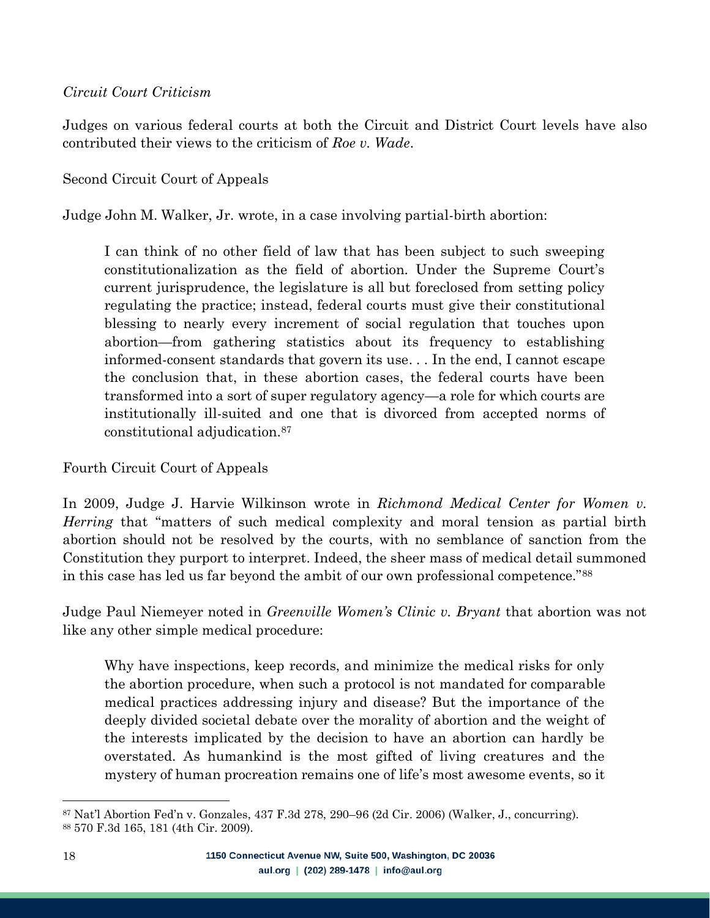*Circuit Court Criticism*

Judges on various federal courts at both the Circuit and District Court levels have also contributed their views to the criticism of *Roe v. Wade*.

Second Circuit Court of Appeals

Judge John M. Walker, Jr. wrote, in a case involving partial-birth abortion:

> I can think of no other field of law that has been subject to such sweeping constitutionalization as the field of abortion. Under the Supreme Court's current jurisprudence, the legislature is all but foreclosed from setting policy regulating the practice; instead, federal courts must give their constitutional blessing to nearly every increment of social regulation that touches upon abortion—from gathering statistics about its frequency to establishing informed-consent standards that govern its use. . . In the end, I cannot escape the conclusion that, in these abortion cases, the federal courts have been transformed into a sort of super regulatory agency—a role for which courts are institutionally ill-suited and one that is divorced from accepted norms of constitutional adjudication.[87]

Fourth Circuit Court of Appeals

In 2009, Judge J. Harvie Wilkinson wrote in *Richmond Medical Center for Women v. Herring* that "matters of such medical complexity and moral tension as partial birth abortion should not be resolved by the courts, with no semblance of sanction from the Constitution they purport to interpret. Indeed, the sheer mass of medical detail summoned in this case has led us far beyond the ambit of our own professional competence."[88]

Judge Paul Niemeyer noted in *Greenville Women's Clinic v. Bryant* that abortion was not like any other simple medical procedure:

> Why have inspections, keep records, and minimize the medical risks for only the abortion procedure, when such a protocol is not mandated for comparable medical practices addressing injury and disease? But the importance of the deeply divided societal debate over the morality of abortion and the weight of the interests implicated by the decision to have an abortion can hardly be overstated. As humankind is the most gifted of living creatures and the mystery of human procreation remains one of life's most awesome events, so it

---

[87] Nat'l Abortion Fed'n v. Gonzales, 437 F.3d 278, 290–96 (2d Cir. 2006) (Walker, J., concurring).

[88] 570 F.3d 165, 181 (4th Cir. 2009).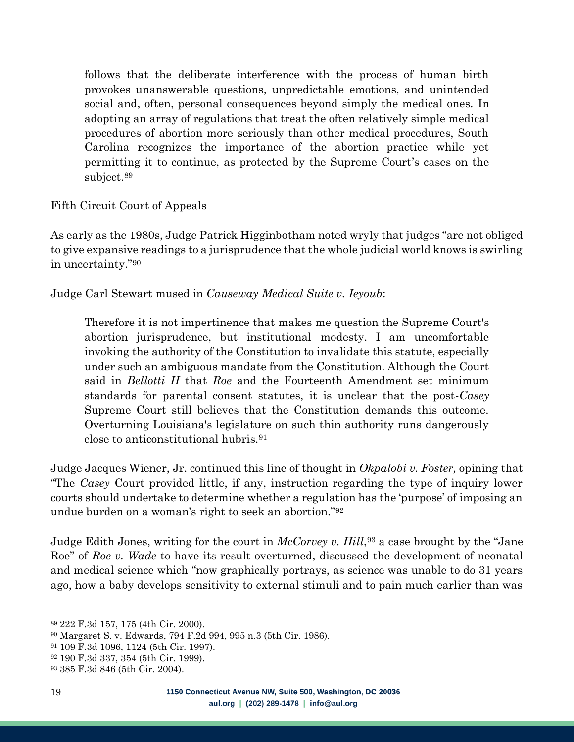> follows that the deliberate interference with the process of human birth provokes unanswerable questions, unpredictable emotions, and unintended social and, often, personal consequences beyond simply the medical ones. In adopting an array of regulations that treat the often relatively simple medical procedures of abortion more seriously than other medical procedures, South Carolina recognizes the importance of the abortion practice while yet permitting it to continue, as protected by the Supreme Court's cases on the subject.[89]

Fifth Circuit Court of Appeals

As early as the 1980s, Judge Patrick Higginbotham noted wryly that judges "are not obliged to give expansive readings to a jurisprudence that the whole judicial world knows is swirling in uncertainty."[90]

Judge Carl Stewart mused in *Causeway Medical Suite v. Ieyoub*:

> Therefore it is not impertinence that makes me question the Supreme Court's abortion jurisprudence, but institutional modesty. I am uncomfortable invoking the authority of the Constitution to invalidate this statute, especially under such an ambiguous mandate from the Constitution. Although the Court said in *Bellotti II* that *Roe* and the Fourteenth Amendment set minimum standards for parental consent statutes, it is unclear that the post-*Casey* Supreme Court still believes that the Constitution demands this outcome. Overturning Louisiana's legislature on such thin authority runs dangerously close to anticonstitutional hubris.[91]

Judge Jacques Wiener, Jr. continued this line of thought in *Okpalobi v. Foster,* opining that "The *Casey* Court provided little, if any, instruction regarding the type of inquiry lower courts should undertake to determine whether a regulation has the 'purpose' of imposing an undue burden on a woman's right to seek an abortion."[92]

Judge Edith Jones, writing for the court in *McCorvey v. Hill*,[93] a case brought by the "Jane Roe" of *Roe v. Wade* to have its result overturned, discussed the development of neonatal and medical science which "now graphically portrays, as science was unable to do 31 years ago, how a baby develops sensitivity to external stimuli and to pain much earlier than was

---

[89] 222 F.3d 157, 175 (4th Cir. 2000).

[90] Margaret S. v. Edwards, 794 F.2d 994, 995 n.3 (5th Cir. 1986).

[91] 109 F.3d 1096, 1124 (5th Cir. 1997).

[92] 190 F.3d 337, 354 (5th Cir. 1999).

[93] 385 F.3d 846 (5th Cir. 2004).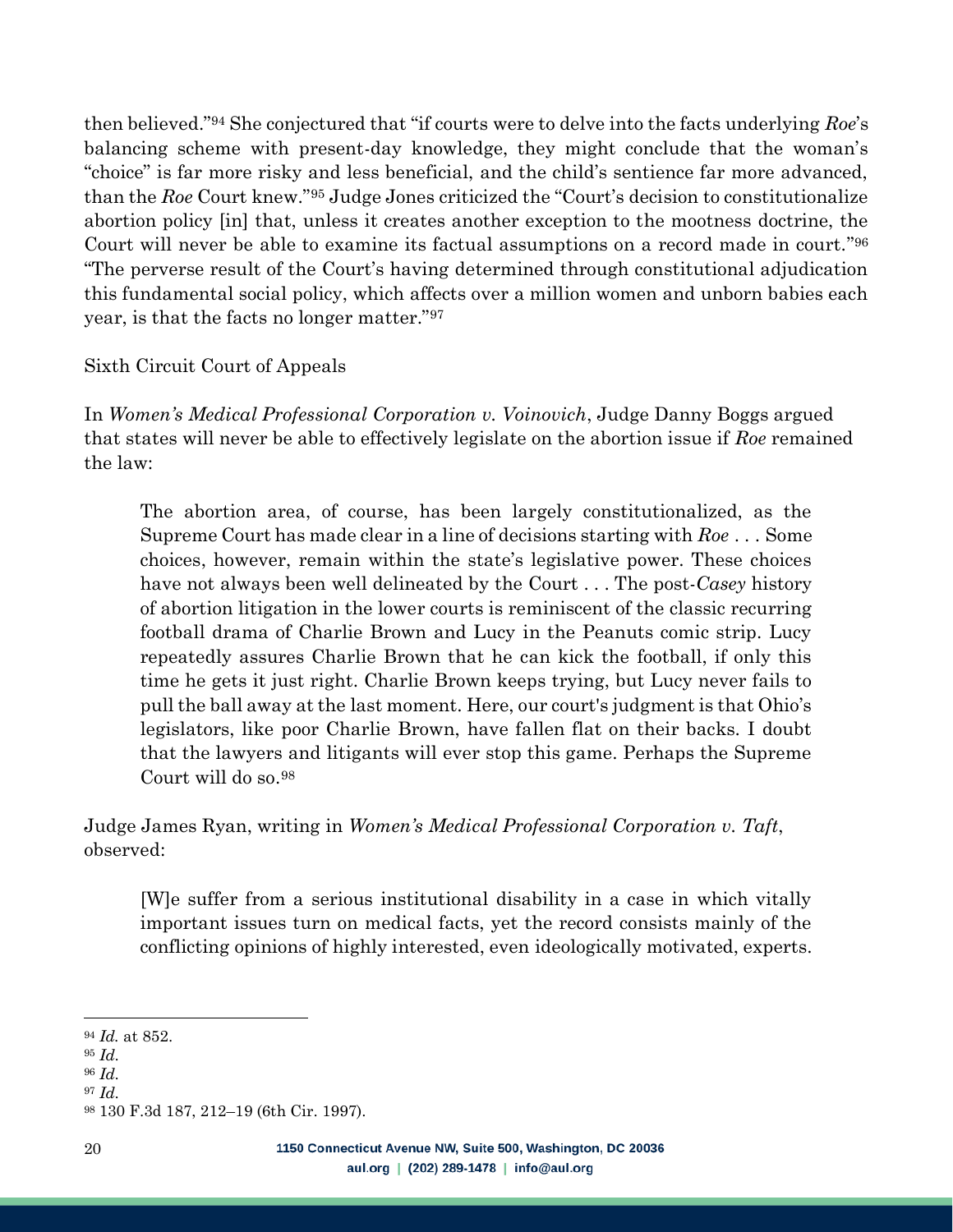then believed."[94] She conjectured that "if courts were to delve into the facts underlying *Roe*'s balancing scheme with present-day knowledge, they might conclude that the woman's "choice" is far more risky and less beneficial, and the child's sentience far more advanced, than the *Roe* Court knew."[95] Judge Jones criticized the "Court's decision to constitutionalize abortion policy [in] that, unless it creates another exception to the mootness doctrine, the Court will never be able to examine its factual assumptions on a record made in court."[96] "The perverse result of the Court's having determined through constitutional adjudication this fundamental social policy, which affects over a million women and unborn babies each year, is that the facts no longer matter."[97]

Sixth Circuit Court of Appeals

In *Women's Medical Professional Corporation v. Voinovich*, Judge Danny Boggs argued that states will never be able to effectively legislate on the abortion issue if *Roe* remained the law:

> The abortion area, of course, has been largely constitutionalized, as the Supreme Court has made clear in a line of decisions starting with *Roe* . . . Some choices, however, remain within the state's legislative power. These choices have not always been well delineated by the Court . . . The post-*Casey* history of abortion litigation in the lower courts is reminiscent of the classic recurring football drama of Charlie Brown and Lucy in the Peanuts comic strip. Lucy repeatedly assures Charlie Brown that he can kick the football, if only this time he gets it just right. Charlie Brown keeps trying, but Lucy never fails to pull the ball away at the last moment. Here, our court's judgment is that Ohio's legislators, like poor Charlie Brown, have fallen flat on their backs. I doubt that the lawyers and litigants will ever stop this game. Perhaps the Supreme Court will do so.[98]

Judge James Ryan, writing in *Women's Medical Professional Corporation v. Taft*, observed:

> [W]e suffer from a serious institutional disability in a case in which vitally important issues turn on medical facts, yet the record consists mainly of the conflicting opinions of highly interested, even ideologically motivated, experts.

---

[94] *Id.* at 852.
[95] *Id.*
[96] *Id.*
[97] *Id.*
[98] 130 F.3d 187, 212–19 (6th Cir. 1997).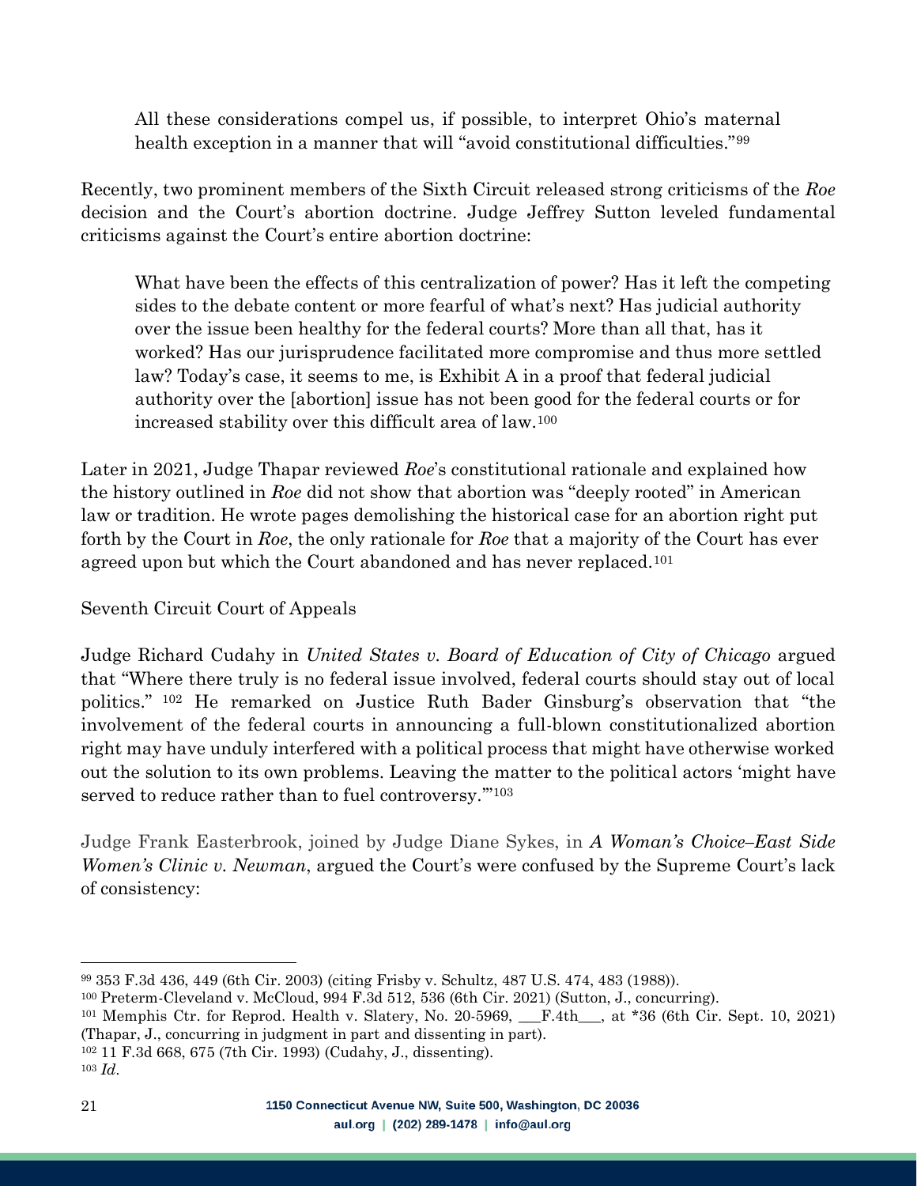> All these considerations compel us, if possible, to interpret Ohio's maternal health exception in a manner that will "avoid constitutional difficulties."[99]

Recently, two prominent members of the Sixth Circuit released strong criticisms of the *Roe* decision and the Court's abortion doctrine. Judge Jeffrey Sutton leveled fundamental criticisms against the Court's entire abortion doctrine:

> What have been the effects of this centralization of power? Has it left the competing sides to the debate content or more fearful of what's next? Has judicial authority over the issue been healthy for the federal courts? More than all that, has it worked? Has our jurisprudence facilitated more compromise and thus more settled law? Today's case, it seems to me, is Exhibit A in a proof that federal judicial authority over the [abortion] issue has not been good for the federal courts or for increased stability over this difficult area of law.[100]

Later in 2021, Judge Thapar reviewed *Roe*'s constitutional rationale and explained how the history outlined in *Roe* did not show that abortion was "deeply rooted" in American law or tradition. He wrote pages demolishing the historical case for an abortion right put forth by the Court in *Roe*, the only rationale for *Roe* that a majority of the Court has ever agreed upon but which the Court abandoned and has never replaced.[101]

Seventh Circuit Court of Appeals

Judge Richard Cudahy in *United States v. Board of Education of City of Chicago* argued that "Where there truly is no federal issue involved, federal courts should stay out of local politics." [102] He remarked on Justice Ruth Bader Ginsburg's observation that "the involvement of the federal courts in announcing a full-blown constitutionalized abortion right may have unduly interfered with a political process that might have otherwise worked out the solution to its own problems. Leaving the matter to the political actors 'might have served to reduce rather than to fuel controversy.'"[103]

Judge Frank Easterbrook, joined by Judge Diane Sykes, in *A Woman's Choice–East Side Women's Clinic v. Newman*, argued the Court's were confused by the Supreme Court's lack of consistency:

---

[99] 353 F.3d 436, 449 (6th Cir. 2003) (citing Frisby v. Schultz, 487 U.S. 474, 483 (1988)).

[100] Preterm-Cleveland v. McCloud, 994 F.3d 512, 536 (6th Cir. 2021) (Sutton, J., concurring).

[101] Memphis Ctr. for Reprod. Health v. Slatery, No. 20-5969, ___F.4th___, at *36 (6th Cir. Sept. 10, 2021) (Thapar, J., concurring in judgment in part and dissenting in part).

[102] 11 F.3d 668, 675 (7th Cir. 1993) (Cudahy, J., dissenting).

[103] *Id*.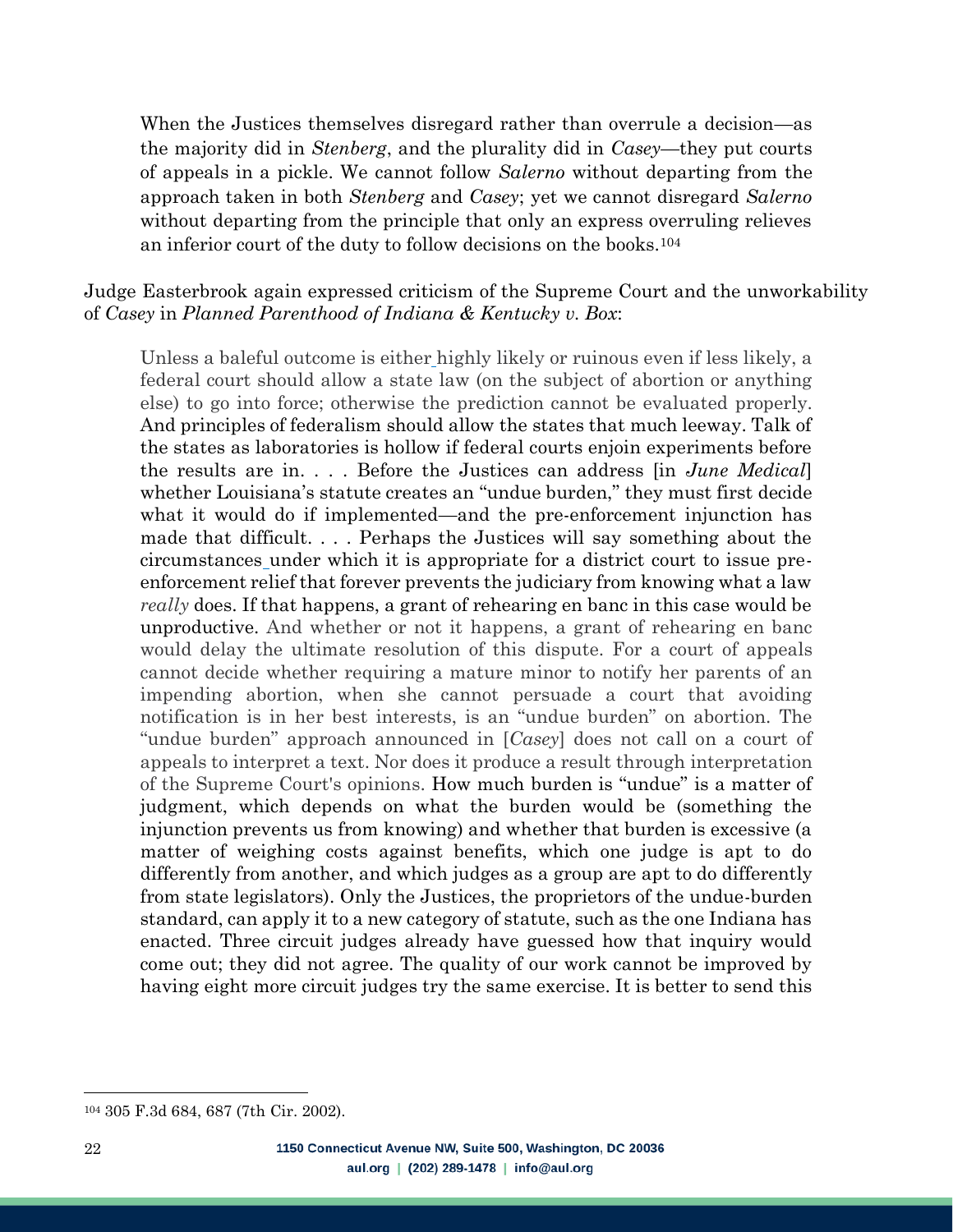> When the Justices themselves disregard rather than overrule a decision—as the majority did in *Stenberg*, and the plurality did in *Casey*—they put courts of appeals in a pickle. We cannot follow *Salerno* without departing from the approach taken in both *Stenberg* and *Casey*; yet we cannot disregard *Salerno* without departing from the principle that only an express overruling relieves an inferior court of the duty to follow decisions on the books.[104]

Judge Easterbrook again expressed criticism of the Supreme Court and the unworkability of *Casey* in *Planned Parenthood of Indiana & Kentucky v. Box*:

> Unless a baleful outcome is either highly likely or ruinous even if less likely, a federal court should allow a state law (on the subject of abortion or anything else) to go into force; otherwise the prediction cannot be evaluated properly. And principles of federalism should allow the states that much leeway. Talk of the states as laboratories is hollow if federal courts enjoin experiments before the results are in. . . . Before the Justices can address [in *June Medical*] whether Louisiana's statute creates an "undue burden," they must first decide what it would do if implemented—and the pre-enforcement injunction has made that difficult. . . . Perhaps the Justices will say something about the circumstances under which it is appropriate for a district court to issue pre-enforcement relief that forever prevents the judiciary from knowing what a law *really* does. If that happens, a grant of rehearing en banc in this case would be unproductive. And whether or not it happens, a grant of rehearing en banc would delay the ultimate resolution of this dispute. For a court of appeals cannot decide whether requiring a mature minor to notify her parents of an impending abortion, when she cannot persuade a court that avoiding notification is in her best interests, is an "undue burden" on abortion. The "undue burden" approach announced in [*Casey*] does not call on a court of appeals to interpret a text. Nor does it produce a result through interpretation of the Supreme Court's opinions. How much burden is "undue" is a matter of judgment, which depends on what the burden would be (something the injunction prevents us from knowing) and whether that burden is excessive (a matter of weighing costs against benefits, which one judge is apt to do differently from another, and which judges as a group are apt to do differently from state legislators). Only the Justices, the proprietors of the undue-burden standard, can apply it to a new category of statute, such as the one Indiana has enacted. Three circuit judges already have guessed how that inquiry would come out; they did not agree. The quality of our work cannot be improved by having eight more circuit judges try the same exercise. It is better to send this

---

[104] 305 F.3d 684, 687 (7th Cir. 2002).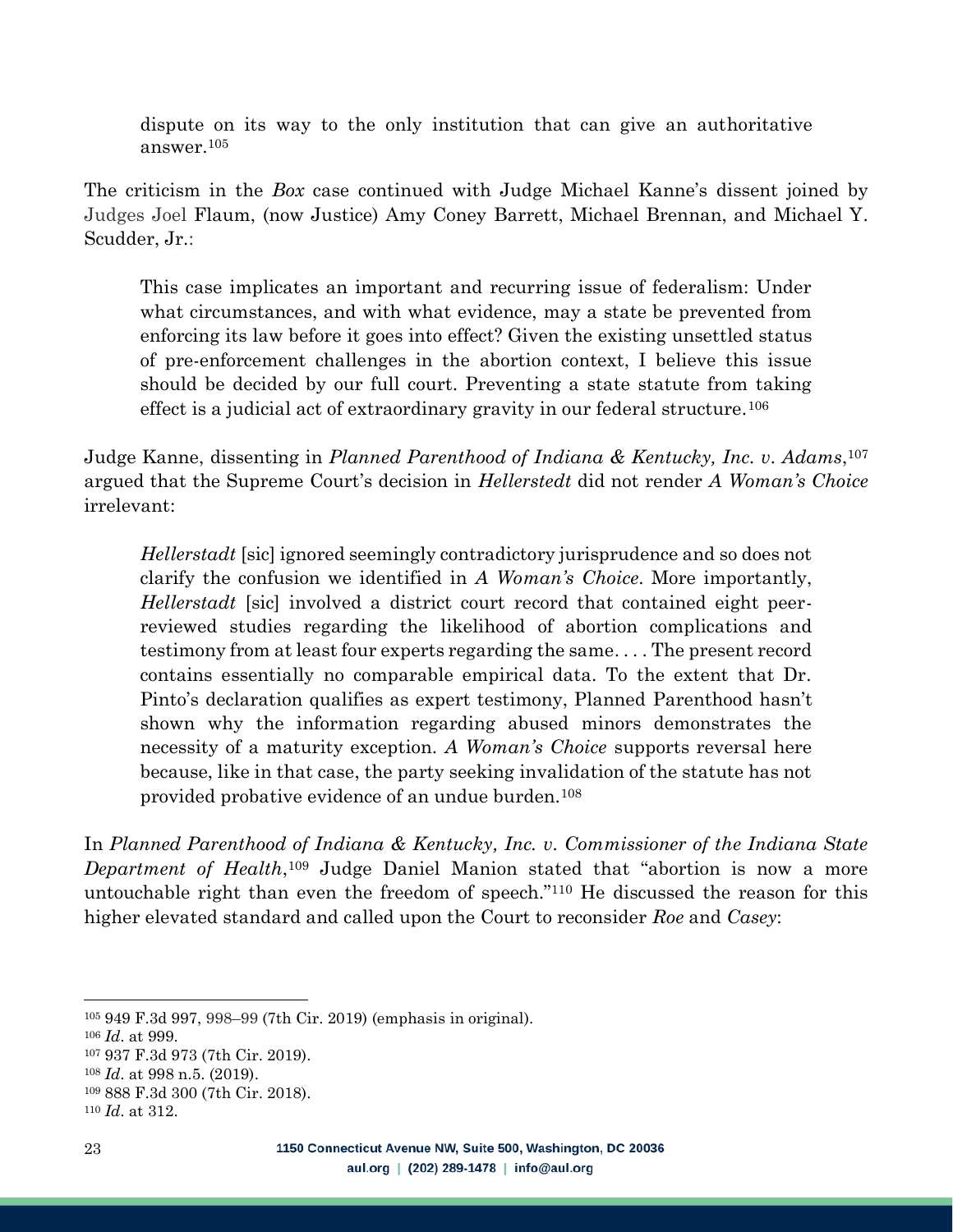> dispute on its way to the only institution that can give an authoritative answer.[105]

The criticism in the *Box* case continued with Judge Michael Kanne's dissent joined by Judges Joel Flaum, (now Justice) Amy Coney Barrett, Michael Brennan, and Michael Y. Scudder, Jr.:

> This case implicates an important and recurring issue of federalism: Under what circumstances, and with what evidence, may a state be prevented from enforcing its law before it goes into effect? Given the existing unsettled status of pre-enforcement challenges in the abortion context, I believe this issue should be decided by our full court. Preventing a state statute from taking effect is a judicial act of extraordinary gravity in our federal structure.[106]

Judge Kanne, dissenting in *Planned Parenthood of Indiana & Kentucky, Inc. v. Adams*,[107] argued that the Supreme Court's decision in *Hellerstedt* did not render *A Woman's Choice* irrelevant:

> *Hellerstadt* [sic] ignored seemingly contradictory jurisprudence and so does not clarify the confusion we identified in *A Woman's Choice*. More importantly, *Hellerstadt* [sic] involved a district court record that contained eight peer-reviewed studies regarding the likelihood of abortion complications and testimony from at least four experts regarding the same. . . . The present record contains essentially no comparable empirical data. To the extent that Dr. Pinto's declaration qualifies as expert testimony, Planned Parenthood hasn't shown why the information regarding abused minors demonstrates the necessity of a maturity exception. *A Woman's Choice* supports reversal here because, like in that case, the party seeking invalidation of the statute has not provided probative evidence of an undue burden.[108]

In *Planned Parenthood of Indiana & Kentucky, Inc. v. Commissioner of the Indiana State Department of Health*,[109] Judge Daniel Manion stated that "abortion is now a more untouchable right than even the freedom of speech."[110] He discussed the reason for this higher elevated standard and called upon the Court to reconsider *Roe* and *Casey*:

---

[105] 949 F.3d 997, 998–99 (7th Cir. 2019) (emphasis in original).

[106] *Id*. at 999.

[107] 937 F.3d 973 (7th Cir. 2019).

[108] *Id*. at 998 n.5. (2019).

[109] 888 F.3d 300 (7th Cir. 2018).

[110] *Id*. at 312.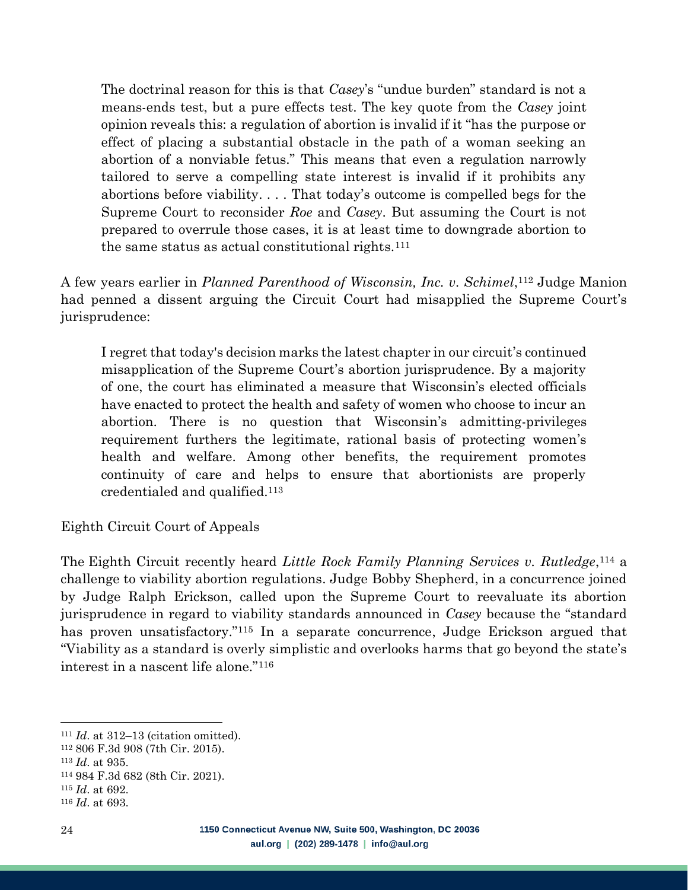> The doctrinal reason for this is that *Casey*'s "undue burden" standard is not a means-ends test, but a pure effects test. The key quote from the *Casey* joint opinion reveals this: a regulation of abortion is invalid if it "has the purpose or effect of placing a substantial obstacle in the path of a woman seeking an abortion of a nonviable fetus." This means that even a regulation narrowly tailored to serve a compelling state interest is invalid if it prohibits any abortions before viability. . . . That today's outcome is compelled begs for the Supreme Court to reconsider *Roe* and *Casey*. But assuming the Court is not prepared to overrule those cases, it is at least time to downgrade abortion to the same status as actual constitutional rights.[111]

A few years earlier in *Planned Parenthood of Wisconsin, Inc. v. Schimel*,[112] Judge Manion had penned a dissent arguing the Circuit Court had misapplied the Supreme Court's jurisprudence:

> I regret that today's decision marks the latest chapter in our circuit's continued misapplication of the Supreme Court's abortion jurisprudence. By a majority of one, the court has eliminated a measure that Wisconsin's elected officials have enacted to protect the health and safety of women who choose to incur an abortion. There is no question that Wisconsin's admitting-privileges requirement furthers the legitimate, rational basis of protecting women's health and welfare. Among other benefits, the requirement promotes continuity of care and helps to ensure that abortionists are properly credentialed and qualified.[113]

### Eighth Circuit Court of Appeals

The Eighth Circuit recently heard *Little Rock Family Planning Services v. Rutledge*,[114] a challenge to viability abortion regulations. Judge Bobby Shepherd, in a concurrence joined by Judge Ralph Erickson, called upon the Supreme Court to reevaluate its abortion jurisprudence in regard to viability standards announced in *Casey* because the "standard has proven unsatisfactory."[115] In a separate concurrence, Judge Erickson argued that "Viability as a standard is overly simplistic and overlooks harms that go beyond the state's interest in a nascent life alone."[116]

---

[111] *Id*. at 312–13 (citation omitted).
[112] 806 F.3d 908 (7th Cir. 2015).
[113] *Id*. at 935.
[114] 984 F.3d 682 (8th Cir. 2021).
[115] *Id*. at 692.
[116] *Id*. at 693.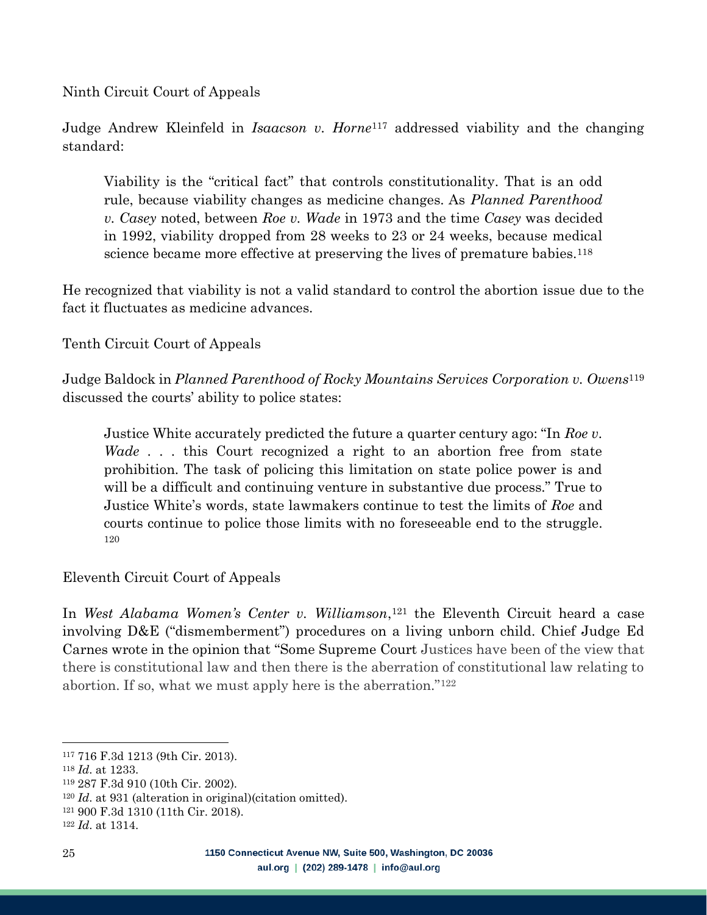Ninth Circuit Court of Appeals

Judge Andrew Kleinfeld in *Isaacson v. Horne*[117] addressed viability and the changing standard:

> Viability is the "critical fact" that controls constitutionality. That is an odd rule, because viability changes as medicine changes. As *Planned Parenthood v. Casey* noted, between *Roe v. Wade* in 1973 and the time *Casey* was decided in 1992, viability dropped from 28 weeks to 23 or 24 weeks, because medical science became more effective at preserving the lives of premature babies.[118]

He recognized that viability is not a valid standard to control the abortion issue due to the fact it fluctuates as medicine advances.

Tenth Circuit Court of Appeals

Judge Baldock in *Planned Parenthood of Rocky Mountains Services Corporation v. Owens*[119] discussed the courts' ability to police states:

> Justice White accurately predicted the future a quarter century ago: "In *Roe v. Wade* . . . this Court recognized a right to an abortion free from state prohibition. The task of policing this limitation on state police power is and will be a difficult and continuing venture in substantive due process." True to Justice White's words, state lawmakers continue to test the limits of *Roe* and courts continue to police those limits with no foreseeable end to the struggle.[120]

Eleventh Circuit Court of Appeals

In *West Alabama Women's Center v. Williamson*,[121] the Eleventh Circuit heard a case involving D&E ("dismemberment") procedures on a living unborn child. Chief Judge Ed Carnes wrote in the opinion that "Some Supreme Court Justices have been of the view that there is constitutional law and then there is the aberration of constitutional law relating to abortion. If so, what we must apply here is the aberration."[122]

---

[117] 716 F.3d 1213 (9th Cir. 2013).
[118] *Id*. at 1233.
[119] 287 F.3d 910 (10th Cir. 2002).
[120] *Id*. at 931 (alteration in original)(citation omitted).
[121] 900 F.3d 1310 (11th Cir. 2018).
[122] *Id*. at 1314.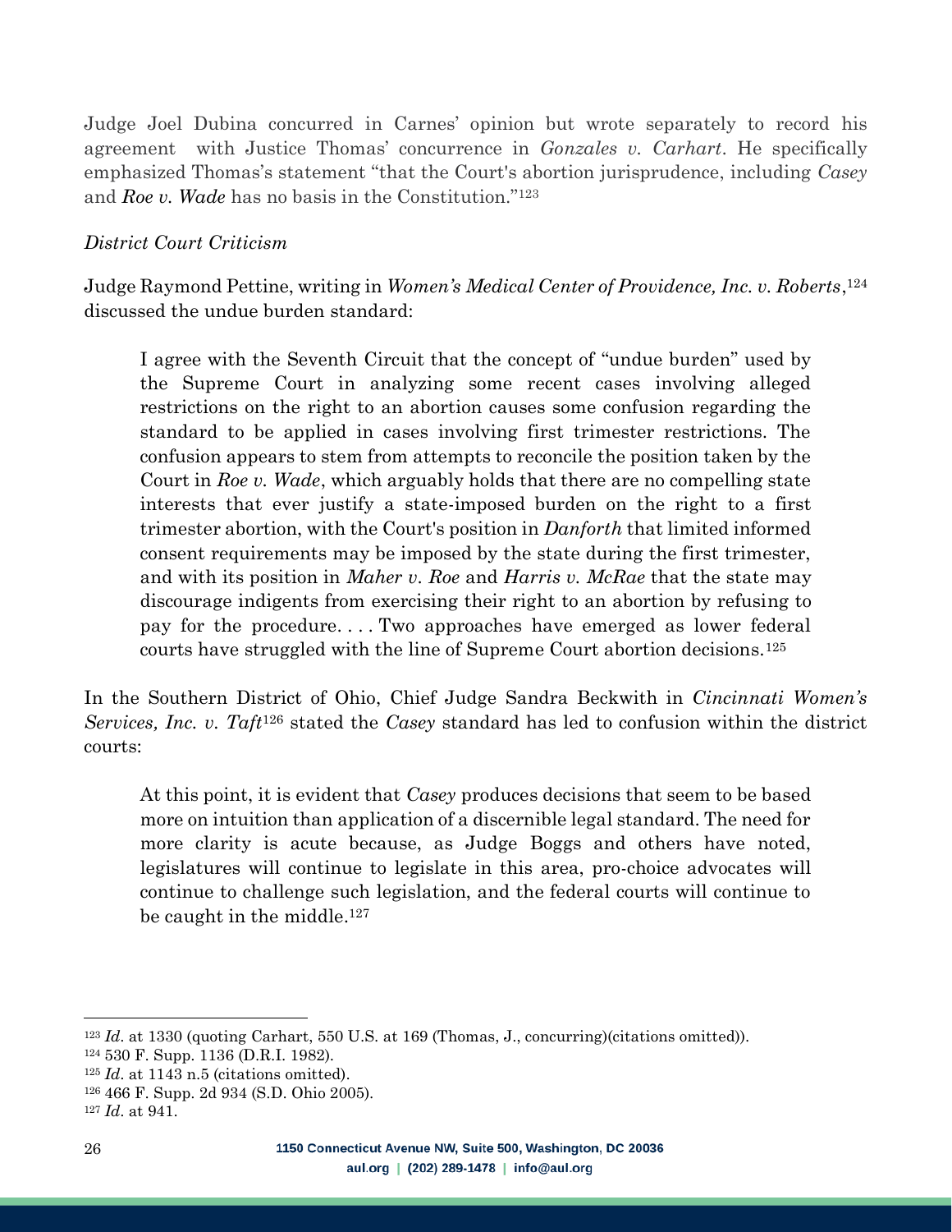Judge Joel Dubina concurred in Carnes' opinion but wrote separately to record his agreement with Justice Thomas' concurrence in *Gonzales v. Carhart*. He specifically emphasized Thomas's statement "that the Court's abortion jurisprudence, including *Casey* and ***Roe v. Wade*** has no basis in the Constitution."[123]

*District Court Criticism*

Judge Raymond Pettine, writing in *Women's Medical Center of Providence, Inc. v. Roberts*,[124] discussed the undue burden standard:

> I agree with the Seventh Circuit that the concept of "undue burden" used by the Supreme Court in analyzing some recent cases involving alleged restrictions on the right to an abortion causes some confusion regarding the standard to be applied in cases involving first trimester restrictions. The confusion appears to stem from attempts to reconcile the position taken by the Court in *Roe v. Wade*, which arguably holds that there are no compelling state interests that ever justify a state-imposed burden on the right to a first trimester abortion, with the Court's position in *Danforth* that limited informed consent requirements may be imposed by the state during the first trimester, and with its position in *Maher v. Roe* and *Harris v. McRae* that the state may discourage indigents from exercising their right to an abortion by refusing to pay for the procedure. . . . Two approaches have emerged as lower federal courts have struggled with the line of Supreme Court abortion decisions.[125]

In the Southern District of Ohio, Chief Judge Sandra Beckwith in *Cincinnati Women's Services, Inc. v. Taft*[126] stated the *Casey* standard has led to confusion within the district courts:

> At this point, it is evident that *Casey* produces decisions that seem to be based more on intuition than application of a discernible legal standard. The need for more clarity is acute because, as Judge Boggs and others have noted, legislatures will continue to legislate in this area, pro-choice advocates will continue to challenge such legislation, and the federal courts will continue to be caught in the middle.[127]

---

[123] *Id*. at 1330 (quoting Carhart, 550 U.S. at 169 (Thomas, J., concurring)(citations omitted)).

[124] 530 F. Supp. 1136 (D.R.I. 1982).

[125] *Id*. at 1143 n.5 (citations omitted).

[126] 466 F. Supp. 2d 934 (S.D. Ohio 2005).

[127] *Id*. at 941.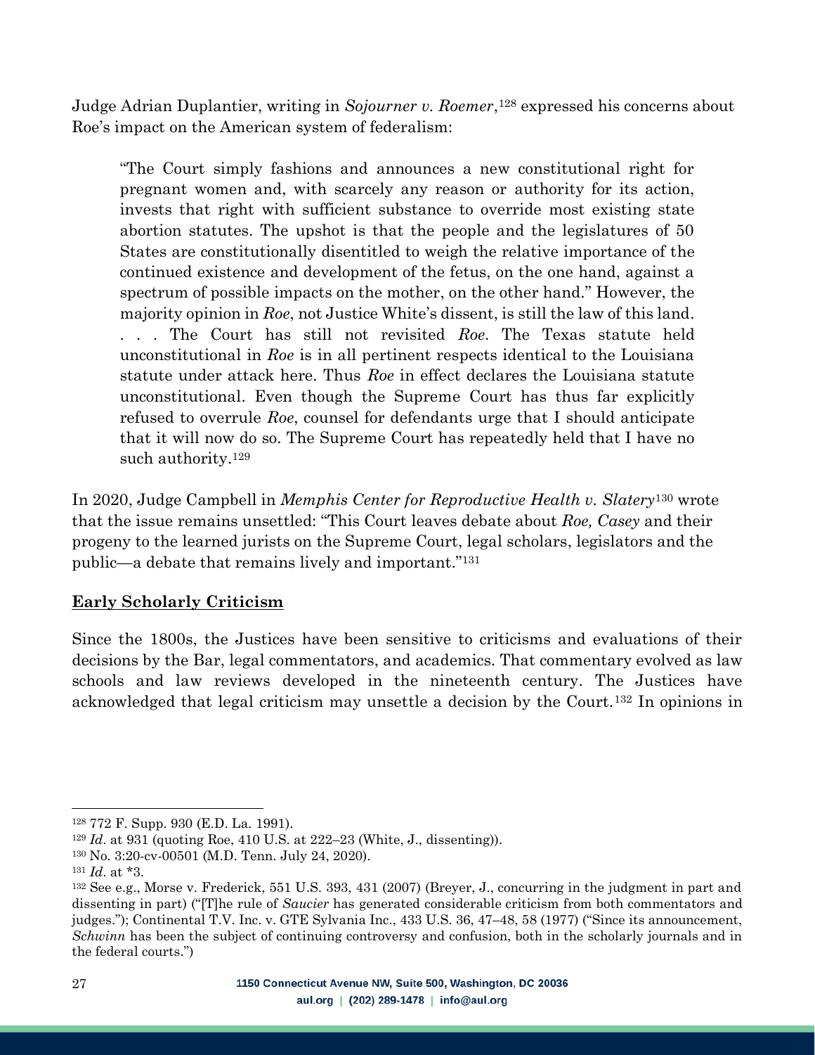Judge Adrian Duplantier, writing in *Sojourner v. Roemer*,[128] expressed his concerns about Roe's impact on the American system of federalism:

> "The Court simply fashions and announces a new constitutional right for pregnant women and, with scarcely any reason or authority for its action, invests that right with sufficient substance to override most existing state abortion statutes. The upshot is that the people and the legislatures of 50 States are constitutionally disentitled to weigh the relative importance of the continued existence and development of the fetus, on the one hand, against a spectrum of possible impacts on the mother, on the other hand." However, the majority opinion in *Roe*, not Justice White's dissent, is still the law of this land. . . . The Court has still not revisited *Roe*. The Texas statute held unconstitutional in *Roe* is in all pertinent respects identical to the Louisiana statute under attack here. Thus *Roe* in effect declares the Louisiana statute unconstitutional. Even though the Supreme Court has thus far explicitly refused to overrule *Roe*, counsel for defendants urge that I should anticipate that it will now do so. The Supreme Court has repeatedly held that I have no such authority.[129]

In 2020, Judge Campbell in *Memphis Center for Reproductive Health v. Slatery*[130] wrote that the issue remains unsettled: "This Court leaves debate about *Roe, Casey* and their progeny to the learned jurists on the Supreme Court, legal scholars, legislators and the public—a debate that remains lively and important."[131]

## Early Scholarly Criticism

Since the 1800s, the Justices have been sensitive to criticisms and evaluations of their decisions by the Bar, legal commentators, and academics. That commentary evolved as law schools and law reviews developed in the nineteenth century. The Justices have acknowledged that legal criticism may unsettle a decision by the Court.[132] In opinions in

---

[128] 772 F. Supp. 930 (E.D. La. 1991).

[129] *Id*. at 931 (quoting Roe, 410 U.S. at 222–23 (White, J., dissenting)).

[130] No. 3:20-cv-00501 (M.D. Tenn. July 24, 2020).

[131] *Id*. at *3.

[132] See e.g., Morse v. Frederick, 551 U.S. 393, 431 (2007) (Breyer, J., concurring in the judgment in part and dissenting in part) ("[T]he rule of *Saucier* has generated considerable criticism from both commentators and judges."); Continental T.V. Inc. v. GTE Sylvania Inc., 433 U.S. 36, 47–48, 58 (1977) ("Since its announcement, *Schwinn* has been the subject of continuing controversy and confusion, both in the scholarly journals and in the federal courts.")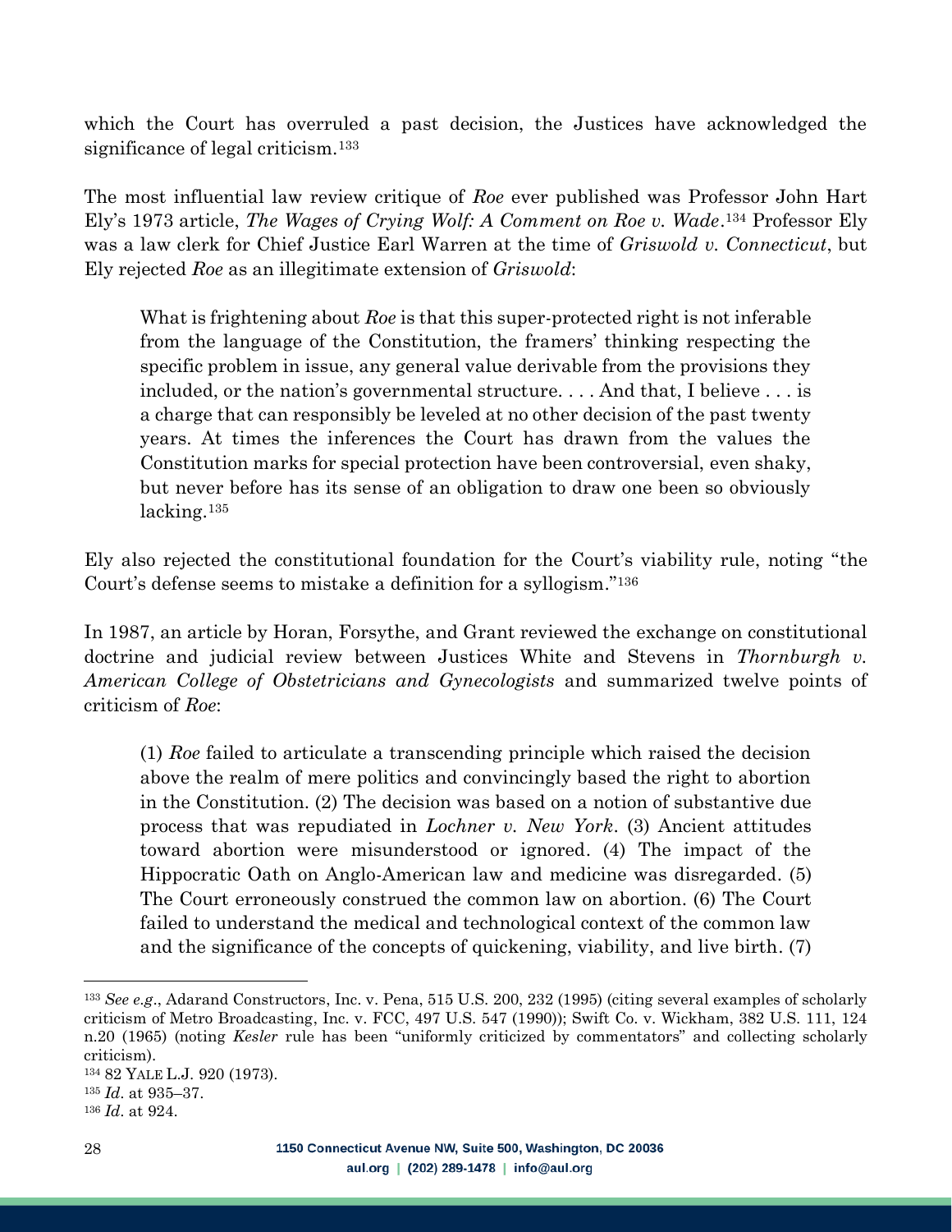which the Court has overruled a past decision, the Justices have acknowledged the significance of legal criticism.[133]

The most influential law review critique of *Roe* ever published was Professor John Hart Ely's 1973 article, *The Wages of Crying Wolf: A Comment on Roe v. Wade*.[134] Professor Ely was a law clerk for Chief Justice Earl Warren at the time of *Griswold v. Connecticut*, but Ely rejected *Roe* as an illegitimate extension of *Griswold*:

> What is frightening about *Roe* is that this super-protected right is not inferable from the language of the Constitution, the framers' thinking respecting the specific problem in issue, any general value derivable from the provisions they included, or the nation's governmental structure. . . . And that, I believe . . . is a charge that can responsibly be leveled at no other decision of the past twenty years. At times the inferences the Court has drawn from the values the Constitution marks for special protection have been controversial, even shaky, but never before has its sense of an obligation to draw one been so obviously lacking.[135]

Ely also rejected the constitutional foundation for the Court's viability rule, noting "the Court's defense seems to mistake a definition for a syllogism."[136]

In 1987, an article by Horan, Forsythe, and Grant reviewed the exchange on constitutional doctrine and judicial review between Justices White and Stevens in *Thornburgh v. American College of Obstetricians and Gynecologists* and summarized twelve points of criticism of *Roe*:

> (1) *Roe* failed to articulate a transcending principle which raised the decision above the realm of mere politics and convincingly based the right to abortion in the Constitution. (2) The decision was based on a notion of substantive due process that was repudiated in *Lochner v. New York*. (3) Ancient attitudes toward abortion were misunderstood or ignored. (4) The impact of the Hippocratic Oath on Anglo-American law and medicine was disregarded. (5) The Court erroneously construed the common law on abortion. (6) The Court failed to understand the medical and technological context of the common law and the significance of the concepts of quickening, viability, and live birth. (7)

---

[133] *See e.g.*, Adarand Constructors, Inc. v. Pena, 515 U.S. 200, 232 (1995) (citing several examples of scholarly criticism of Metro Broadcasting, Inc. v. FCC, 497 U.S. 547 (1990)); Swift Co. v. Wickham, 382 U.S. 111, 124 n.20 (1965) (noting *Kesler* rule has been "uniformly criticized by commentators" and collecting scholarly criticism).

[134] 82 YALE L.J. 920 (1973).

[135] *Id*. at 935–37.

[136] *Id*. at 924.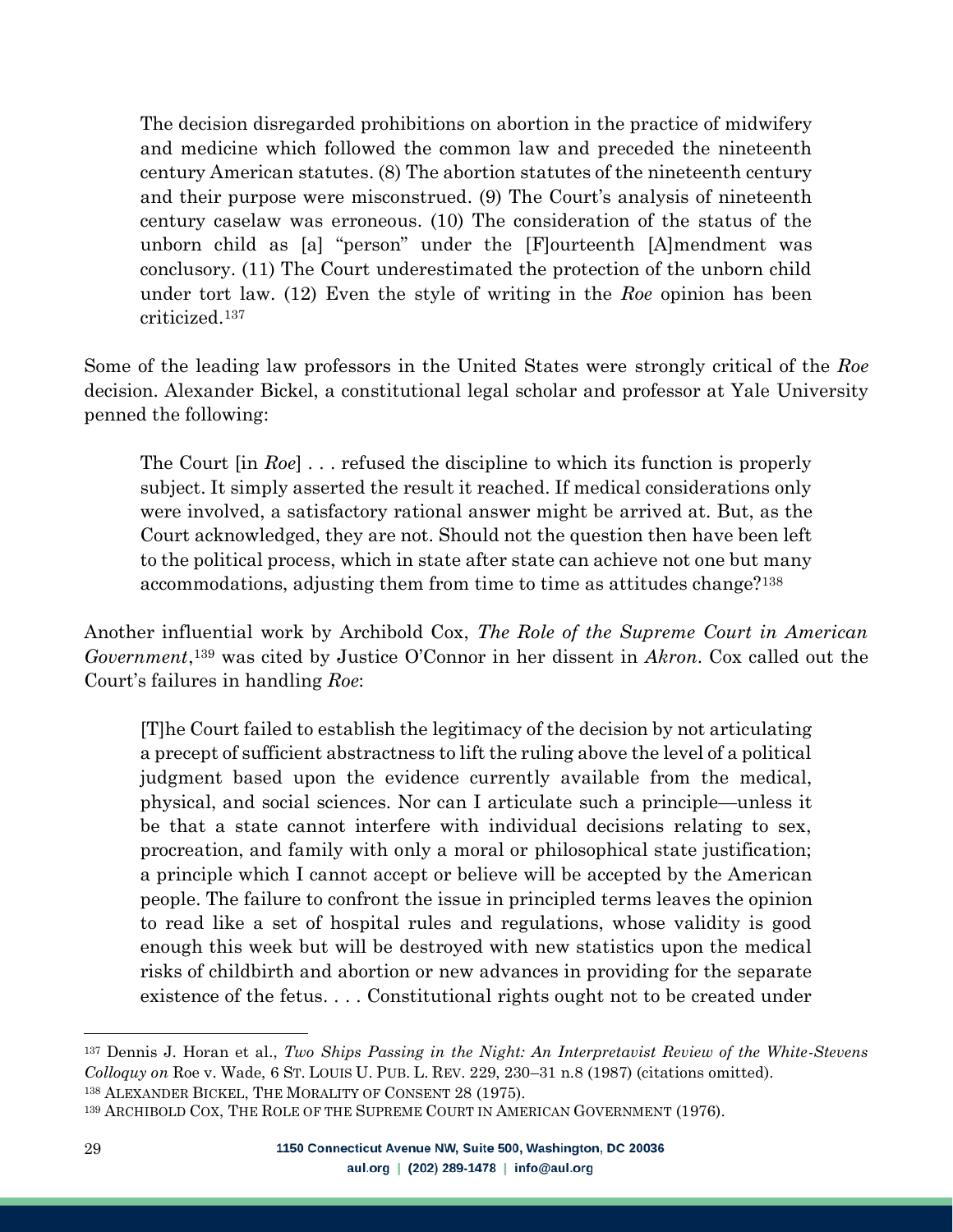> The decision disregarded prohibitions on abortion in the practice of midwifery and medicine which followed the common law and preceded the nineteenth century American statutes. (8) The abortion statutes of the nineteenth century and their purpose were misconstrued. (9) The Court's analysis of nineteenth century caselaw was erroneous. (10) The consideration of the status of the unborn child as [a] "person" under the [F]ourteenth [A]mendment was conclusory. (11) The Court underestimated the protection of the unborn child under tort law. (12) Even the style of writing in the *Roe* opinion has been criticized.[137]

Some of the leading law professors in the United States were strongly critical of the *Roe* decision. Alexander Bickel, a constitutional legal scholar and professor at Yale University penned the following:

> The Court [in *Roe*] . . . refused the discipline to which its function is properly subject. It simply asserted the result it reached. If medical considerations only were involved, a satisfactory rational answer might be arrived at. But, as the Court acknowledged, they are not. Should not the question then have been left to the political process, which in state after state can achieve not one but many accommodations, adjusting them from time to time as attitudes change?[138]

Another influential work by Archibold Cox, *The Role of the Supreme Court in American Government*,[139] was cited by Justice O'Connor in her dissent in *Akron*. Cox called out the Court's failures in handling *Roe*:

> [T]he Court failed to establish the legitimacy of the decision by not articulating a precept of sufficient abstractness to lift the ruling above the level of a political judgment based upon the evidence currently available from the medical, physical, and social sciences. Nor can I articulate such a principle—unless it be that a state cannot interfere with individual decisions relating to sex, procreation, and family with only a moral or philosophical state justification; a principle which I cannot accept or believe will be accepted by the American people. The failure to confront the issue in principled terms leaves the opinion to read like a set of hospital rules and regulations, whose validity is good enough this week but will be destroyed with new statistics upon the medical risks of childbirth and abortion or new advances in providing for the separate existence of the fetus. . . . Constitutional rights ought not to be created under

---

[137] Dennis J. Horan et al., *Two Ships Passing in the Night: An Interpretavist Review of the White-Stevens Colloquy on* Roe v. Wade, 6 ST. LOUIS U. PUB. L. REV. 229, 230–31 n.8 (1987) (citations omitted).

[138] ALEXANDER BICKEL, THE MORALITY OF CONSENT 28 (1975).

[139] ARCHIBOLD COX, THE ROLE OF THE SUPREME COURT IN AMERICAN GOVERNMENT (1976).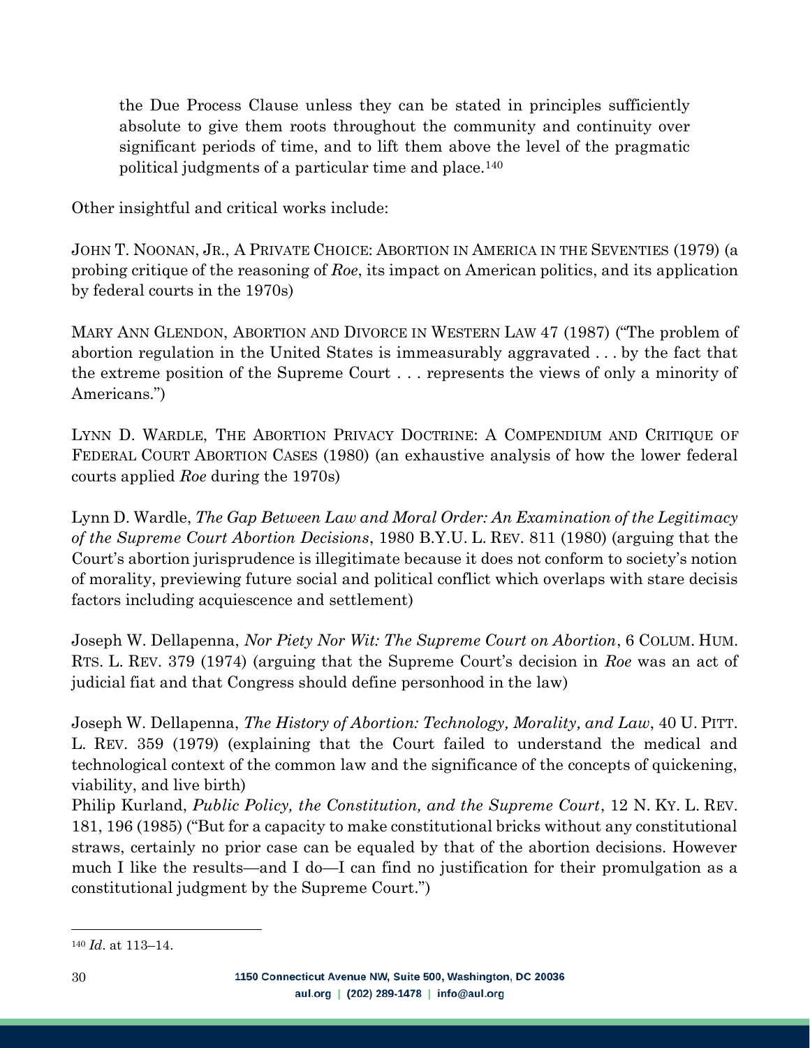> the Due Process Clause unless they can be stated in principles sufficiently absolute to give them roots throughout the community and continuity over significant periods of time, and to lift them above the level of the pragmatic political judgments of a particular time and place.[140]

Other insightful and critical works include:

JOHN T. NOONAN, JR., A PRIVATE CHOICE: ABORTION IN AMERICA IN THE SEVENTIES (1979) (a probing critique of the reasoning of *Roe*, its impact on American politics, and its application by federal courts in the 1970s)

MARY ANN GLENDON, ABORTION AND DIVORCE IN WESTERN LAW 47 (1987) ("The problem of abortion regulation in the United States is immeasurably aggravated . . . by the fact that the extreme position of the Supreme Court . . . represents the views of only a minority of Americans.")

LYNN D. WARDLE, THE ABORTION PRIVACY DOCTRINE: A COMPENDIUM AND CRITIQUE OF FEDERAL COURT ABORTION CASES (1980) (an exhaustive analysis of how the lower federal courts applied *Roe* during the 1970s)

Lynn D. Wardle, *The Gap Between Law and Moral Order: An Examination of the Legitimacy of the Supreme Court Abortion Decisions*, 1980 B.Y.U. L. REV. 811 (1980) (arguing that the Court's abortion jurisprudence is illegitimate because it does not conform to society's notion of morality, previewing future social and political conflict which overlaps with stare decisis factors including acquiescence and settlement)

Joseph W. Dellapenna, *Nor Piety Nor Wit: The Supreme Court on Abortion*, 6 COLUM. HUM. RTS. L. REV. 379 (1974) (arguing that the Supreme Court's decision in *Roe* was an act of judicial fiat and that Congress should define personhood in the law)

Joseph W. Dellapenna, *The History of Abortion: Technology, Morality, and Law*, 40 U. PITT. L. REV. 359 (1979) (explaining that the Court failed to understand the medical and technological context of the common law and the significance of the concepts of quickening, viability, and live birth)

Philip Kurland, *Public Policy, the Constitution, and the Supreme Court*, 12 N. KY. L. REV. 181, 196 (1985) ("But for a capacity to make constitutional bricks without any constitutional straws, certainly no prior case can be equaled by that of the abortion decisions. However much I like the results—and I do—I can find no justification for their promulgation as a constitutional judgment by the Supreme Court.")

---

[140] *Id.* at 113–14.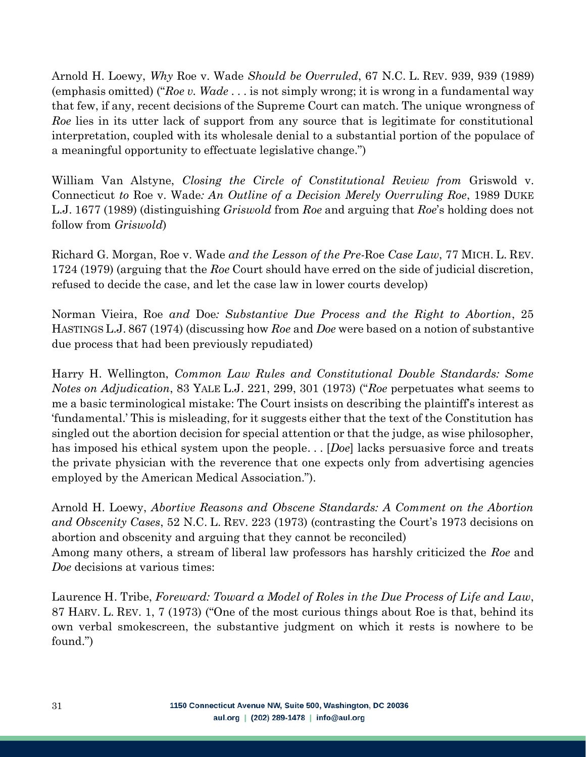Arnold H. Loewy, *Why* Roe v. Wade *Should be Overruled*, 67 N.C. L. REV. 939, 939 (1989) (emphasis omitted) ("*Roe v. Wade* . . . is not simply wrong; it is wrong in a fundamental way that few, if any, recent decisions of the Supreme Court can match. The unique wrongness of *Roe* lies in its utter lack of support from any source that is legitimate for constitutional interpretation, coupled with its wholesale denial to a substantial portion of the populace of a meaningful opportunity to effectuate legislative change.")

William Van Alstyne, *Closing the Circle of Constitutional Review from* Griswold v. Connecticut *to* Roe v. Wade*: An Outline of a Decision Merely Overruling Roe*, 1989 DUKE L.J. 1677 (1989) (distinguishing *Griswold* from *Roe* and arguing that *Roe*'s holding does not follow from *Griswold*)

Richard G. Morgan, Roe v. Wade *and the Lesson of the Pre-*Roe *Case Law*, 77 MICH. L. REV. 1724 (1979) (arguing that the *Roe* Court should have erred on the side of judicial discretion, refused to decide the case, and let the case law in lower courts develop)

Norman Vieira, Roe *and* Doe*: Substantive Due Process and the Right to Abortion*, 25 HASTINGS L.J. 867 (1974) (discussing how *Roe* and *Doe* were based on a notion of substantive due process that had been previously repudiated)

Harry H. Wellington, *Common Law Rules and Constitutional Double Standards: Some Notes on Adjudication*, 83 YALE L.J. 221, 299, 301 (1973) ("*Roe* perpetuates what seems to me a basic terminological mistake: The Court insists on describing the plaintiff's interest as 'fundamental.' This is misleading, for it suggests either that the text of the Constitution has singled out the abortion decision for special attention or that the judge, as wise philosopher, has imposed his ethical system upon the people. . . [*Doe*] lacks persuasive force and treats the private physician with the reverence that one expects only from advertising agencies employed by the American Medical Association.").

Arnold H. Loewy, *Abortive Reasons and Obscene Standards: A Comment on the Abortion and Obscenity Cases*, 52 N.C. L. REV. 223 (1973) (contrasting the Court's 1973 decisions on abortion and obscenity and arguing that they cannot be reconciled)

Among many others, a stream of liberal law professors has harshly criticized the *Roe* and *Doe* decisions at various times:

Laurence H. Tribe, *Foreward: Toward a Model of Roles in the Due Process of Life and Law*, 87 HARV. L. REV. 1, 7 (1973) ("One of the most curious things about Roe is that, behind its own verbal smokescreen, the substantive judgment on which it rests is nowhere to be found.")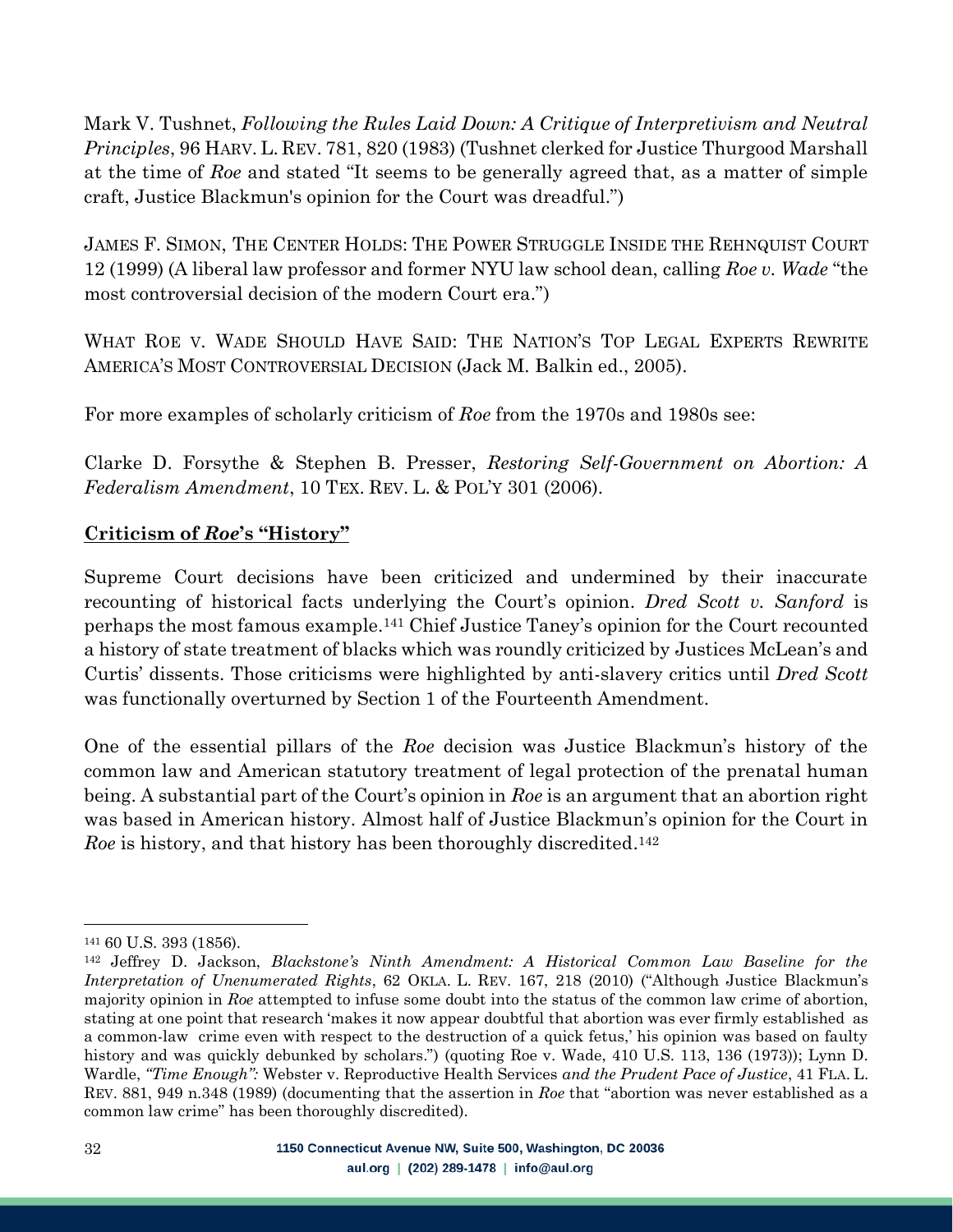Mark V. Tushnet, *Following the Rules Laid Down: A Critique of Interpretivism and Neutral Principles*, 96 HARV. L. REV. 781, 820 (1983) (Tushnet clerked for Justice Thurgood Marshall at the time of *Roe* and stated "It seems to be generally agreed that, as a matter of simple craft, Justice Blackmun's opinion for the Court was dreadful.")

JAMES F. SIMON, THE CENTER HOLDS: THE POWER STRUGGLE INSIDE THE REHNQUIST COURT 12 (1999) (A liberal law professor and former NYU law school dean, calling *Roe v. Wade* "the most controversial decision of the modern Court era.")

WHAT ROE V. WADE SHOULD HAVE SAID: THE NATION'S TOP LEGAL EXPERTS REWRITE AMERICA'S MOST CONTROVERSIAL DECISION (Jack M. Balkin ed., 2005).

For more examples of scholarly criticism of *Roe* from the 1970s and 1980s see:

Clarke D. Forsythe & Stephen B. Presser, *Restoring Self-Government on Abortion: A Federalism Amendment*, 10 TEX. REV. L. & POL'Y 301 (2006).

**Criticism of *Roe*'s "History"**

Supreme Court decisions have been criticized and undermined by their inaccurate recounting of historical facts underlying the Court's opinion. *Dred Scott v. Sanford* is perhaps the most famous example.[141] Chief Justice Taney's opinion for the Court recounted a history of state treatment of blacks which was roundly criticized by Justices McLean's and Curtis' dissents. Those criticisms were highlighted by anti-slavery critics until *Dred Scott* was functionally overturned by Section 1 of the Fourteenth Amendment.

One of the essential pillars of the *Roe* decision was Justice Blackmun's history of the common law and American statutory treatment of legal protection of the prenatal human being. A substantial part of the Court's opinion in *Roe* is an argument that an abortion right was based in American history. Almost half of Justice Blackmun's opinion for the Court in *Roe* is history, and that history has been thoroughly discredited.[142]

---

[141] 60 U.S. 393 (1856).

[142] Jeffrey D. Jackson, *Blackstone's Ninth Amendment: A Historical Common Law Baseline for the Interpretation of Unenumerated Rights*, 62 OKLA. L. REV. 167, 218 (2010) ("Although Justice Blackmun's majority opinion in *Roe* attempted to infuse some doubt into the status of the common law crime of abortion, stating at one point that research 'makes it now appear doubtful that abortion was ever firmly established as a common-law crime even with respect to the destruction of a quick fetus,' his opinion was based on faulty history and was quickly debunked by scholars.") (quoting Roe v. Wade, 410 U.S. 113, 136 (1973)); Lynn D. Wardle, *"Time Enough":* Webster v. Reproductive Health Services *and the Prudent Pace of Justice*, 41 FLA. L. REV. 881, 949 n.348 (1989) (documenting that the assertion in *Roe* that "abortion was never established as a common law crime" has been thoroughly discredited).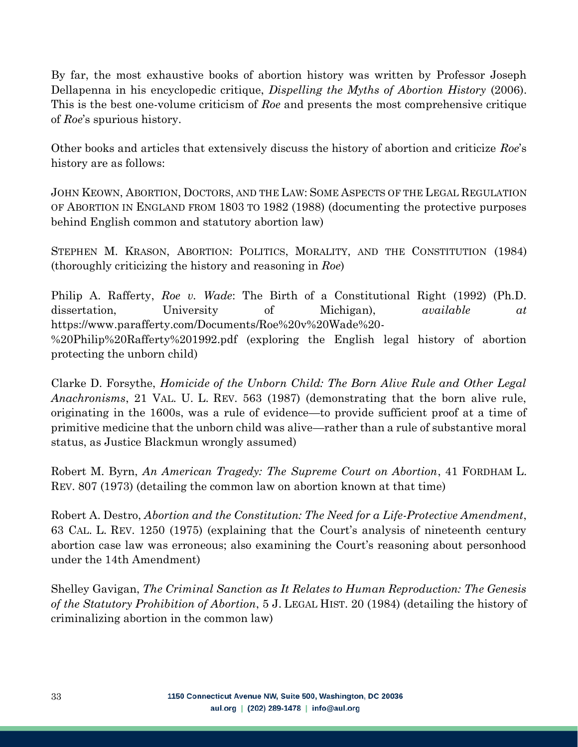By far, the most exhaustive books of abortion history was written by Professor Joseph Dellapenna in his encyclopedic critique, *Dispelling the Myths of Abortion History* (2006). This is the best one-volume criticism of *Roe* and presents the most comprehensive critique of *Roe*'s spurious history.

Other books and articles that extensively discuss the history of abortion and criticize *Roe*'s history are as follows:

JOHN KEOWN, ABORTION, DOCTORS, AND THE LAW: SOME ASPECTS OF THE LEGAL REGULATION OF ABORTION IN ENGLAND FROM 1803 TO 1982 (1988) (documenting the protective purposes behind English common and statutory abortion law)

STEPHEN M. KRASON, ABORTION: POLITICS, MORALITY, AND THE CONSTITUTION (1984) (thoroughly criticizing the history and reasoning in *Roe*)

Philip A. Rafferty, *Roe v. Wade*: The Birth of a Constitutional Right (1992) (Ph.D. dissertation, University of Michigan), *available at* https://www.parafferty.com/Documents/Roe%20v%20Wade%20-%20Philip%20Rafferty%201992.pdf (exploring the English legal history of abortion protecting the unborn child)

Clarke D. Forsythe, *Homicide of the Unborn Child: The Born Alive Rule and Other Legal Anachronisms*, 21 VAL. U. L. REV. 563 (1987) (demonstrating that the born alive rule, originating in the 1600s, was a rule of evidence—to provide sufficient proof at a time of primitive medicine that the unborn child was alive—rather than a rule of substantive moral status, as Justice Blackmun wrongly assumed)

Robert M. Byrn, *An American Tragedy: The Supreme Court on Abortion*, 41 FORDHAM L. REV. 807 (1973) (detailing the common law on abortion known at that time)

Robert A. Destro, *Abortion and the Constitution: The Need for a Life-Protective Amendment*, 63 CAL. L. REV. 1250 (1975) (explaining that the Court's analysis of nineteenth century abortion case law was erroneous; also examining the Court's reasoning about personhood under the 14th Amendment)

Shelley Gavigan, *The Criminal Sanction as It Relates to Human Reproduction: The Genesis of the Statutory Prohibition of Abortion*, 5 J. LEGAL HIST. 20 (1984) (detailing the history of criminalizing abortion in the common law)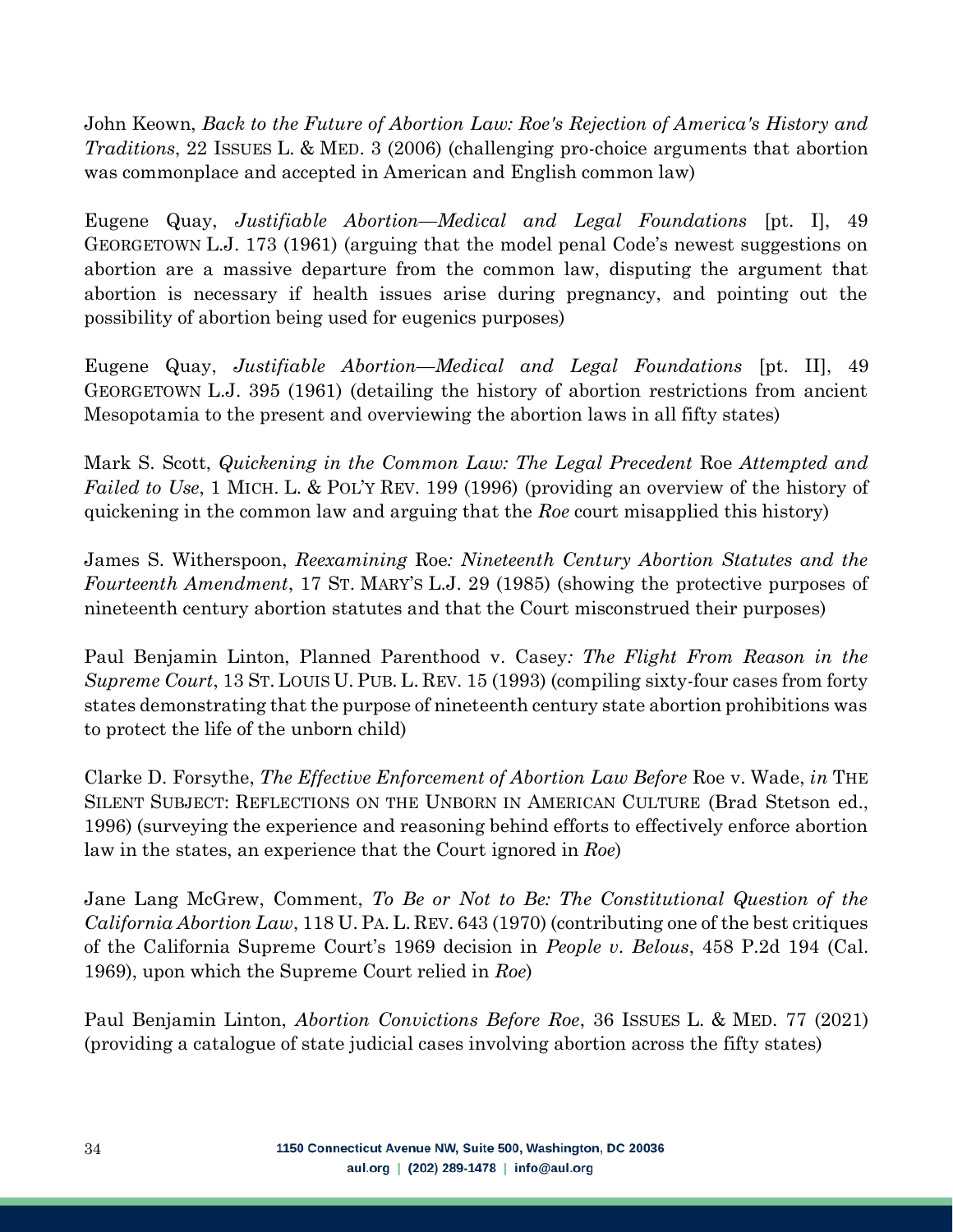John Keown, *Back to the Future of Abortion Law: Roe's Rejection of America's History and Traditions*, 22 ISSUES L. & MED. 3 (2006) (challenging pro-choice arguments that abortion was commonplace and accepted in American and English common law)

Eugene Quay, *Justifiable Abortion—Medical and Legal Foundations* [pt. I], 49 GEORGETOWN L.J. 173 (1961) (arguing that the model penal Code's newest suggestions on abortion are a massive departure from the common law, disputing the argument that abortion is necessary if health issues arise during pregnancy, and pointing out the possibility of abortion being used for eugenics purposes)

Eugene Quay, *Justifiable Abortion—Medical and Legal Foundations* [pt. II], 49 GEORGETOWN L.J. 395 (1961) (detailing the history of abortion restrictions from ancient Mesopotamia to the present and overviewing the abortion laws in all fifty states)

Mark S. Scott, *Quickening in the Common Law: The Legal Precedent* Roe *Attempted and Failed to Use*, 1 MICH. L. & POL'Y REV. 199 (1996) (providing an overview of the history of quickening in the common law and arguing that the *Roe* court misapplied this history)

James S. Witherspoon, *Reexamining* Roe*: Nineteenth Century Abortion Statutes and the Fourteenth Amendment*, 17 ST. MARY'S L.J. 29 (1985) (showing the protective purposes of nineteenth century abortion statutes and that the Court misconstrued their purposes)

Paul Benjamin Linton, Planned Parenthood v. Casey*: The Flight From Reason in the Supreme Court*, 13 ST. LOUIS U. PUB. L. REV. 15 (1993) (compiling sixty-four cases from forty states demonstrating that the purpose of nineteenth century state abortion prohibitions was to protect the life of the unborn child)

Clarke D. Forsythe, *The Effective Enforcement of Abortion Law Before* Roe v. Wade, *in* THE SILENT SUBJECT: REFLECTIONS ON THE UNBORN IN AMERICAN CULTURE (Brad Stetson ed., 1996) (surveying the experience and reasoning behind efforts to effectively enforce abortion law in the states, an experience that the Court ignored in *Roe*)

Jane Lang McGrew, Comment, *To Be or Not to Be: The Constitutional Question of the California Abortion Law*, 118 U. PA. L. REV. 643 (1970) (contributing one of the best critiques of the California Supreme Court's 1969 decision in *People v. Belous*, 458 P.2d 194 (Cal. 1969), upon which the Supreme Court relied in *Roe*)

Paul Benjamin Linton, *Abortion Convictions Before Roe*, 36 ISSUES L. & MED. 77 (2021) (providing a catalogue of state judicial cases involving abortion across the fifty states)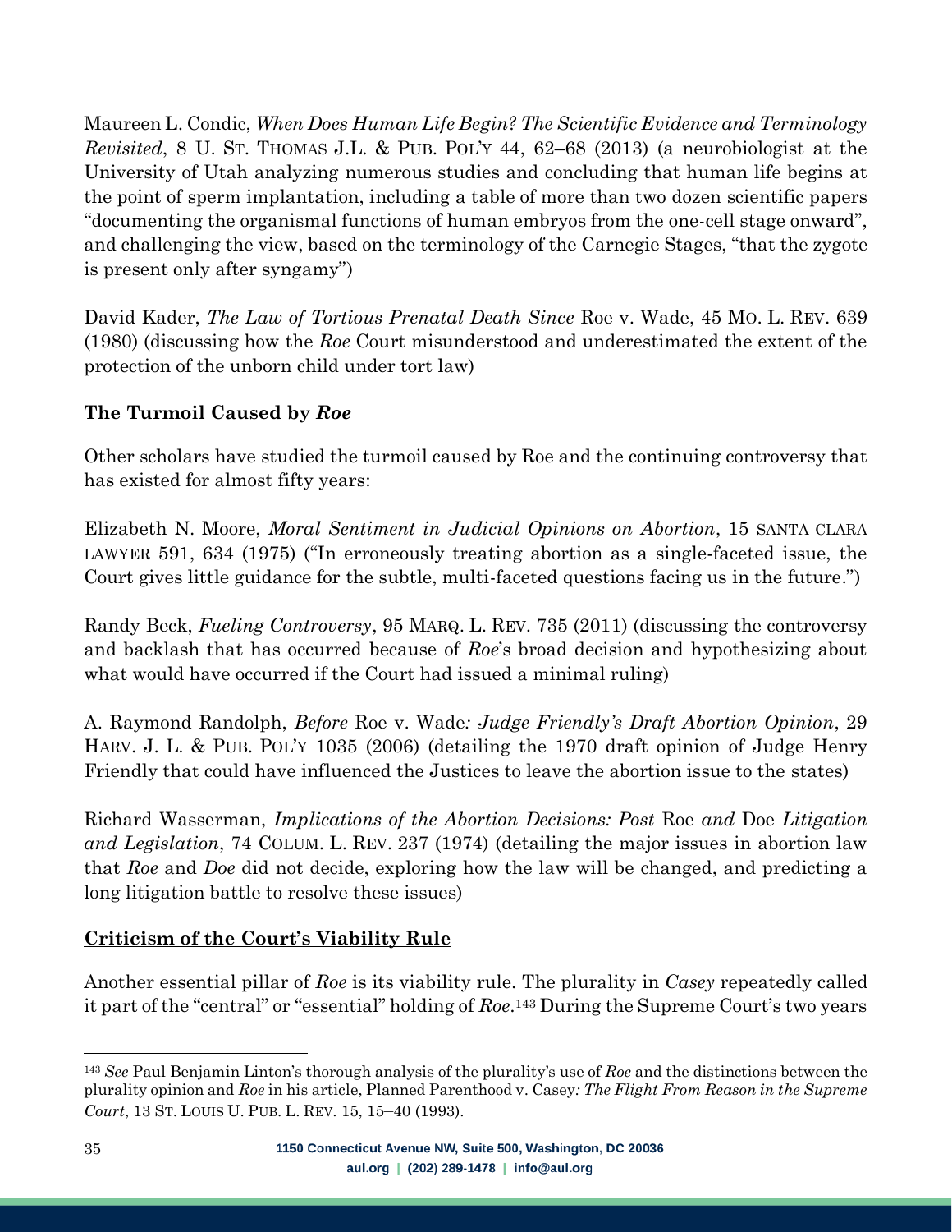Maureen L. Condic, *When Does Human Life Begin? The Scientific Evidence and Terminology Revisited*, 8 U. ST. THOMAS J.L. & PUB. POL'Y 44, 62–68 (2013) (a neurobiologist at the University of Utah analyzing numerous studies and concluding that human life begins at the point of sperm implantation, including a table of more than two dozen scientific papers "documenting the organismal functions of human embryos from the one-cell stage onward", and challenging the view, based on the terminology of the Carnegie Stages, "that the zygote is present only after syngamy")

David Kader, *The Law of Tortious Prenatal Death Since* Roe v. Wade, 45 MO. L. REV. 639 (1980) (discussing how the *Roe* Court misunderstood and underestimated the extent of the protection of the unborn child under tort law)

**<u>The Turmoil Caused by *Roe*</u>**

Other scholars have studied the turmoil caused by Roe and the continuing controversy that has existed for almost fifty years:

Elizabeth N. Moore, *Moral Sentiment in Judicial Opinions on Abortion*, 15 SANTA CLARA LAWYER 591, 634 (1975) ("In erroneously treating abortion as a single-faceted issue, the Court gives little guidance for the subtle, multi-faceted questions facing us in the future.")

Randy Beck, *Fueling Controversy*, 95 MARQ. L. REV. 735 (2011) (discussing the controversy and backlash that has occurred because of *Roe*'s broad decision and hypothesizing about what would have occurred if the Court had issued a minimal ruling)

A. Raymond Randolph, *Before* Roe v. Wade*: Judge Friendly's Draft Abortion Opinion*, 29 HARV. J. L. & PUB. POL'Y 1035 (2006) (detailing the 1970 draft opinion of Judge Henry Friendly that could have influenced the Justices to leave the abortion issue to the states)

Richard Wasserman, *Implications of the Abortion Decisions: Post* Roe *and* Doe *Litigation and Legislation*, 74 COLUM. L. REV. 237 (1974) (detailing the major issues in abortion law that *Roe* and *Doe* did not decide, exploring how the law will be changed, and predicting a long litigation battle to resolve these issues)

**<u>Criticism of the Court's Viability Rule</u>**

Another essential pillar of *Roe* is its viability rule. The plurality in *Casey* repeatedly called it part of the "central" or "essential" holding of *Roe*.[143] During the Supreme Court's two years

[143] *See* Paul Benjamin Linton's thorough analysis of the plurality's use of *Roe* and the distinctions between the plurality opinion and *Roe* in his article, Planned Parenthood v. Casey*: The Flight From Reason in the Supreme Court*, 13 ST. LOUIS U. PUB. L. REV. 15, 15–40 (1993).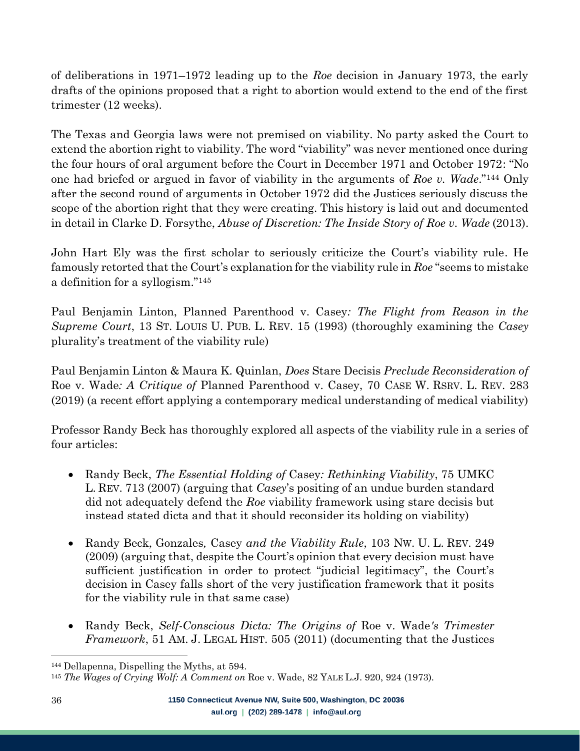of deliberations in 1971–1972 leading up to the *Roe* decision in January 1973, the early drafts of the opinions proposed that a right to abortion would extend to the end of the first trimester (12 weeks).

The Texas and Georgia laws were not premised on viability. No party asked the Court to extend the abortion right to viability. The word "viability" was never mentioned once during the four hours of oral argument before the Court in December 1971 and October 1972: "No one had briefed or argued in favor of viability in the arguments of *Roe v. Wade*."[144] Only after the second round of arguments in October 1972 did the Justices seriously discuss the scope of the abortion right that they were creating. This history is laid out and documented in detail in Clarke D. Forsythe, *Abuse of Discretion: The Inside Story of Roe v. Wade* (2013).

John Hart Ely was the first scholar to seriously criticize the Court's viability rule. He famously retorted that the Court's explanation for the viability rule in *Roe* "seems to mistake a definition for a syllogism."[145]

Paul Benjamin Linton, Planned Parenthood v. Casey*: The Flight from Reason in the Supreme Court*, 13 ST. LOUIS U. PUB. L. REV. 15 (1993) (thoroughly examining the *Casey* plurality's treatment of the viability rule)

Paul Benjamin Linton & Maura K. Quinlan, *Does* Stare Decisis *Preclude Reconsideration of* Roe v. Wade*: A Critique of* Planned Parenthood v. Casey, 70 CASE W. RSRV. L. REV. 283 (2019) (a recent effort applying a contemporary medical understanding of medical viability)

Professor Randy Beck has thoroughly explored all aspects of the viability rule in a series of four articles:

- Randy Beck, *The Essential Holding of* Casey*: Rethinking Viability*, 75 UMKC L. REV. 713 (2007) (arguing that *Casey*'s positing of an undue burden standard did not adequately defend the *Roe* viability framework using stare decisis but instead stated dicta and that it should reconsider its holding on viability)
- Randy Beck, Gonzales*,* Casey *and the Viability Rule*, 103 NW. U. L. REV. 249 (2009) (arguing that, despite the Court's opinion that every decision must have sufficient justification in order to protect "judicial legitimacy", the Court's decision in Casey falls short of the very justification framework that it posits for the viability rule in that same case)
- Randy Beck, *Self-Conscious Dicta: The Origins of* Roe v. Wade*'s Trimester Framework*, 51 AM. J. LEGAL HIST. 505 (2011) (documenting that the Justices

[144] Dellapenna, Dispelling the Myths, at 594.

[145] *The Wages of Crying Wolf: A Comment on* Roe v. Wade, 82 YALE L.J. 920, 924 (1973).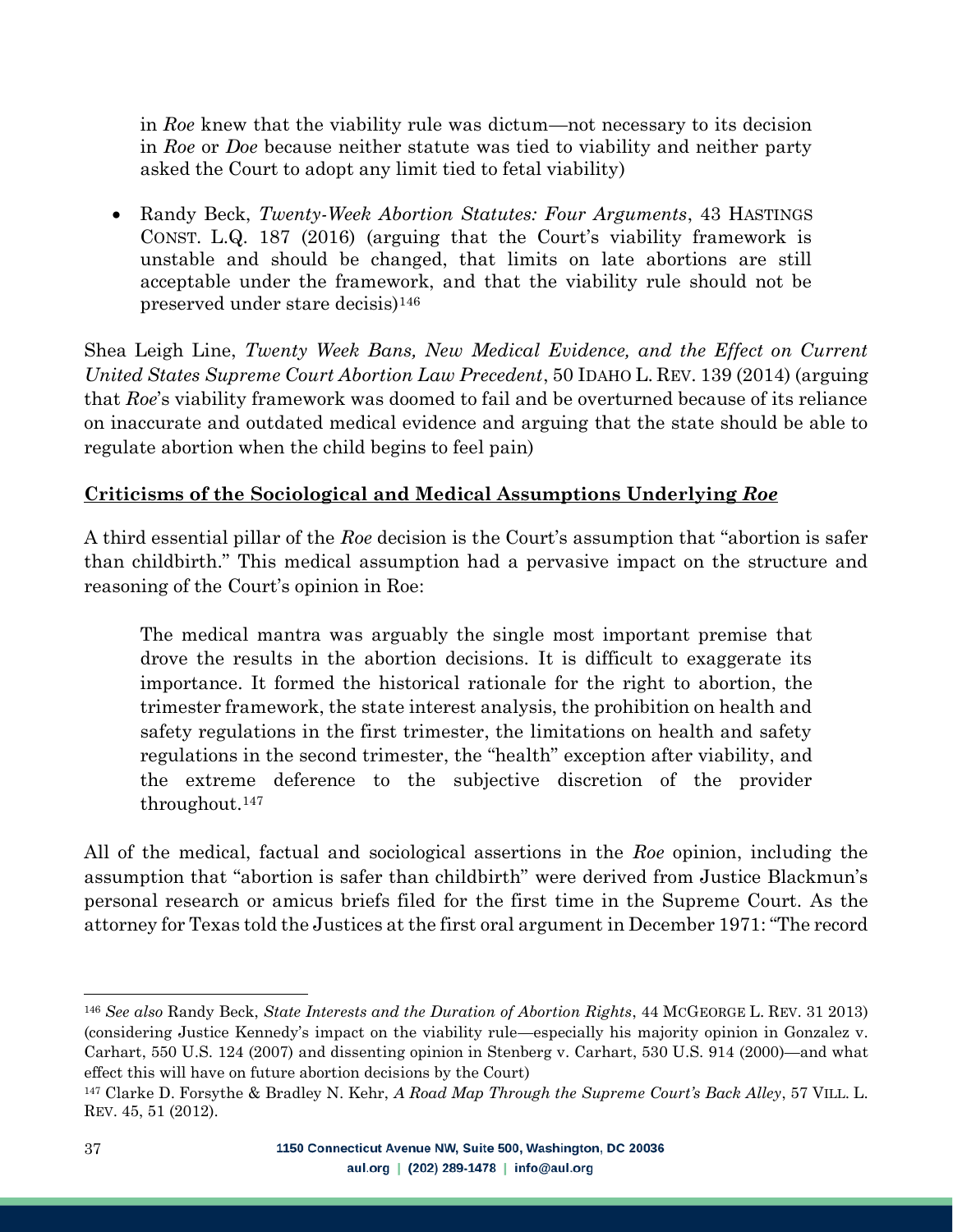in *Roe* knew that the viability rule was dictum—not necessary to its decision in *Roe* or *Doe* because neither statute was tied to viability and neither party asked the Court to adopt any limit tied to fetal viability)

- Randy Beck, *Twenty-Week Abortion Statutes: Four Arguments*, 43 HASTINGS CONST. L.Q. 187 (2016) (arguing that the Court's viability framework is unstable and should be changed, that limits on late abortions are still acceptable under the framework, and that the viability rule should not be preserved under stare decisis)[146]

Shea Leigh Line, *Twenty Week Bans, New Medical Evidence, and the Effect on Current United States Supreme Court Abortion Law Precedent*, 50 IDAHO L. REV. 139 (2014) (arguing that *Roe*'s viability framework was doomed to fail and be overturned because of its reliance on inaccurate and outdated medical evidence and arguing that the state should be able to regulate abortion when the child begins to feel pain)

**Criticisms of the Sociological and Medical Assumptions Underlying *Roe***

A third essential pillar of the *Roe* decision is the Court's assumption that "abortion is safer than childbirth." This medical assumption had a pervasive impact on the structure and reasoning of the Court's opinion in Roe:

> The medical mantra was arguably the single most important premise that drove the results in the abortion decisions. It is difficult to exaggerate its importance. It formed the historical rationale for the right to abortion, the trimester framework, the state interest analysis, the prohibition on health and safety regulations in the first trimester, the limitations on health and safety regulations in the second trimester, the "health" exception after viability, and the extreme deference to the subjective discretion of the provider throughout.[147]

All of the medical, factual and sociological assertions in the *Roe* opinion, including the assumption that "abortion is safer than childbirth" were derived from Justice Blackmun's personal research or amicus briefs filed for the first time in the Supreme Court. As the attorney for Texas told the Justices at the first oral argument in December 1971: "The record

---

[146] *See also* Randy Beck, *State Interests and the Duration of Abortion Rights*, 44 MCGEORGE L. REV. 31 2013) (considering Justice Kennedy's impact on the viability rule—especially his majority opinion in Gonzalez v. Carhart, 550 U.S. 124 (2007) and dissenting opinion in Stenberg v. Carhart, 530 U.S. 914 (2000)—and what effect this will have on future abortion decisions by the Court)

[147] Clarke D. Forsythe & Bradley N. Kehr, *A Road Map Through the Supreme Court's Back Alley*, 57 VILL. L. REV. 45, 51 (2012).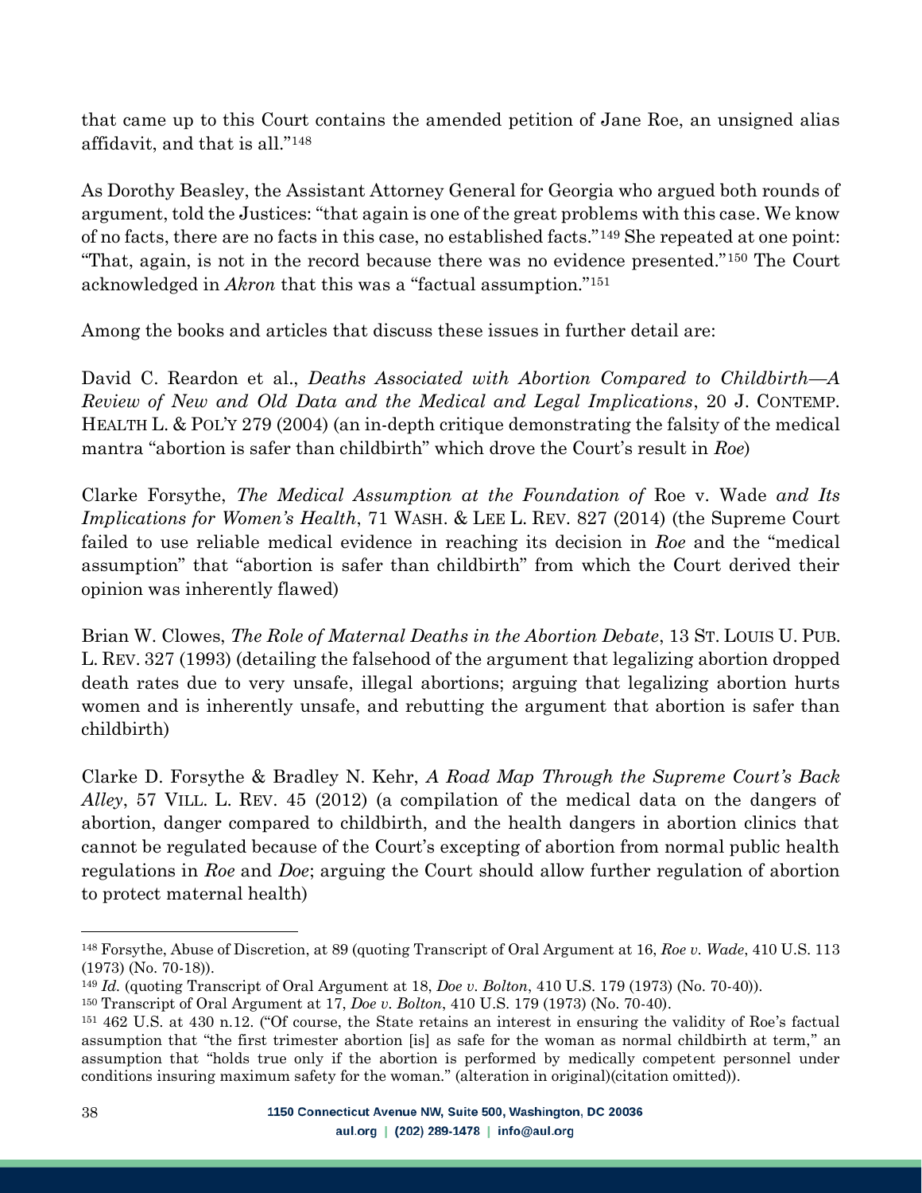that came up to this Court contains the amended petition of Jane Roe, an unsigned alias affidavit, and that is all."[148]

As Dorothy Beasley, the Assistant Attorney General for Georgia who argued both rounds of argument, told the Justices: "that again is one of the great problems with this case. We know of no facts, there are no facts in this case, no established facts."[149] She repeated at one point: "That, again, is not in the record because there was no evidence presented."[150] The Court acknowledged in *Akron* that this was a "factual assumption."[151]

Among the books and articles that discuss these issues in further detail are:

David C. Reardon et al., *Deaths Associated with Abortion Compared to Childbirth—A Review of New and Old Data and the Medical and Legal Implications*, 20 J. CONTEMP. HEALTH L. & POL'Y 279 (2004) (an in-depth critique demonstrating the falsity of the medical mantra "abortion is safer than childbirth" which drove the Court's result in *Roe*)

Clarke Forsythe, *The Medical Assumption at the Foundation of* Roe v. Wade *and Its Implications for Women's Health*, 71 WASH. & LEE L. REV. 827 (2014) (the Supreme Court failed to use reliable medical evidence in reaching its decision in *Roe* and the "medical assumption" that "abortion is safer than childbirth" from which the Court derived their opinion was inherently flawed)

Brian W. Clowes, *The Role of Maternal Deaths in the Abortion Debate*, 13 ST. LOUIS U. PUB. L. REV. 327 (1993) (detailing the falsehood of the argument that legalizing abortion dropped death rates due to very unsafe, illegal abortions; arguing that legalizing abortion hurts women and is inherently unsafe, and rebutting the argument that abortion is safer than childbirth)

Clarke D. Forsythe & Bradley N. Kehr, *A Road Map Through the Supreme Court's Back Alley*, 57 VILL. L. REV. 45 (2012) (a compilation of the medical data on the dangers of abortion, danger compared to childbirth, and the health dangers in abortion clinics that cannot be regulated because of the Court's excepting of abortion from normal public health regulations in *Roe* and *Doe*; arguing the Court should allow further regulation of abortion to protect maternal health)

---

[148] Forsythe, Abuse of Discretion, at 89 (quoting Transcript of Oral Argument at 16, *Roe v. Wade*, 410 U.S. 113 (1973) (No. 70-18)).

[149] *Id.* (quoting Transcript of Oral Argument at 18, *Doe v. Bolton*, 410 U.S. 179 (1973) (No. 70-40)).

[150] Transcript of Oral Argument at 17, *Doe v. Bolton*, 410 U.S. 179 (1973) (No. 70-40).

[151] 462 U.S. at 430 n.12. ("Of course, the State retains an interest in ensuring the validity of Roe's factual assumption that "the first trimester abortion [is] as safe for the woman as normal childbirth at term," an assumption that "holds true only if the abortion is performed by medically competent personnel under conditions insuring maximum safety for the woman." (alteration in original)(citation omitted)).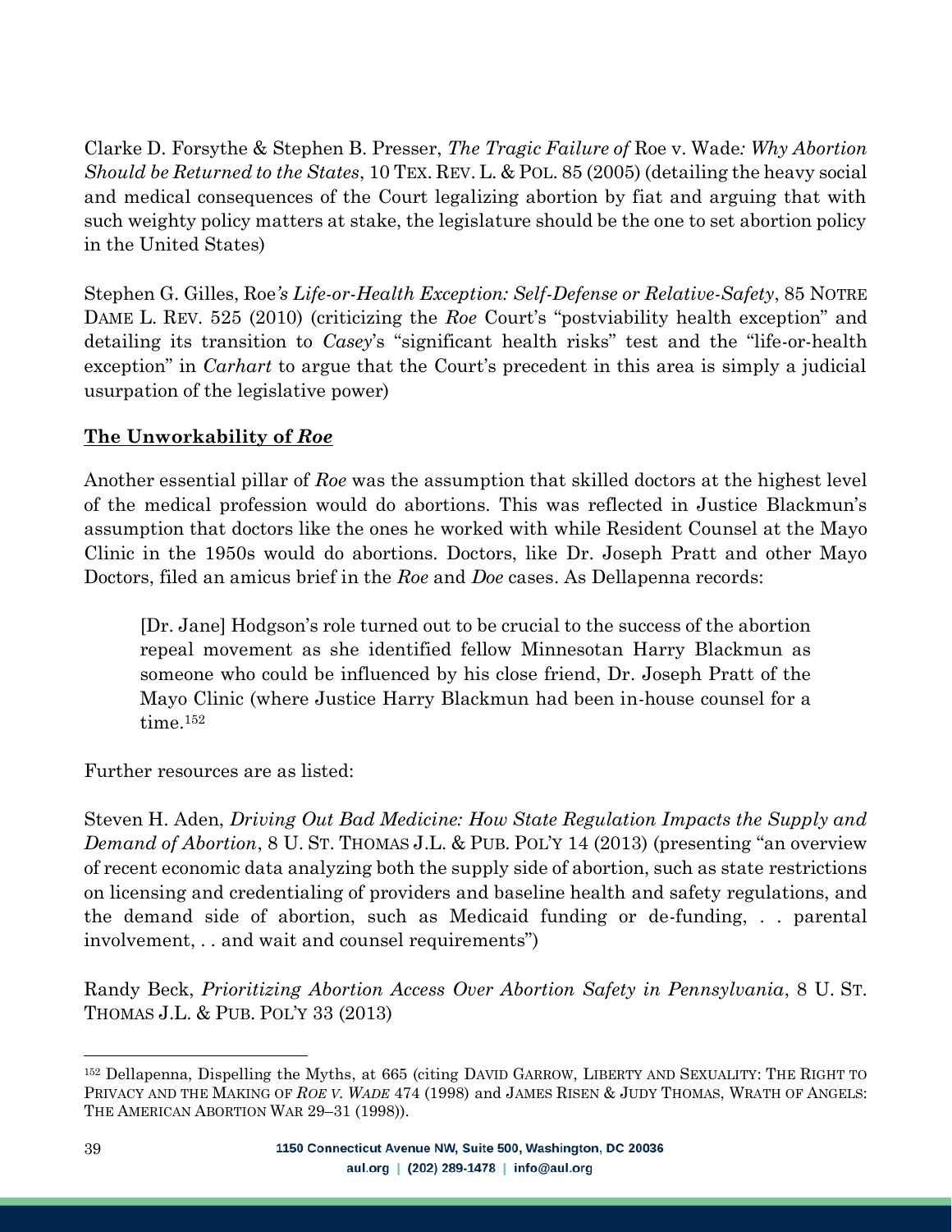Clarke D. Forsythe & Stephen B. Presser, *The Tragic Failure of* Roe v. Wade*: Why Abortion Should be Returned to the States*, 10 TEX. REV. L. & POL. 85 (2005) (detailing the heavy social and medical consequences of the Court legalizing abortion by fiat and arguing that with such weighty policy matters at stake, the legislature should be the one to set abortion policy in the United States)

Stephen G. Gilles, Roe*'s Life-or-Health Exception: Self-Defense or Relative-Safety*, 85 NOTRE DAME L. REV. 525 (2010) (criticizing the *Roe* Court's "postviability health exception" and detailing its transition to *Casey*'s "significant health risks" test and the "life-or-health exception" in *Carhart* to argue that the Court's precedent in this area is simply a judicial usurpation of the legislative power)

## **The Unworkability of *Roe***

Another essential pillar of *Roe* was the assumption that skilled doctors at the highest level of the medical profession would do abortions. This was reflected in Justice Blackmun's assumption that doctors like the ones he worked with while Resident Counsel at the Mayo Clinic in the 1950s would do abortions. Doctors, like Dr. Joseph Pratt and other Mayo Doctors, filed an amicus brief in the *Roe* and *Doe* cases. As Dellapenna records:

> [Dr. Jane] Hodgson's role turned out to be crucial to the success of the abortion repeal movement as she identified fellow Minnesotan Harry Blackmun as someone who could be influenced by his close friend, Dr. Joseph Pratt of the Mayo Clinic (where Justice Harry Blackmun had been in-house counsel for a time.[152]

Further resources are as listed:

Steven H. Aden, *Driving Out Bad Medicine: How State Regulation Impacts the Supply and Demand of Abortion*, 8 U. ST. THOMAS J.L. & PUB. POL'Y 14 (2013) (presenting "an overview of recent economic data analyzing both the supply side of abortion, such as state restrictions on licensing and credentialing of providers and baseline health and safety regulations, and the demand side of abortion, such as Medicaid funding or de-funding, . . parental involvement, . . and wait and counsel requirements")

Randy Beck, *Prioritizing Abortion Access Over Abortion Safety in Pennsylvania*, 8 U. ST. THOMAS J.L. & PUB. POL'Y 33 (2013)

---

[152] Dellapenna, Dispelling the Myths, at 665 (citing DAVID GARROW, LIBERTY AND SEXUALITY: THE RIGHT TO PRIVACY AND THE MAKING OF *ROE V. WADE* 474 (1998) and JAMES RISEN & JUDY THOMAS, WRATH OF ANGELS: THE AMERICAN ABORTION WAR 29–31 (1998)).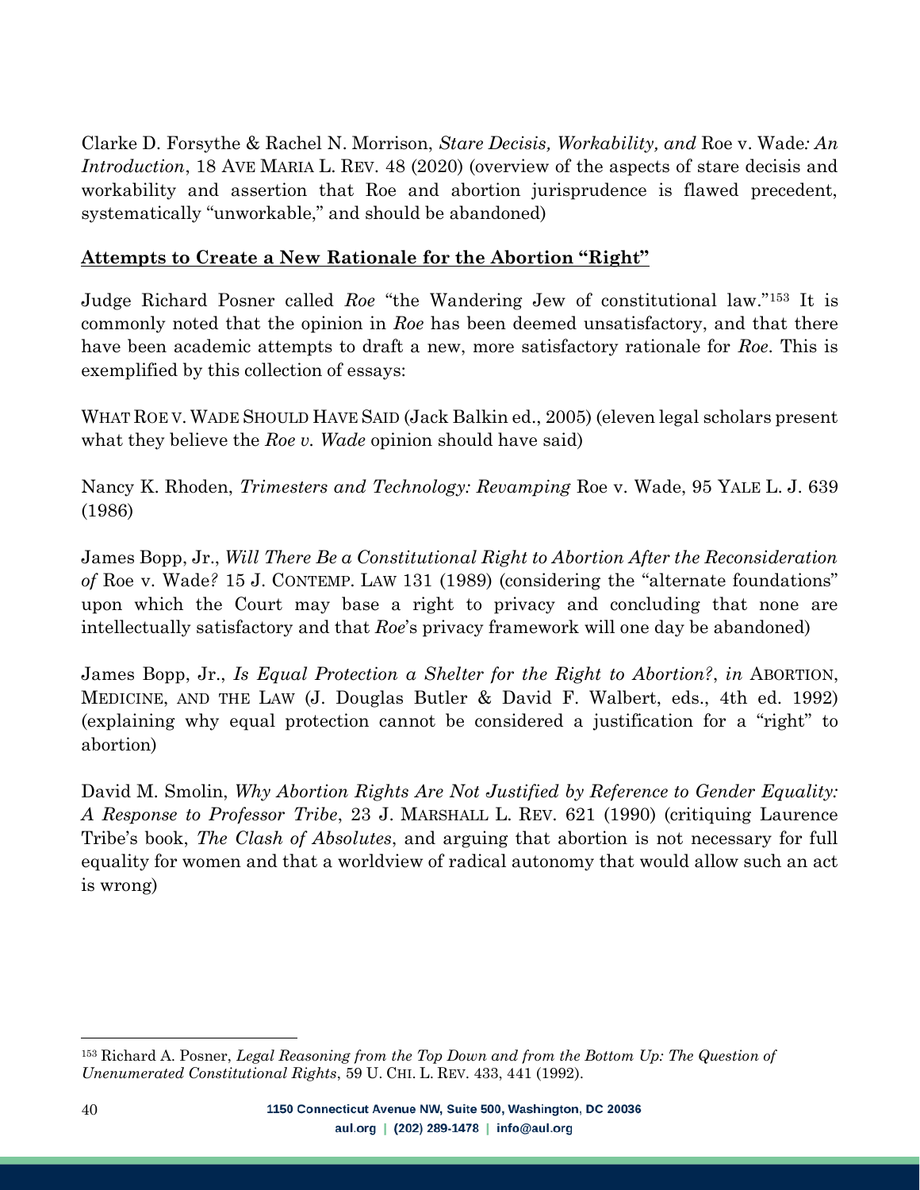Clarke D. Forsythe & Rachel N. Morrison, *Stare Decisis, Workability, and* Roe v. Wade*: An Introduction*, 18 AVE MARIA L. REV. 48 (2020) (overview of the aspects of stare decisis and workability and assertion that Roe and abortion jurisprudence is flawed precedent, systematically "unworkable," and should be abandoned)

**<u>Attempts to Create a New Rationale for the Abortion "Right"</u>**

Judge Richard Posner called *Roe* "the Wandering Jew of constitutional law."[153] It is commonly noted that the opinion in *Roe* has been deemed unsatisfactory, and that there have been academic attempts to draft a new, more satisfactory rationale for *Roe*. This is exemplified by this collection of essays:

WHAT ROE V. WADE SHOULD HAVE SAID (Jack Balkin ed., 2005) (eleven legal scholars present what they believe the *Roe v. Wade* opinion should have said)

Nancy K. Rhoden, *Trimesters and Technology: Revamping* Roe v. Wade, 95 YALE L. J. 639 (1986)

James Bopp, Jr., *Will There Be a Constitutional Right to Abortion After the Reconsideration of* Roe v. Wade*?* 15 J. CONTEMP. LAW 131 (1989) (considering the "alternate foundations" upon which the Court may base a right to privacy and concluding that none are intellectually satisfactory and that *Roe*'s privacy framework will one day be abandoned)

James Bopp, Jr., *Is Equal Protection a Shelter for the Right to Abortion?*, *in* ABORTION, MEDICINE, AND THE LAW (J. Douglas Butler & David F. Walbert, eds., 4th ed. 1992) (explaining why equal protection cannot be considered a justification for a "right" to abortion)

David M. Smolin, *Why Abortion Rights Are Not Justified by Reference to Gender Equality: A Response to Professor Tribe*, 23 J. MARSHALL L. REV. 621 (1990) (critiquing Laurence Tribe's book, *The Clash of Absolutes*, and arguing that abortion is not necessary for full equality for women and that a worldview of radical autonomy that would allow such an act is wrong)

---

[153] Richard A. Posner, *Legal Reasoning from the Top Down and from the Bottom Up: The Question of Unenumerated Constitutional Rights*, 59 U. CHI. L. REV. 433, 441 (1992).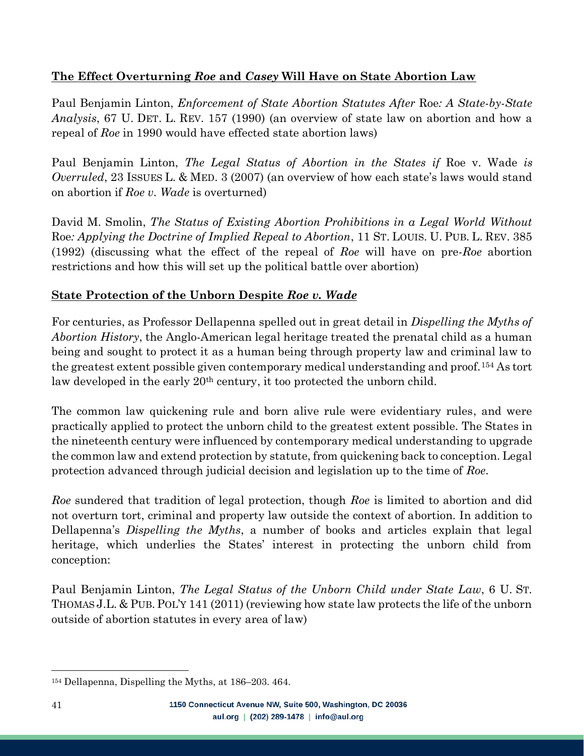## **The Effect Overturning *Roe* and *Casey* Will Have on State Abortion Law**

Paul Benjamin Linton, *Enforcement of State Abortion Statutes After* Roe*: A State-by-State Analysis*, 67 U. DET. L. REV. 157 (1990) (an overview of state law on abortion and how a repeal of *Roe* in 1990 would have effected state abortion laws)

Paul Benjamin Linton, *The Legal Status of Abortion in the States if* Roe v. Wade *is Overruled*, 23 ISSUES L. & MED. 3 (2007) (an overview of how each state's laws would stand on abortion if *Roe v. Wade* is overturned)

David M. Smolin, *The Status of Existing Abortion Prohibitions in a Legal World Without* Roe*: Applying the Doctrine of Implied Repeal to Abortion*, 11 ST. LOUIS. U. PUB. L. REV. 385 (1992) (discussing what the effect of the repeal of *Roe* will have on pre-*Roe* abortion restrictions and how this will set up the political battle over abortion)

## **State Protection of the Unborn Despite *Roe v. Wade***

For centuries, as Professor Dellapenna spelled out in great detail in *Dispelling the Myths of Abortion History*, the Anglo-American legal heritage treated the prenatal child as a human being and sought to protect it as a human being through property law and criminal law to the greatest extent possible given contemporary medical understanding and proof.[154] As tort law developed in the early 20th century, it too protected the unborn child.

The common law quickening rule and born alive rule were evidentiary rules, and were practically applied to protect the unborn child to the greatest extent possible. The States in the nineteenth century were influenced by contemporary medical understanding to upgrade the common law and extend protection by statute, from quickening back to conception. Legal protection advanced through judicial decision and legislation up to the time of *Roe*.

*Roe* sundered that tradition of legal protection, though *Roe* is limited to abortion and did not overturn tort, criminal and property law outside the context of abortion. In addition to Dellapenna's *Dispelling the Myths*, a number of books and articles explain that legal heritage, which underlies the States' interest in protecting the unborn child from conception:

Paul Benjamin Linton, *The Legal Status of the Unborn Child under State Law*, 6 U. ST. THOMAS J.L. & PUB. POL'Y 141 (2011) (reviewing how state law protects the life of the unborn outside of abortion statutes in every area of law)

---

[154] Dellapenna, Dispelling the Myths, at 186–203. 464.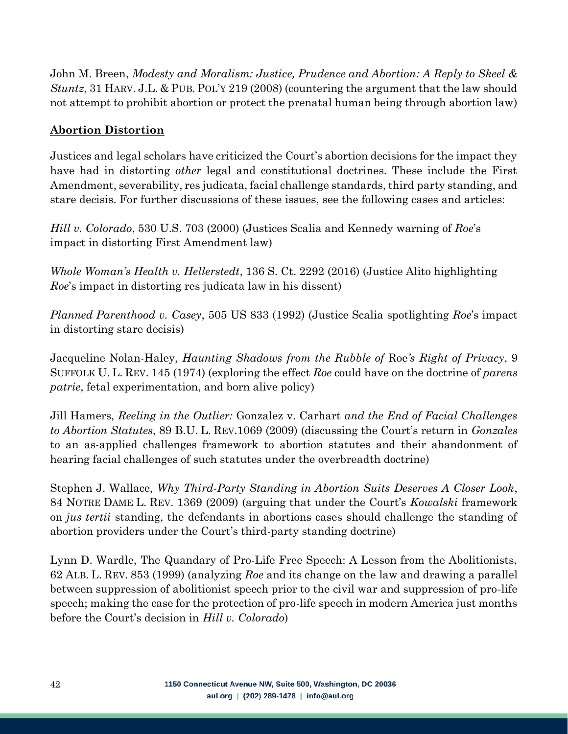John M. Breen, *Modesty and Moralism: Justice, Prudence and Abortion: A Reply to Skeel & Stuntz*, 31 HARV. J.L. & PUB. POL'Y 219 (2008) (countering the argument that the law should not attempt to prohibit abortion or protect the prenatal human being through abortion law)

**Abortion Distortion**

Justices and legal scholars have criticized the Court's abortion decisions for the impact they have had in distorting *other* legal and constitutional doctrines. These include the First Amendment, severability, res judicata, facial challenge standards, third party standing, and stare decisis. For further discussions of these issues, see the following cases and articles:

*Hill v. Colorado*, 530 U.S. 703 (2000) (Justices Scalia and Kennedy warning of *Roe*'s impact in distorting First Amendment law)

*Whole Woman's Health v. Hellerstedt*, 136 S. Ct. 2292 (2016) (Justice Alito highlighting *Roe*'s impact in distorting res judicata law in his dissent)

*Planned Parenthood v. Casey*, 505 US 833 (1992) (Justice Scalia spotlighting *Roe*'s impact in distorting stare decisis)

Jacqueline Nolan-Haley, *Haunting Shadows from the Rubble of* Roe*'s Right of Privacy*, 9 SUFFOLK U. L. REV. 145 (1974) (exploring the effect *Roe* could have on the doctrine of *parens patrie*, fetal experimentation, and born alive policy)

Jill Hamers, *Reeling in the Outlier:* Gonzalez v. Carhart *and the End of Facial Challenges to Abortion Statutes*, 89 B.U. L. REV.1069 (2009) (discussing the Court's return in *Gonzales* to an as-applied challenges framework to abortion statutes and their abandonment of hearing facial challenges of such statutes under the overbreadth doctrine)

Stephen J. Wallace, *Why Third-Party Standing in Abortion Suits Deserves A Closer Look*, 84 NOTRE DAME L. REV. 1369 (2009) (arguing that under the Court's *Kowalski* framework on *jus tertii* standing, the defendants in abortions cases should challenge the standing of abortion providers under the Court's third-party standing doctrine)

Lynn D. Wardle, The Quandary of Pro-Life Free Speech: A Lesson from the Abolitionists, 62 ALB. L. REV. 853 (1999) (analyzing *Roe* and its change on the law and drawing a parallel between suppression of abolitionist speech prior to the civil war and suppression of pro-life speech; making the case for the protection of pro-life speech in modern America just months before the Court's decision in *Hill v. Colorado*)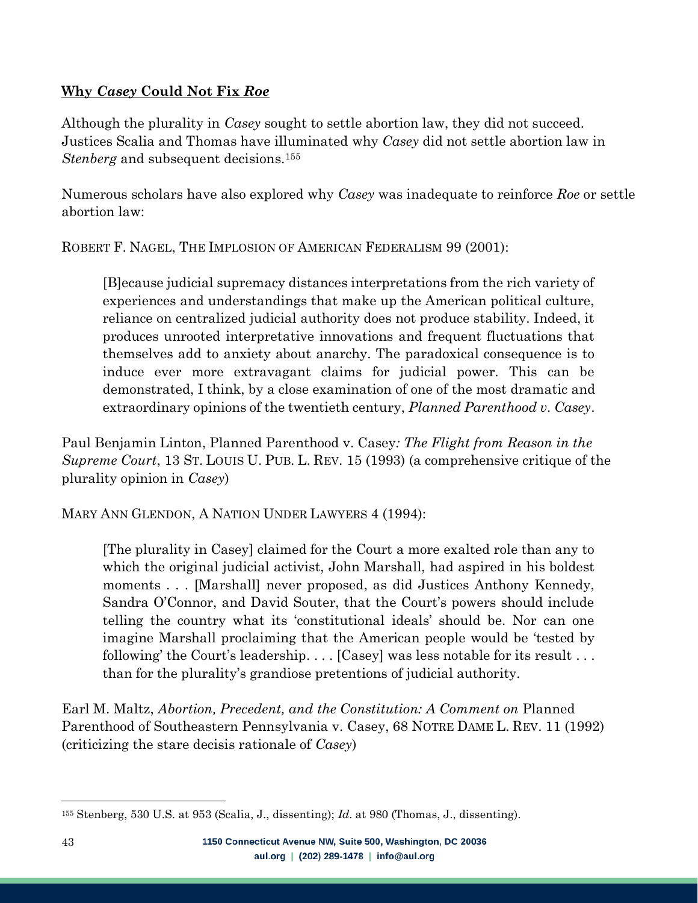## **Why *Casey* Could Not Fix *Roe***

Although the plurality in *Casey* sought to settle abortion law, they did not succeed. Justices Scalia and Thomas have illuminated why *Casey* did not settle abortion law in *Stenberg* and subsequent decisions.[155]

Numerous scholars have also explored why *Casey* was inadequate to reinforce *Roe* or settle abortion law:

ROBERT F. NAGEL, THE IMPLOSION OF AMERICAN FEDERALISM 99 (2001):

> [B]ecause judicial supremacy distances interpretations from the rich variety of experiences and understandings that make up the American political culture, reliance on centralized judicial authority does not produce stability. Indeed, it produces unrooted interpretative innovations and frequent fluctuations that themselves add to anxiety about anarchy. The paradoxical consequence is to induce ever more extravagant claims for judicial power. This can be demonstrated, I think, by a close examination of one of the most dramatic and extraordinary opinions of the twentieth century, *Planned Parenthood v. Casey*.

Paul Benjamin Linton, Planned Parenthood v. Casey*: The Flight from Reason in the Supreme Court*, 13 ST. LOUIS U. PUB. L. REV. 15 (1993) (a comprehensive critique of the plurality opinion in *Casey*)

MARY ANN GLENDON, A NATION UNDER LAWYERS 4 (1994):

> [The plurality in Casey] claimed for the Court a more exalted role than any to which the original judicial activist, John Marshall, had aspired in his boldest moments . . . [Marshall] never proposed, as did Justices Anthony Kennedy, Sandra O'Connor, and David Souter, that the Court's powers should include telling the country what its 'constitutional ideals' should be. Nor can one imagine Marshall proclaiming that the American people would be 'tested by following' the Court's leadership. . . . [Casey] was less notable for its result . . . than for the plurality's grandiose pretentions of judicial authority.

Earl M. Maltz, *Abortion, Precedent, and the Constitution: A Comment on* Planned Parenthood of Southeastern Pennsylvania v. Casey, 68 NOTRE DAME L. REV. 11 (1992) (criticizing the stare decisis rationale of *Casey*)

---

[155] Stenberg, 530 U.S. at 953 (Scalia, J., dissenting); *Id*. at 980 (Thomas, J., dissenting).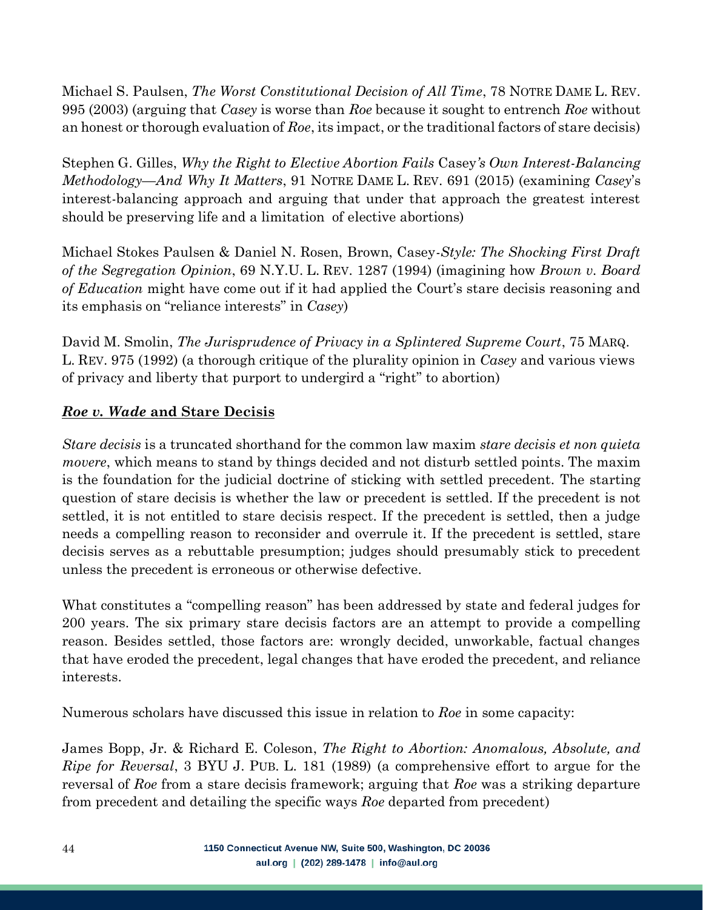Michael S. Paulsen, *The Worst Constitutional Decision of All Time*, 78 NOTRE DAME L. REV. 995 (2003) (arguing that *Casey* is worse than *Roe* because it sought to entrench *Roe* without an honest or thorough evaluation of *Roe*, its impact, or the traditional factors of stare decisis)

Stephen G. Gilles, *Why the Right to Elective Abortion Fails* Casey*'s Own Interest-Balancing Methodology—And Why It Matters*, 91 NOTRE DAME L. REV. 691 (2015) (examining *Casey*'s interest-balancing approach and arguing that under that approach the greatest interest should be preserving life and a limitation of elective abortions)

Michael Stokes Paulsen & Daniel N. Rosen, Brown, Casey*-Style: The Shocking First Draft of the Segregation Opinion*, 69 N.Y.U. L. REV. 1287 (1994) (imagining how *Brown v. Board of Education* might have come out if it had applied the Court's stare decisis reasoning and its emphasis on "reliance interests" in *Casey*)

David M. Smolin, *The Jurisprudence of Privacy in a Splintered Supreme Court*, 75 MARQ. L. REV. 975 (1992) (a thorough critique of the plurality opinion in *Casey* and various views of privacy and liberty that purport to undergird a "right" to abortion)

## ***Roe v. Wade* and Stare Decisis**

*Stare decisis* is a truncated shorthand for the common law maxim *stare decisis et non quieta movere*, which means to stand by things decided and not disturb settled points. The maxim is the foundation for the judicial doctrine of sticking with settled precedent. The starting question of stare decisis is whether the law or precedent is settled. If the precedent is not settled, it is not entitled to stare decisis respect. If the precedent is settled, then a judge needs a compelling reason to reconsider and overrule it. If the precedent is settled, stare decisis serves as a rebuttable presumption; judges should presumably stick to precedent unless the precedent is erroneous or otherwise defective.

What constitutes a "compelling reason" has been addressed by state and federal judges for 200 years. The six primary stare decisis factors are an attempt to provide a compelling reason. Besides settled, those factors are: wrongly decided, unworkable, factual changes that have eroded the precedent, legal changes that have eroded the precedent, and reliance interests.

Numerous scholars have discussed this issue in relation to *Roe* in some capacity:

James Bopp, Jr. & Richard E. Coleson, *The Right to Abortion: Anomalous, Absolute, and Ripe for Reversal*, 3 BYU J. PUB. L. 181 (1989) (a comprehensive effort to argue for the reversal of *Roe* from a stare decisis framework; arguing that *Roe* was a striking departure from precedent and detailing the specific ways *Roe* departed from precedent)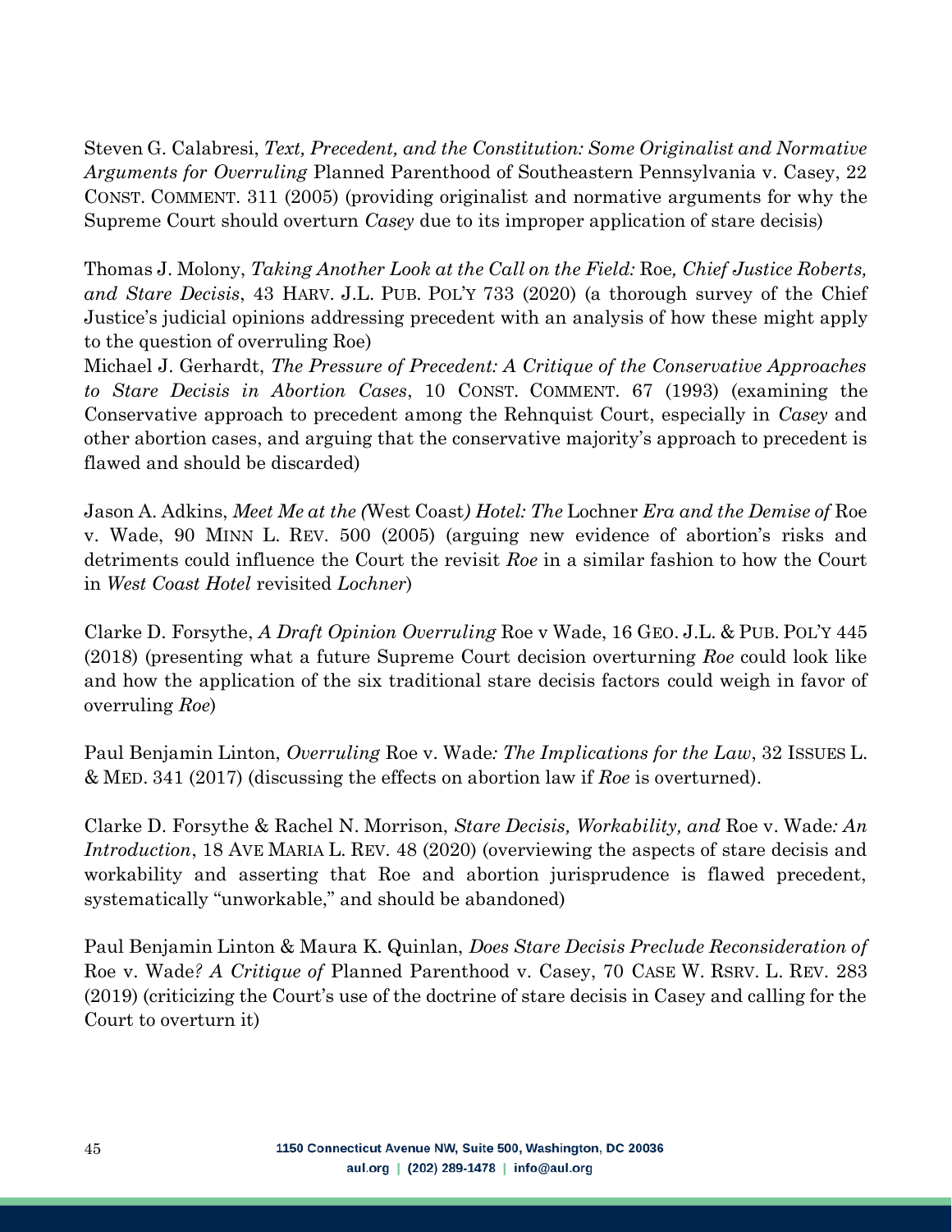Steven G. Calabresi, *Text, Precedent, and the Constitution: Some Originalist and Normative Arguments for Overruling* Planned Parenthood of Southeastern Pennsylvania v. Casey, 22 CONST. COMMENT. 311 (2005) (providing originalist and normative arguments for why the Supreme Court should overturn *Casey* due to its improper application of stare decisis)

Thomas J. Molony, *Taking Another Look at the Call on the Field:* Roe*, Chief Justice Roberts, and Stare Decisis*, 43 HARV. J.L. PUB. POL'Y 733 (2020) (a thorough survey of the Chief Justice's judicial opinions addressing precedent with an analysis of how these might apply to the question of overruling Roe)

Michael J. Gerhardt, *The Pressure of Precedent: A Critique of the Conservative Approaches to Stare Decisis in Abortion Cases*, 10 CONST. COMMENT. 67 (1993) (examining the Conservative approach to precedent among the Rehnquist Court, especially in *Casey* and other abortion cases, and arguing that the conservative majority's approach to precedent is flawed and should be discarded)

Jason A. Adkins, *Meet Me at the (*West Coast*) Hotel: The* Lochner *Era and the Demise of* Roe v. Wade, 90 MINN L. REV. 500 (2005) (arguing new evidence of abortion's risks and detriments could influence the Court the revisit *Roe* in a similar fashion to how the Court in *West Coast Hotel* revisited *Lochner*)

Clarke D. Forsythe, *A Draft Opinion Overruling* Roe v Wade, 16 GEO. J.L. & PUB. POL'Y 445 (2018) (presenting what a future Supreme Court decision overturning *Roe* could look like and how the application of the six traditional stare decisis factors could weigh in favor of overruling *Roe*)

Paul Benjamin Linton, *Overruling* Roe v. Wade*: The Implications for the Law*, 32 ISSUES L. & MED. 341 (2017) (discussing the effects on abortion law if *Roe* is overturned).

Clarke D. Forsythe & Rachel N. Morrison, *Stare Decisis, Workability, and* Roe v. Wade*: An Introduction*, 18 AVE MARIA L. REV. 48 (2020) (overviewing the aspects of stare decisis and workability and asserting that Roe and abortion jurisprudence is flawed precedent, systematically "unworkable," and should be abandoned)

Paul Benjamin Linton & Maura K. Quinlan, *Does Stare Decisis Preclude Reconsideration of* Roe v. Wade*? A Critique of* Planned Parenthood v. Casey, 70 CASE W. RSRV. L. REV. 283 (2019) (criticizing the Court's use of the doctrine of stare decisis in Casey and calling for the Court to overturn it)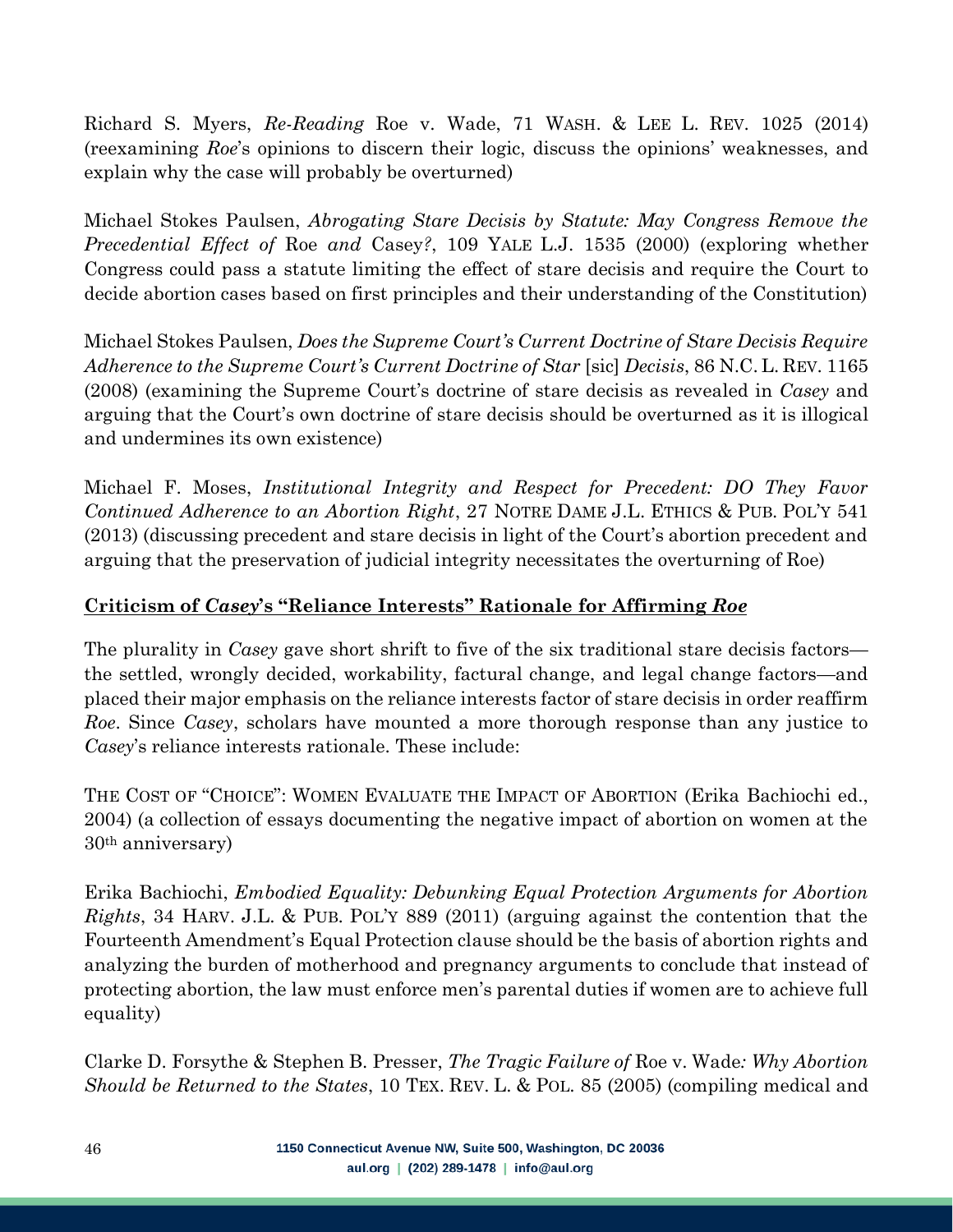Richard S. Myers, *Re-Reading* Roe v. Wade, 71 WASH. & LEE L. REV. 1025 (2014) (reexamining *Roe*'s opinions to discern their logic, discuss the opinions' weaknesses, and explain why the case will probably be overturned)

Michael Stokes Paulsen, *Abrogating Stare Decisis by Statute: May Congress Remove the Precedential Effect of* Roe *and* Casey*?*, 109 YALE L.J. 1535 (2000) (exploring whether Congress could pass a statute limiting the effect of stare decisis and require the Court to decide abortion cases based on first principles and their understanding of the Constitution)

Michael Stokes Paulsen, *Does the Supreme Court's Current Doctrine of Stare Decisis Require Adherence to the Supreme Court's Current Doctrine of Star* [sic] *Decisis*, 86 N.C. L. REV. 1165 (2008) (examining the Supreme Court's doctrine of stare decisis as revealed in *Casey* and arguing that the Court's own doctrine of stare decisis should be overturned as it is illogical and undermines its own existence)

Michael F. Moses, *Institutional Integrity and Respect for Precedent: DO They Favor Continued Adherence to an Abortion Right*, 27 NOTRE DAME J.L. ETHICS & PUB. POL'Y 541 (2013) (discussing precedent and stare decisis in light of the Court's abortion precedent and arguing that the preservation of judicial integrity necessitates the overturning of Roe)

**Criticism of *Casey*'s "Reliance Interests" Rationale for Affirming *Roe***

The plurality in *Casey* gave short shrift to five of the six traditional stare decisis factors—the settled, wrongly decided, workability, factual change, and legal change factors—and placed their major emphasis on the reliance interests factor of stare decisis in order reaffirm *Roe*. Since *Casey*, scholars have mounted a more thorough response than any justice to *Casey*'s reliance interests rationale. These include:

THE COST OF "CHOICE": WOMEN EVALUATE THE IMPACT OF ABORTION (Erika Bachiochi ed., 2004) (a collection of essays documenting the negative impact of abortion on women at the 30th anniversary)

Erika Bachiochi, *Embodied Equality: Debunking Equal Protection Arguments for Abortion Rights*, 34 HARV. J.L. & PUB. POL'Y 889 (2011) (arguing against the contention that the Fourteenth Amendment's Equal Protection clause should be the basis of abortion rights and analyzing the burden of motherhood and pregnancy arguments to conclude that instead of protecting abortion, the law must enforce men's parental duties if women are to achieve full equality)

Clarke D. Forsythe & Stephen B. Presser, *The Tragic Failure of* Roe v. Wade*: Why Abortion Should be Returned to the States*, 10 TEX. REV. L. & POL. 85 (2005) (compiling medical and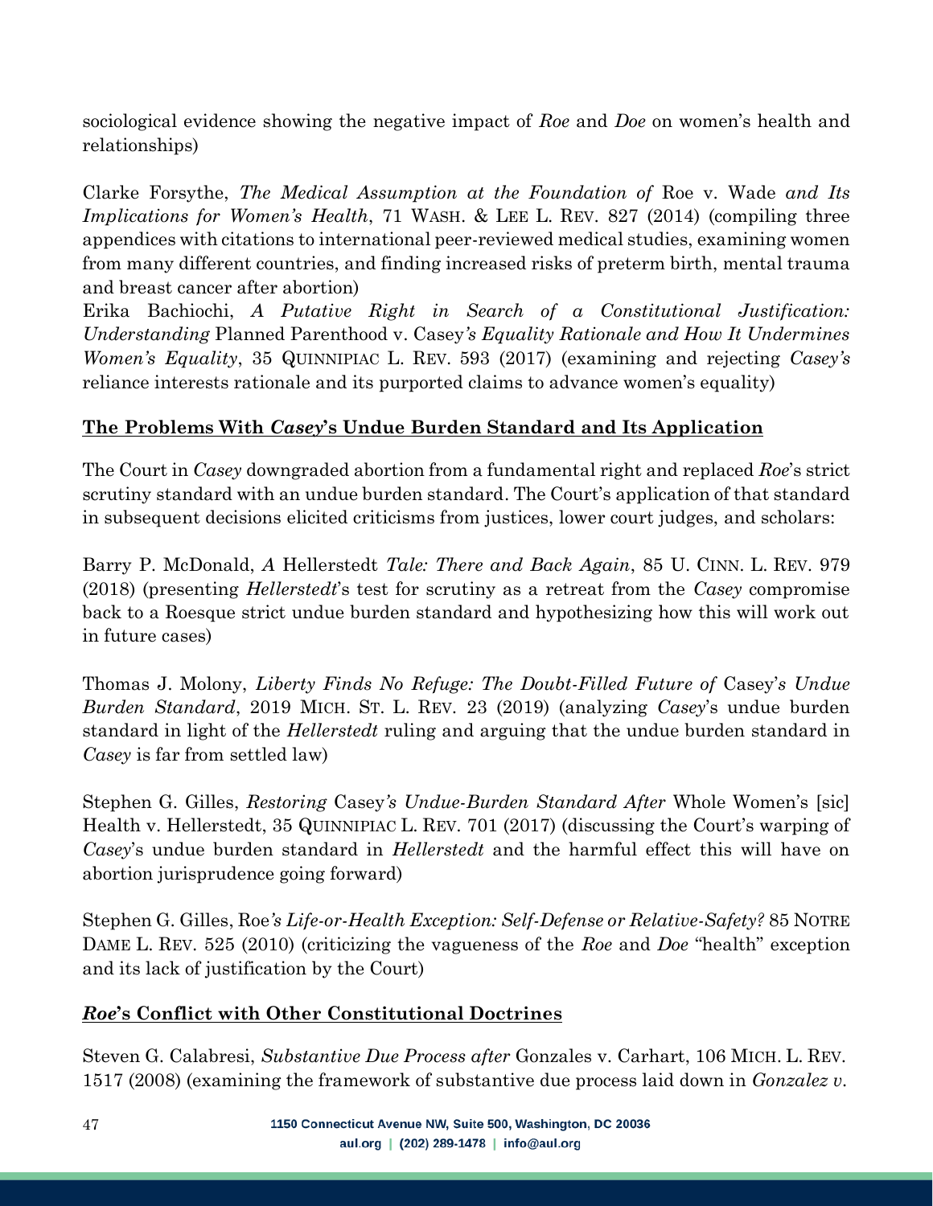sociological evidence showing the negative impact of *Roe* and *Doe* on women's health and relationships)

Clarke Forsythe, *The Medical Assumption at the Foundation of* Roe v. Wade *and Its Implications for Women's Health*, 71 WASH. & LEE L. REV. 827 (2014) (compiling three appendices with citations to international peer-reviewed medical studies, examining women from many different countries, and finding increased risks of preterm birth, mental trauma and breast cancer after abortion)

Erika Bachiochi, *A Putative Right in Search of a Constitutional Justification: Understanding* Planned Parenthood v. Casey*'s Equality Rationale and How It Undermines Women's Equality*, 35 QUINNIPIAC L. REV. 593 (2017) (examining and rejecting *Casey's* reliance interests rationale and its purported claims to advance women's equality)

## The Problems With *Casey*'s Undue Burden Standard and Its Application

The Court in *Casey* downgraded abortion from a fundamental right and replaced *Roe*'s strict scrutiny standard with an undue burden standard. The Court's application of that standard in subsequent decisions elicited criticisms from justices, lower court judges, and scholars:

Barry P. McDonald, *A* Hellerstedt *Tale: There and Back Again*, 85 U. CINN. L. REV. 979 (2018) (presenting *Hellerstedt*'s test for scrutiny as a retreat from the *Casey* compromise back to a Roesque strict undue burden standard and hypothesizing how this will work out in future cases)

Thomas J. Molony, *Liberty Finds No Refuge: The Doubt-Filled Future of* Casey'*s Undue Burden Standard*, 2019 MICH. ST. L. REV. 23 (2019) (analyzing *Casey*'s undue burden standard in light of the *Hellerstedt* ruling and arguing that the undue burden standard in *Casey* is far from settled law)

Stephen G. Gilles, *Restoring* Casey*'s Undue-Burden Standard After* Whole Women's [sic] Health v. Hellerstedt, 35 QUINNIPIAC L. REV. 701 (2017) (discussing the Court's warping of *Casey*'s undue burden standard in *Hellerstedt* and the harmful effect this will have on abortion jurisprudence going forward)

Stephen G. Gilles, Roe*'s Life-or-Health Exception: Self-Defense or Relative-Safety?* 85 NOTRE DAME L. REV. 525 (2010) (criticizing the vagueness of the *Roe* and *Doe* "health" exception and its lack of justification by the Court)

## *Roe*'s Conflict with Other Constitutional Doctrines

Steven G. Calabresi, *Substantive Due Process after* Gonzales v. Carhart, 106 MICH. L. REV. 1517 (2008) (examining the framework of substantive due process laid down in *Gonzalez v.*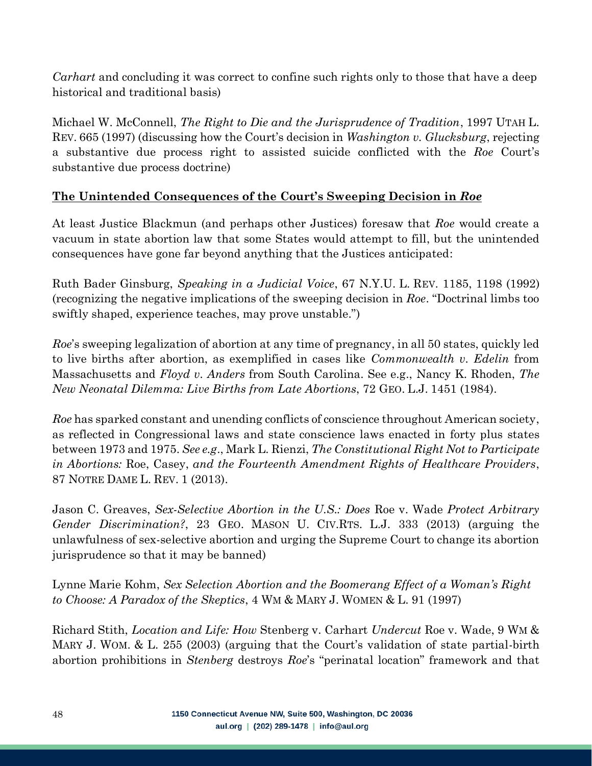*Carhart* and concluding it was correct to confine such rights only to those that have a deep historical and traditional basis)

Michael W. McConnell, *The Right to Die and the Jurisprudence of Tradition*, 1997 UTAH L. REV. 665 (1997) (discussing how the Court's decision in *Washington v. Glucksburg*, rejecting a substantive due process right to assisted suicide conflicted with the *Roe* Court's substantive due process doctrine)

**The Unintended Consequences of the Court's Sweeping Decision in *Roe***

At least Justice Blackmun (and perhaps other Justices) foresaw that *Roe* would create a vacuum in state abortion law that some States would attempt to fill, but the unintended consequences have gone far beyond anything that the Justices anticipated:

Ruth Bader Ginsburg, *Speaking in a Judicial Voice*, 67 N.Y.U. L. REV. 1185, 1198 (1992) (recognizing the negative implications of the sweeping decision in *Roe*. "Doctrinal limbs too swiftly shaped, experience teaches, may prove unstable.")

*Roe*'s sweeping legalization of abortion at any time of pregnancy, in all 50 states, quickly led to live births after abortion, as exemplified in cases like *Commonwealth v. Edelin* from Massachusetts and *Floyd v. Anders* from South Carolina. See e.g., Nancy K. Rhoden, *The New Neonatal Dilemma: Live Births from Late Abortions*, 72 GEO. L.J. 1451 (1984).

*Roe* has sparked constant and unending conflicts of conscience throughout American society, as reflected in Congressional laws and state conscience laws enacted in forty plus states between 1973 and 1975. *See e.g*., Mark L. Rienzi, *The Constitutional Right Not to Participate in Abortions:* Roe, Casey, *and the Fourteenth Amendment Rights of Healthcare Providers*, 87 NOTRE DAME L. REV. 1 (2013).

Jason C. Greaves, *Sex-Selective Abortion in the U.S.: Does* Roe v. Wade *Protect Arbitrary Gender Discrimination?*, 23 GEO. MASON U. CIV.RTS. L.J. 333 (2013) (arguing the unlawfulness of sex-selective abortion and urging the Supreme Court to change its abortion jurisprudence so that it may be banned)

Lynne Marie Kohm, *Sex Selection Abortion and the Boomerang Effect of a Woman's Right to Choose: A Paradox of the Skeptics*, 4 WM & MARY J. WOMEN & L. 91 (1997)

Richard Stith, *Location and Life: How* Stenberg v. Carhart *Undercut* Roe v. Wade, 9 WM & MARY J. WOM. & L. 255 (2003) (arguing that the Court's validation of state partial-birth abortion prohibitions in *Stenberg* destroys *Roe*'s "perinatal location" framework and that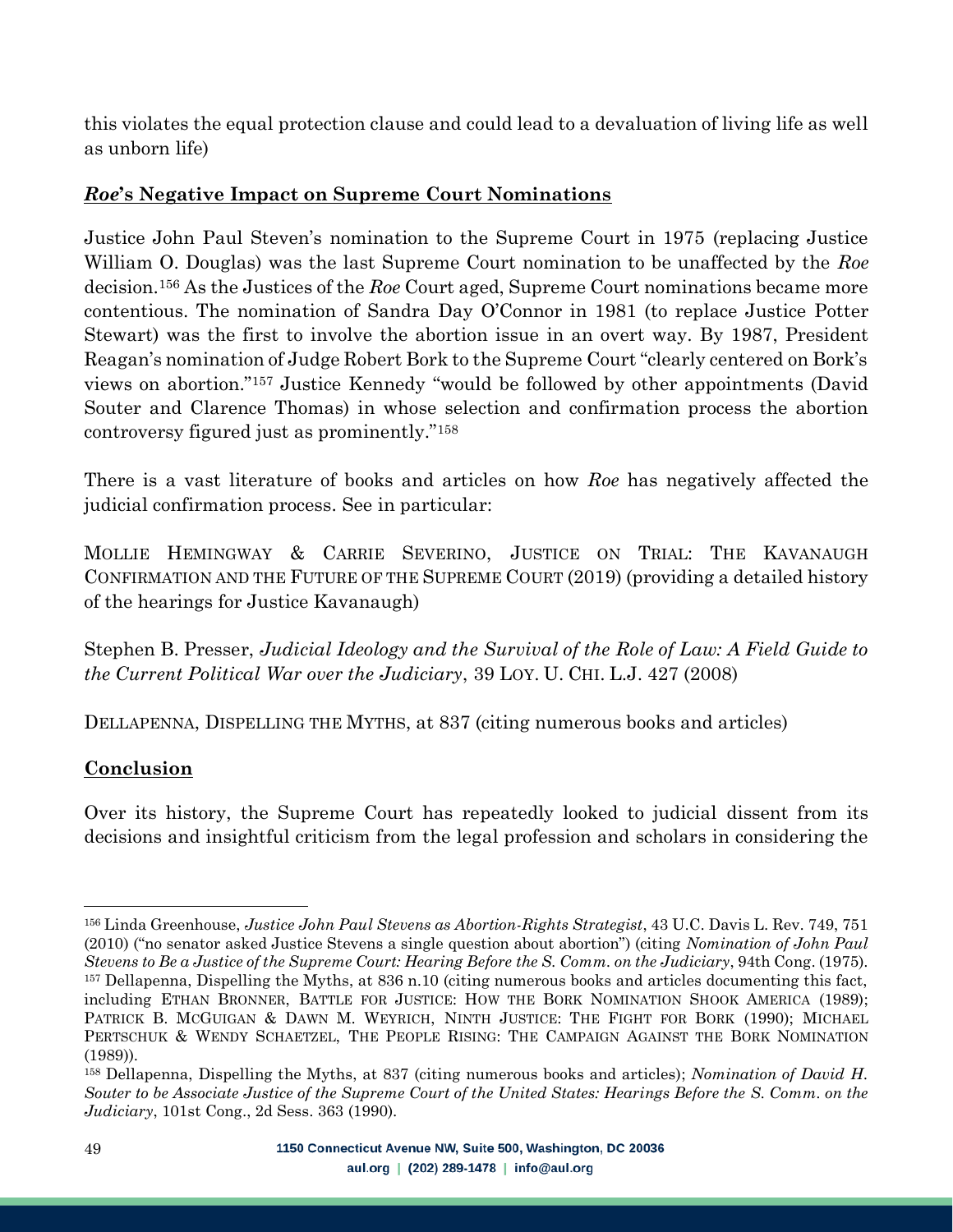this violates the equal protection clause and could lead to a devaluation of living life as well as unborn life)

## ***Roe*'s Negative Impact on Supreme Court Nominations**

Justice John Paul Steven's nomination to the Supreme Court in 1975 (replacing Justice William O. Douglas) was the last Supreme Court nomination to be unaffected by the *Roe* decision.[156] As the Justices of the *Roe* Court aged, Supreme Court nominations became more contentious. The nomination of Sandra Day O'Connor in 1981 (to replace Justice Potter Stewart) was the first to involve the abortion issue in an overt way. By 1987, President Reagan's nomination of Judge Robert Bork to the Supreme Court "clearly centered on Bork's views on abortion."[157] Justice Kennedy "would be followed by other appointments (David Souter and Clarence Thomas) in whose selection and confirmation process the abortion controversy figured just as prominently."[158]

There is a vast literature of books and articles on how *Roe* has negatively affected the judicial confirmation process. See in particular:

MOLLIE HEMINGWAY & CARRIE SEVERINO, JUSTICE ON TRIAL: THE KAVANAUGH CONFIRMATION AND THE FUTURE OF THE SUPREME COURT (2019) (providing a detailed history of the hearings for Justice Kavanaugh)

Stephen B. Presser, *Judicial Ideology and the Survival of the Role of Law: A Field Guide to the Current Political War over the Judiciary*, 39 LOY. U. CHI. L.J. 427 (2008)

DELLAPENNA, DISPELLING THE MYTHS, at 837 (citing numerous books and articles)

## **Conclusion**

Over its history, the Supreme Court has repeatedly looked to judicial dissent from its decisions and insightful criticism from the legal profession and scholars in considering the

---

[156] Linda Greenhouse, *Justice John Paul Stevens as Abortion-Rights Strategist*, 43 U.C. Davis L. Rev. 749, 751 (2010) ("no senator asked Justice Stevens a single question about abortion") (citing *Nomination of John Paul Stevens to Be a Justice of the Supreme Court: Hearing Before the S. Comm. on the Judiciary*, 94th Cong. (1975).

[157] Dellapenna, Dispelling the Myths, at 836 n.10 (citing numerous books and articles documenting this fact, including ETHAN BRONNER, BATTLE FOR JUSTICE: HOW THE BORK NOMINATION SHOOK AMERICA (1989); PATRICK B. MCGUIGAN & DAWN M. WEYRICH, NINTH JUSTICE: THE FIGHT FOR BORK (1990); MICHAEL PERTSCHUK & WENDY SCHAETZEL, THE PEOPLE RISING: THE CAMPAIGN AGAINST THE BORK NOMINATION (1989)).

[158] Dellapenna, Dispelling the Myths, at 837 (citing numerous books and articles); *Nomination of David H. Souter to be Associate Justice of the Supreme Court of the United States: Hearings Before the S. Comm. on the Judiciary*, 101st Cong., 2d Sess. 363 (1990).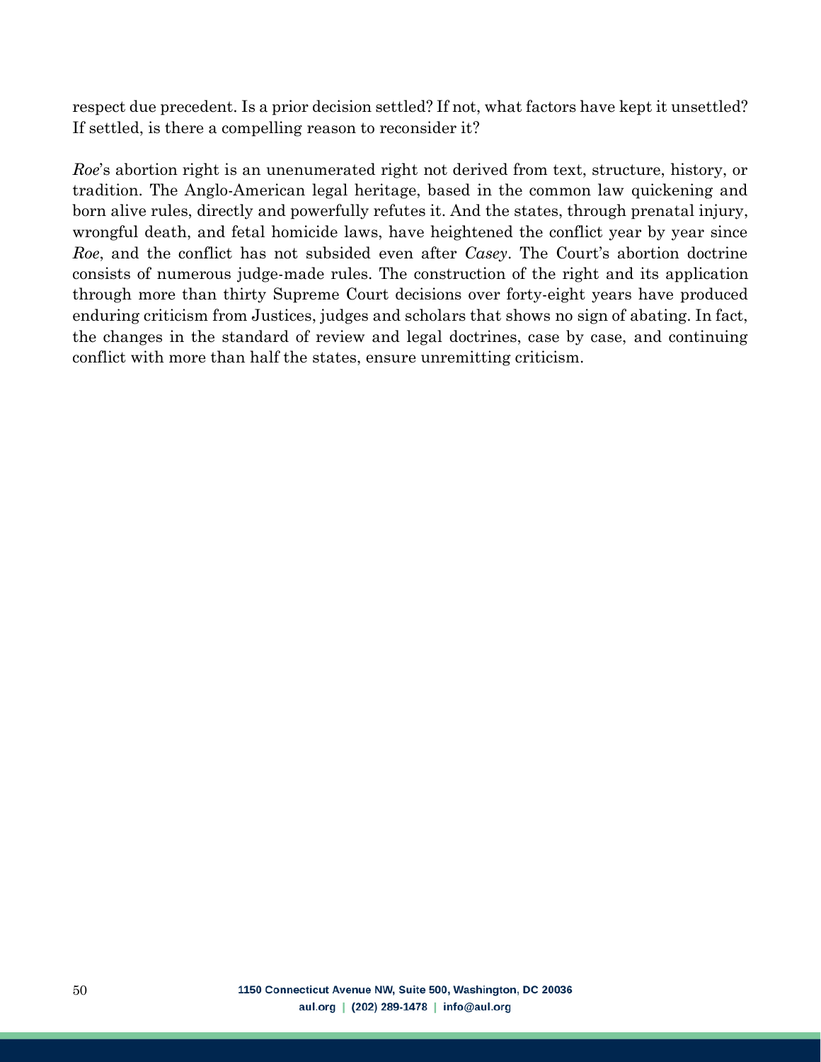respect due precedent. Is a prior decision settled? If not, what factors have kept it unsettled? If settled, is there a compelling reason to reconsider it?

*Roe*'s abortion right is an unenumerated right not derived from text, structure, history, or tradition. The Anglo-American legal heritage, based in the common law quickening and born alive rules, directly and powerfully refutes it. And the states, through prenatal injury, wrongful death, and fetal homicide laws, have heightened the conflict year by year since *Roe*, and the conflict has not subsided even after *Casey*. The Court's abortion doctrine consists of numerous judge-made rules. The construction of the right and its application through more than thirty Supreme Court decisions over forty-eight years have produced enduring criticism from Justices, judges and scholars that shows no sign of abating. In fact, the changes in the standard of review and legal doctrines, case by case, and continuing conflict with more than half the states, ensure unremitting criticism.